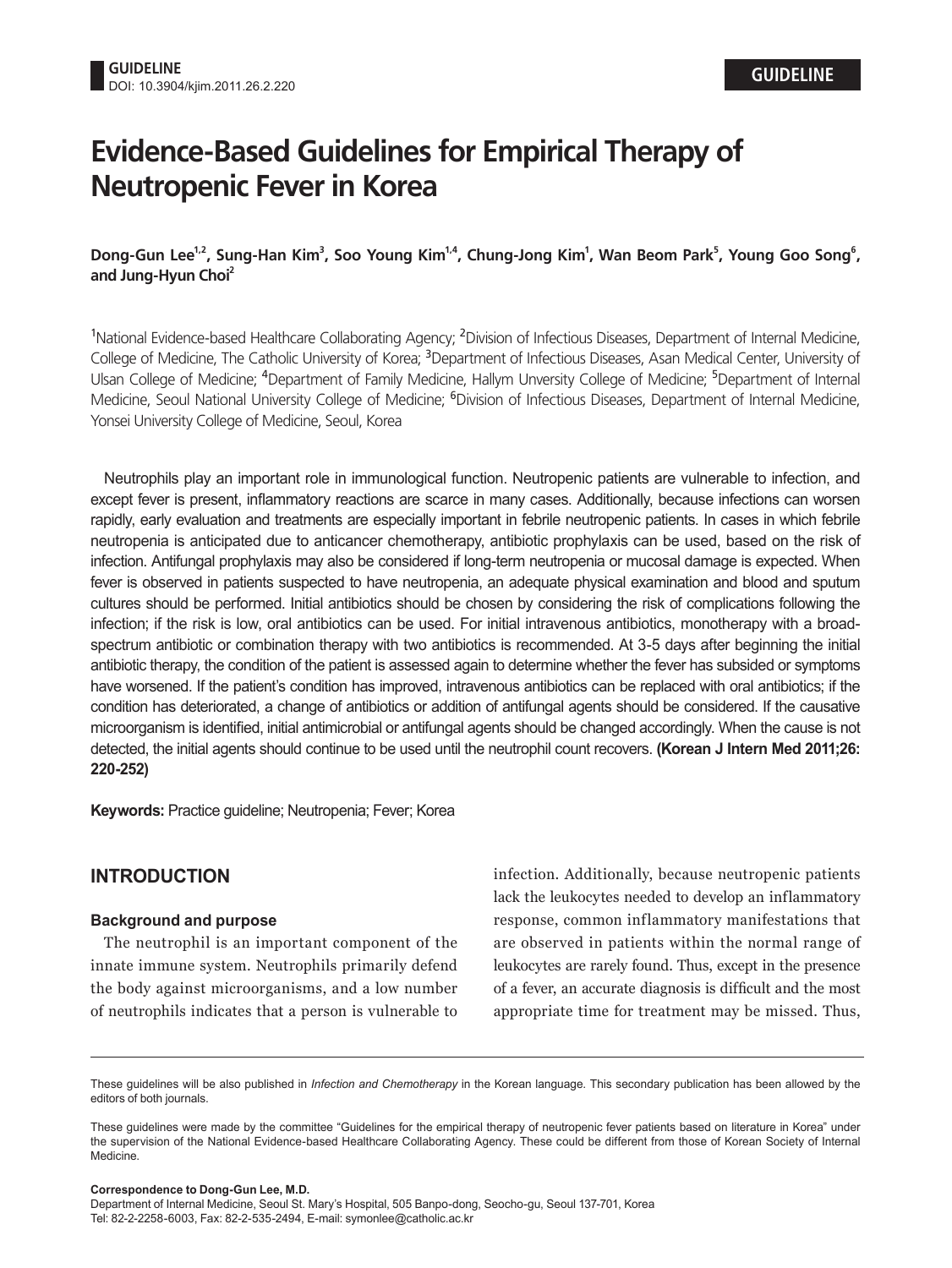GUIDELINE
DOI: 10.3904/kjim.2011.26.2.220

# Evidence-Based Guidelines for Empirical Therapy of Neutropenic Fever in Korea

**Dong-Gun Lee[1,2], Sung-Han Kim[3], Soo Young Kim[1,4], Chung-Jong Kim[1], Wan Beom Park[5], Young Goo Song[6], and Jung-Hyun Choi[2]**

[1]National Evidence-based Healthcare Collaborating Agency; [2]Division of Infectious Diseases, Department of Internal Medicine, College of Medicine, The Catholic University of Korea; [3]Department of Infectious Diseases, Asan Medical Center, University of Ulsan College of Medicine; [4]Department of Family Medicine, Hallym Unversity College of Medicine; [5]Department of Internal Medicine, Seoul National University College of Medicine; [6]Division of Infectious Diseases, Department of Internal Medicine, Yonsei University College of Medicine, Seoul, Korea

Neutrophils play an important role in immunological function. Neutropenic patients are vulnerable to infection, and except fever is present, inflammatory reactions are scarce in many cases. Additionally, because infections can worsen rapidly, early evaluation and treatments are especially important in febrile neutropenic patients. In cases in which febrile neutropenia is anticipated due to anticancer chemotherapy, antibiotic prophylaxis can be used, based on the risk of infection. Antifungal prophylaxis may also be considered if long-term neutropenia or mucosal damage is expected. When fever is observed in patients suspected to have neutropenia, an adequate physical examination and blood and sputum cultures should be performed. Initial antibiotics should be chosen by considering the risk of complications following the infection; if the risk is low, oral antibiotics can be used. For initial intravenous antibiotics, monotherapy with a broad-spectrum antibiotic or combination therapy with two antibiotics is recommended. At 3-5 days after beginning the initial antibiotic therapy, the condition of the patient is assessed again to determine whether the fever has subsided or symptoms have worsened. If the patient's condition has improved, intravenous antibiotics can be replaced with oral antibiotics; if the condition has deteriorated, a change of antibiotics or addition of antifungal agents should be considered. If the causative microorganism is identified, initial antimicrobial or antifungal agents should be changed accordingly. When the cause is not detected, the initial agents should continue to be used until the neutrophil count recovers. **(Korean J Intern Med 2011;26: 220-252)**

**Keywords:** Practice guideline; Neutropenia; Fever; Korea

## INTRODUCTION

### Background and purpose

The neutrophil is an important component of the innate immune system. Neutrophils primarily defend the body against microorganisms, and a low number of neutrophils indicates that a person is vulnerable to infection. Additionally, because neutropenic patients lack the leukocytes needed to develop an inflammatory response, common inflammatory manifestations that are observed in patients within the normal range of leukocytes are rarely found. Thus, except in the presence of a fever, an accurate diagnosis is difficult and the most appropriate time for treatment may be missed. Thus,

These guidelines will be also published in *Infection and Chemotherapy* in the Korean language. This secondary publication has been allowed by the editors of both journals.

These guidelines were made by the committee "Guidelines for the empirical therapy of neutropenic fever patients based on literature in Korea" under the supervision of the National Evidence-based Healthcare Collaborating Agency. These could be different from those of Korean Society of Internal Medicine.

**Correspondence to Dong-Gun Lee, M.D.**
Department of Internal Medicine, Seoul St. Mary's Hospital, 505 Banpo-dong, Seocho-gu, Seoul 137-701, Korea
Tel: 82-2-2258-6003, Fax: 82-2-535-2494, E-mail: symonlee@catholic.ac.kr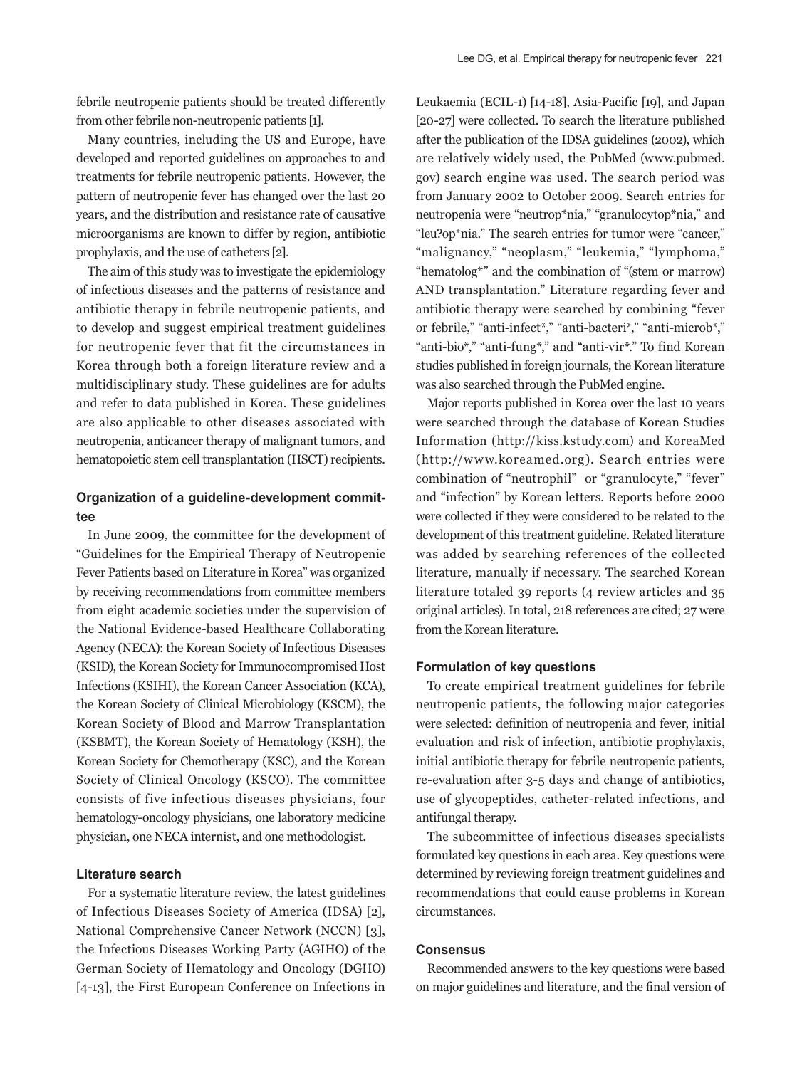febrile neutropenic patients should be treated differently from other febrile non-neutropenic patients [1].

Many countries, including the US and Europe, have developed and reported guidelines on approaches to and treatments for febrile neutropenic patients. However, the pattern of neutropenic fever has changed over the last 20 years, and the distribution and resistance rate of causative microorganisms are known to differ by region, antibiotic prophylaxis, and the use of catheters [2].

The aim of this study was to investigate the epidemiology of infectious diseases and the patterns of resistance and antibiotic therapy in febrile neutropenic patients, and to develop and suggest empirical treatment guidelines for neutropenic fever that fit the circumstances in Korea through both a foreign literature review and a multidisciplinary study. These guidelines are for adults and refer to data published in Korea. These guidelines are also applicable to other diseases associated with neutropenia, anticancer therapy of malignant tumors, and hematopoietic stem cell transplantation (HSCT) recipients.

### Organization of a guideline-development committee

In June 2009, the committee for the development of "Guidelines for the Empirical Therapy of Neutropenic Fever Patients based on Literature in Korea" was organized by receiving recommendations from committee members from eight academic societies under the supervision of the National Evidence-based Healthcare Collaborating Agency (NECA): the Korean Society of Infectious Diseases (KSID), the Korean Society for Immunocompromised Host Infections (KSIHI), the Korean Cancer Association (KCA), the Korean Society of Clinical Microbiology (KSCM), the Korean Society of Blood and Marrow Transplantation (KSBMT), the Korean Society of Hematology (KSH), the Korean Society for Chemotherapy (KSC), and the Korean Society of Clinical Oncology (KSCO). The committee consists of five infectious diseases physicians, four hematology-oncology physicians, one laboratory medicine physician, one NECA internist, and one methodologist.

#### Literature search

For a systematic literature review, the latest guidelines of Infectious Diseases Society of America (IDSA) [2], National Comprehensive Cancer Network (NCCN) [3], the Infectious Diseases Working Party (AGIHO) of the German Society of Hematology and Oncology (DGHO) [4-13], the First European Conference on Infections in Leukaemia (ECIL-1) [14-18], Asia-Pacific [19], and Japan [20-27] were collected. To search the literature published after the publication of the IDSA guidelines (2002), which are relatively widely used, the PubMed (www.pubmed.gov) search engine was used. The search period was from January 2002 to October 2009. Search entries for neutropenia were "neutrop*nia," "granulocytop*nia," and "leu?op*nia." The search entries for tumor were "cancer," "malignancy," "neoplasm," "leukemia," "lymphoma," "hematolog*" and the combination of "(stem or marrow) AND transplantation." Literature regarding fever and antibiotic therapy were searched by combining "fever or febrile," "anti-infect*," "anti-bacteri*," "anti-microb*," "anti-bio*," "anti-fung*," and "anti-vir*." To find Korean studies published in foreign journals, the Korean literature was also searched through the PubMed engine.

Major reports published in Korea over the last 10 years were searched through the database of Korean Studies Information (http://kiss.kstudy.com) and KoreaMed (http://www.koreamed.org). Search entries were combination of "neutrophil" or "granulocyte," "fever" and "infection" by Korean letters. Reports before 2000 were collected if they were considered to be related to the development of this treatment guideline. Related literature was added by searching references of the collected literature, manually if necessary. The searched Korean literature totaled 39 reports (4 review articles and 35 original articles). In total, 218 references are cited; 27 were from the Korean literature.

#### Formulation of key questions

To create empirical treatment guidelines for febrile neutropenic patients, the following major categories were selected: definition of neutropenia and fever, initial evaluation and risk of infection, antibiotic prophylaxis, initial antibiotic therapy for febrile neutropenic patients, re-evaluation after 3-5 days and change of antibiotics, use of glycopeptides, catheter-related infections, and antifungal therapy.

The subcommittee of infectious diseases specialists formulated key questions in each area. Key questions were determined by reviewing foreign treatment guidelines and recommendations that could cause problems in Korean circumstances.

#### Consensus

Recommended answers to the key questions were based on major guidelines and literature, and the final version of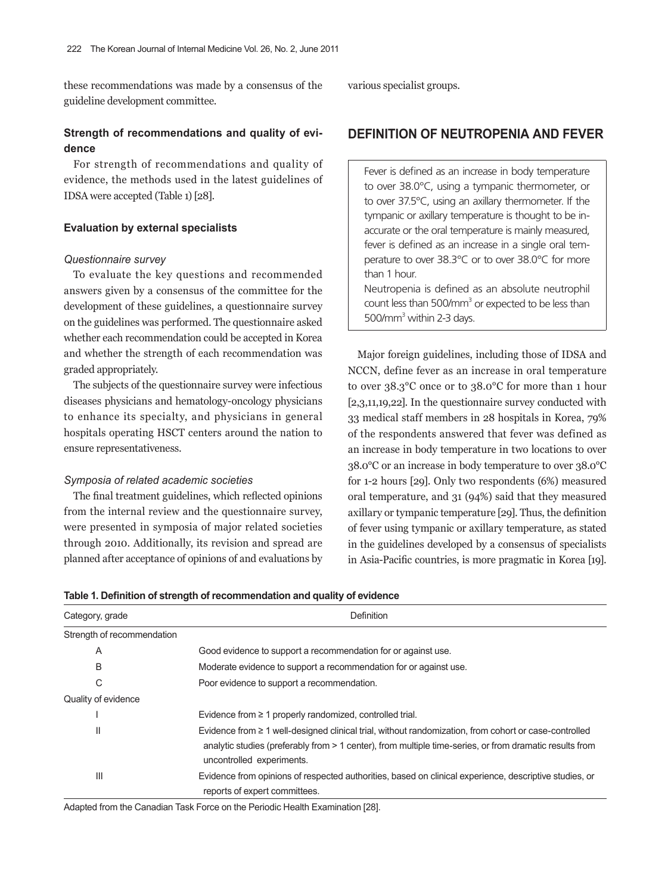these recommendations was made by a consensus of the guideline development committee.

### Strength of recommendations and quality of evidence

For strength of recommendations and quality of evidence, the methods used in the latest guidelines of IDSA were accepted (Table 1) [28].

### Evaluation by external specialists

#### *Questionnaire survey*

To evaluate the key questions and recommended answers given by a consensus of the committee for the development of these guidelines, a questionnaire survey on the guidelines was performed. The questionnaire asked whether each recommendation could be accepted in Korea and whether the strength of each recommendation was graded appropriately.

The subjects of the questionnaire survey were infectious diseases physicians and hematology-oncology physicians to enhance its specialty, and physicians in general hospitals operating HSCT centers around the nation to ensure representativeness.

#### *Symposia of related academic societies*

The final treatment guidelines, which reflected opinions from the internal review and the questionnaire survey, were presented in symposia of major related societies through 2010. Additionally, its revision and spread are planned after acceptance of opinions of and evaluations by various specialist groups.

## DEFINITION OF NEUTROPENIA AND FEVER

> Fever is defined as an increase in body temperature to over 38.0°C, using a tympanic thermometer, or to over 37.5°C, using an axillary thermometer. If the tympanic or axillary temperature is thought to be inaccurate or the oral temperature is mainly measured, fever is defined as an increase in a single oral temperature to over 38.3°C or to over 38.0°C for more than 1 hour.
>
> Neutropenia is defined as an absolute neutrophil count less than 500/mm$^3$ or expected to be less than 500/mm$^3$ within 2-3 days.

Major foreign guidelines, including those of IDSA and NCCN, define fever as an increase in oral temperature to over 38.3°C once or to 38.0°C for more than 1 hour [2,3,11,19,22]. In the questionnaire survey conducted with 33 medical staff members in 28 hospitals in Korea, 79% of the respondents answered that fever was defined as an increase in body temperature in two locations to over 38.0°C or an increase in body temperature to over 38.0°C for 1-2 hours [29]. Only two respondents (6%) measured oral temperature, and 31 (94%) said that they measured axillary or tympanic temperature [29]. Thus, the definition of fever using tympanic or axillary temperature, as stated in the guidelines developed by a consensus of specialists in Asia-Pacific countries, is more pragmatic in Korea [19].

**Table 1. Definition of strength of recommendation and quality of evidence**

| Category, grade | Definition |
|---|---|
| Strength of recommendation | |
| A | Good evidence to support a recommendation for or against use. |
| B | Moderate evidence to support a recommendation for or against use. |
| C | Poor evidence to support a recommendation. |
| Quality of evidence | |
| I | Evidence from ≥ 1 properly randomized, controlled trial. |
| II | Evidence from ≥ 1 well-designed clinical trial, without randomization, from cohort or case-controlled analytic studies (preferably from > 1 center), from multiple time-series, or from dramatic results from uncontrolled experiments. |
| III | Evidence from opinions of respected authorities, based on clinical experience, descriptive studies, or reports of expert committees. |

Adapted from the Canadian Task Force on the Periodic Health Examination [28].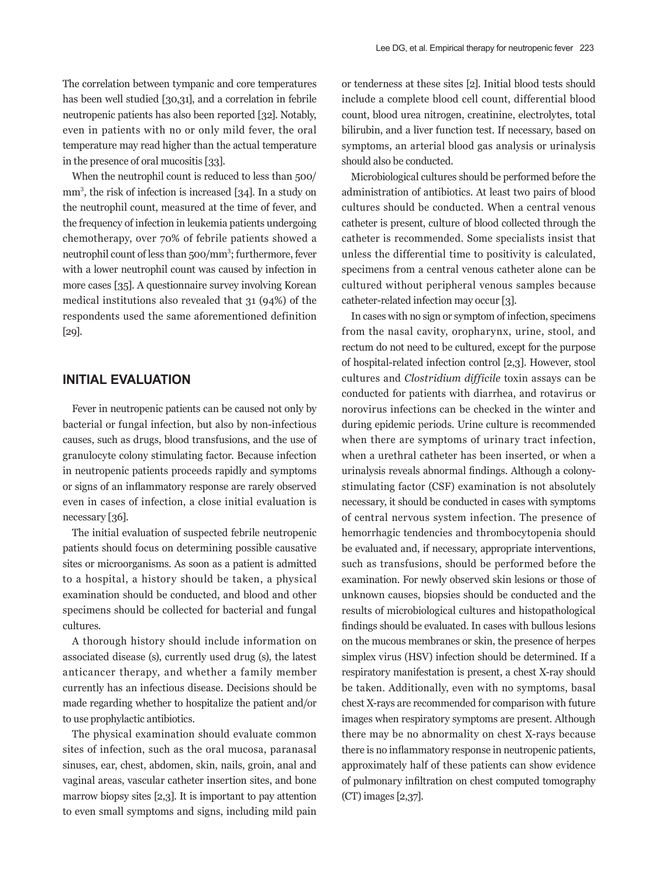The correlation between tympanic and core temperatures has been well studied [30,31], and a correlation in febrile neutropenic patients has also been reported [32]. Notably, even in patients with no or only mild fever, the oral temperature may read higher than the actual temperature in the presence of oral mucositis [33].

When the neutrophil count is reduced to less than 500/mm$^3$, the risk of infection is increased [34]. In a study on the neutrophil count, measured at the time of fever, and the frequency of infection in leukemia patients undergoing chemotherapy, over 70% of febrile patients showed a neutrophil count of less than 500/mm$^3$; furthermore, fever with a lower neutrophil count was caused by infection in more cases [35]. A questionnaire survey involving Korean medical institutions also revealed that 31 (94%) of the respondents used the same aforementioned definition [29].

## INITIAL EVALUATION

Fever in neutropenic patients can be caused not only by bacterial or fungal infection, but also by non-infectious causes, such as drugs, blood transfusions, and the use of granulocyte colony stimulating factor. Because infection in neutropenic patients proceeds rapidly and symptoms or signs of an inflammatory response are rarely observed even in cases of infection, a close initial evaluation is necessary [36].

The initial evaluation of suspected febrile neutropenic patients should focus on determining possible causative sites or microorganisms. As soon as a patient is admitted to a hospital, a history should be taken, a physical examination should be conducted, and blood and other specimens should be collected for bacterial and fungal cultures.

A thorough history should include information on associated disease (s), currently used drug (s), the latest anticancer therapy, and whether a family member currently has an infectious disease. Decisions should be made regarding whether to hospitalize the patient and/or to use prophylactic antibiotics.

The physical examination should evaluate common sites of infection, such as the oral mucosa, paranasal sinuses, ear, chest, abdomen, skin, nails, groin, anal and vaginal areas, vascular catheter insertion sites, and bone marrow biopsy sites [2,3]. It is important to pay attention to even small symptoms and signs, including mild pain or tenderness at these sites [2]. Initial blood tests should include a complete blood cell count, differential blood count, blood urea nitrogen, creatinine, electrolytes, total bilirubin, and a liver function test. If necessary, based on symptoms, an arterial blood gas analysis or urinalysis should also be conducted.

Microbiological cultures should be performed before the administration of antibiotics. At least two pairs of blood cultures should be conducted. When a central venous catheter is present, culture of blood collected through the catheter is recommended. Some specialists insist that unless the differential time to positivity is calculated, specimens from a central venous catheter alone can be cultured without peripheral venous samples because catheter-related infection may occur [3].

In cases with no sign or symptom of infection, specimens from the nasal cavity, oropharynx, urine, stool, and rectum do not need to be cultured, except for the purpose of hospital-related infection control [2,3]. However, stool cultures and *Clostridium difficile* toxin assays can be conducted for patients with diarrhea, and rotavirus or norovirus infections can be checked in the winter and during epidemic periods. Urine culture is recommended when there are symptoms of urinary tract infection, when a urethral catheter has been inserted, or when a urinalysis reveals abnormal findings. Although a colony-stimulating factor (CSF) examination is not absolutely necessary, it should be conducted in cases with symptoms of central nervous system infection. The presence of hemorrhagic tendencies and thrombocytopenia should be evaluated and, if necessary, appropriate interventions, such as transfusions, should be performed before the examination. For newly observed skin lesions or those of unknown causes, biopsies should be conducted and the results of microbiological cultures and histopathological findings should be evaluated. In cases with bullous lesions on the mucous membranes or skin, the presence of herpes simplex virus (HSV) infection should be determined. If a respiratory manifestation is present, a chest X-ray should be taken. Additionally, even with no symptoms, basal chest X-rays are recommended for comparison with future images when respiratory symptoms are present. Although there may be no abnormality on chest X-rays because there is no inflammatory response in neutropenic patients, approximately half of these patients can show evidence of pulmonary infiltration on chest computed tomography (CT) images [2,37].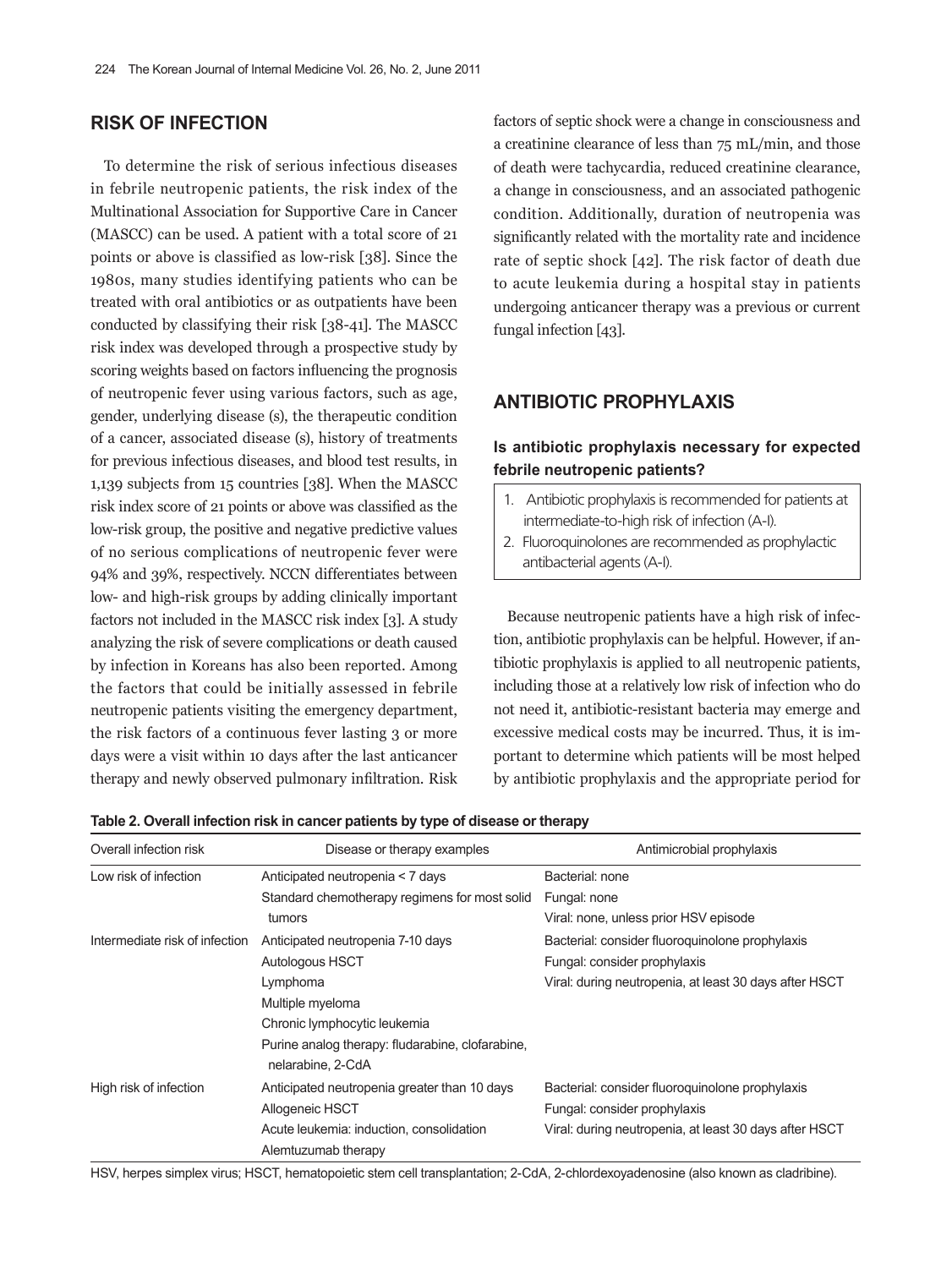## RISK OF INFECTION

To determine the risk of serious infectious diseases in febrile neutropenic patients, the risk index of the Multinational Association for Supportive Care in Cancer (MASCC) can be used. A patient with a total score of 21 points or above is classified as low-risk [38]. Since the 1980s, many studies identifying patients who can be treated with oral antibiotics or as outpatients have been conducted by classifying their risk [38-41]. The MASCC risk index was developed through a prospective study by scoring weights based on factors influencing the prognosis of neutropenic fever using various factors, such as age, gender, underlying disease (s), the therapeutic condition of a cancer, associated disease (s), history of treatments for previous infectious diseases, and blood test results, in 1,139 subjects from 15 countries [38]. When the MASCC risk index score of 21 points or above was classified as the low-risk group, the positive and negative predictive values of no serious complications of neutropenic fever were 94% and 39%, respectively. NCCN differentiates between low- and high-risk groups by adding clinically important factors not included in the MASCC risk index [3]. A study analyzing the risk of severe complications or death caused by infection in Koreans has also been reported. Among the factors that could be initially assessed in febrile neutropenic patients visiting the emergency department, the risk factors of a continuous fever lasting 3 or more days were a visit within 10 days after the last anticancer therapy and newly observed pulmonary infiltration. Risk factors of septic shock were a change in consciousness and a creatinine clearance of less than 75 mL/min, and those of death were tachycardia, reduced creatinine clearance, a change in consciousness, and an associated pathogenic condition. Additionally, duration of neutropenia was significantly related with the mortality rate and incidence rate of septic shock [42]. The risk factor of death due to acute leukemia during a hospital stay in patients undergoing anticancer therapy was a previous or current fungal infection [43].

## ANTIBIOTIC PROPHYLAXIS

### Is antibiotic prophylaxis necessary for expected febrile neutropenic patients?

1. Antibiotic prophylaxis is recommended for patients at intermediate-to-high risk of infection (A-I).
2. Fluoroquinolones are recommended as prophylactic antibacterial agents (A-I).

Because neutropenic patients have a high risk of infection, antibiotic prophylaxis can be helpful. However, if antibiotic prophylaxis is applied to all neutropenic patients, including those at a relatively low risk of infection who do not need it, antibiotic-resistant bacteria may emerge and excessive medical costs may be incurred. Thus, it is important to determine which patients will be most helped by antibiotic prophylaxis and the appropriate period for

**Table 2. Overall infection risk in cancer patients by type of disease or therapy**

| Overall infection risk | Disease or therapy examples | Antimicrobial prophylaxis |
|---|---|---|
| Low risk of infection | Anticipated neutropenia < 7 days<br>Standard chemotherapy regimens for most solid tumors | Bacterial: none<br>Fungal: none<br>Viral: none, unless prior HSV episode |
| Intermediate risk of infection | Anticipated neutropenia 7-10 days<br>Autologous HSCT<br>Lymphoma<br>Multiple myeloma<br>Chronic lymphocytic leukemia<br>Purine analog therapy: fludarabine, clofarabine, nelarabine, 2-CdA | Bacterial: consider fluoroquinolone prophylaxis<br>Fungal: consider prophylaxis<br>Viral: during neutropenia, at least 30 days after HSCT |
| High risk of infection | Anticipated neutropenia greater than 10 days<br>Allogeneic HSCT<br>Acute leukemia: induction, consolidation<br>Alemtuzumab therapy | Bacterial: consider fluoroquinolone prophylaxis<br>Fungal: consider prophylaxis<br>Viral: during neutropenia, at least 30 days after HSCT |

HSV, herpes simplex virus; HSCT, hematopoietic stem cell transplantation; 2-CdA, 2-chlordexoyadenosine (also known as cladribine).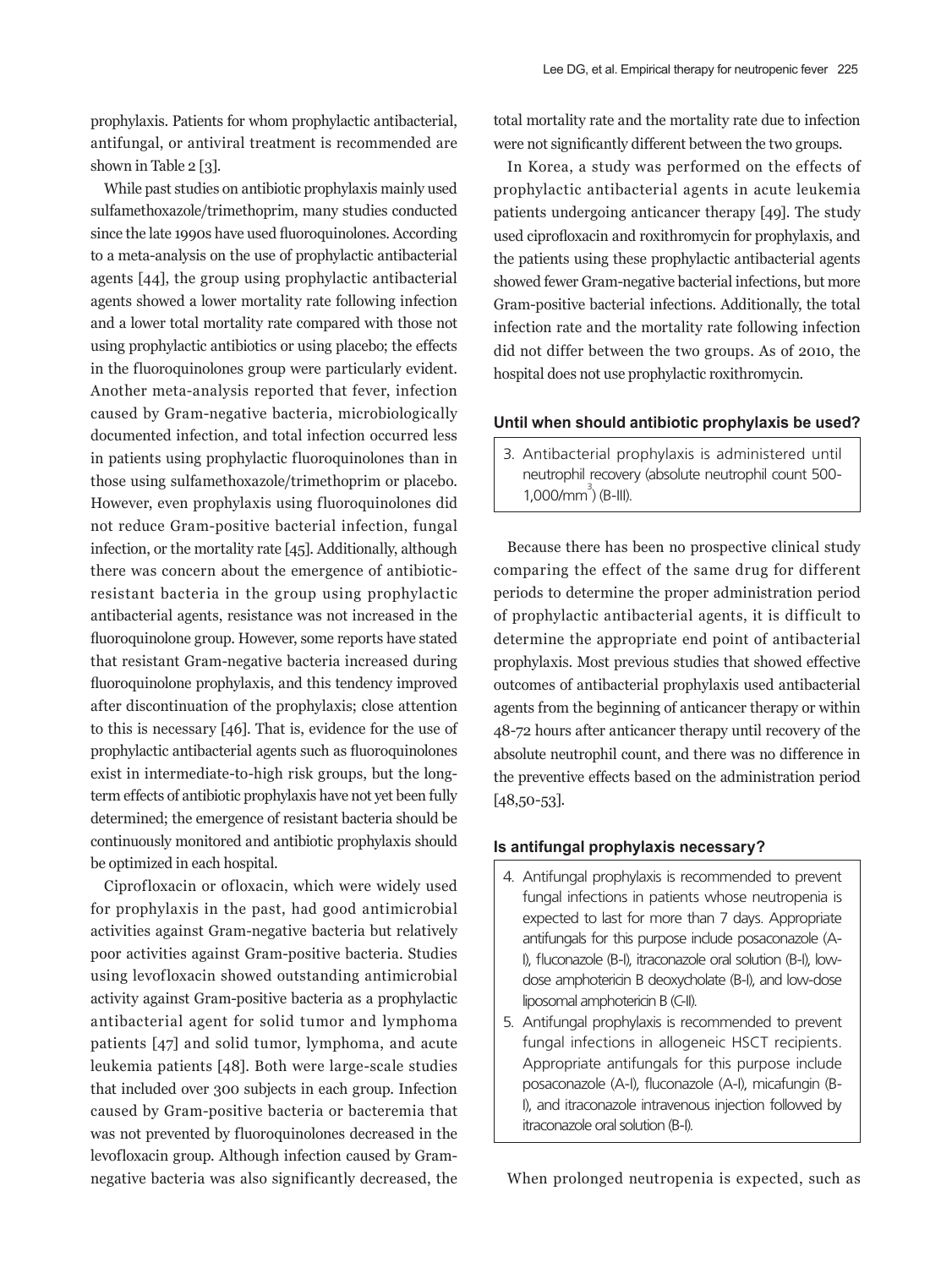prophylaxis. Patients for whom prophylactic antibacterial, antifungal, or antiviral treatment is recommended are shown in Table 2 [3].

While past studies on antibiotic prophylaxis mainly used sulfamethoxazole/trimethoprim, many studies conducted since the late 1990s have used fluoroquinolones. According to a meta-analysis on the use of prophylactic antibacterial agents [44], the group using prophylactic antibacterial agents showed a lower mortality rate following infection and a lower total mortality rate compared with those not using prophylactic antibiotics or using placebo; the effects in the fluoroquinolones group were particularly evident. Another meta-analysis reported that fever, infection caused by Gram-negative bacteria, microbiologically documented infection, and total infection occurred less in patients using prophylactic fluoroquinolones than in those using sulfamethoxazole/trimethoprim or placebo. However, even prophylaxis using fluoroquinolones did not reduce Gram-positive bacterial infection, fungal infection, or the mortality rate [45]. Additionally, although there was concern about the emergence of antibiotic-resistant bacteria in the group using prophylactic antibacterial agents, resistance was not increased in the fluoroquinolone group. However, some reports have stated that resistant Gram-negative bacteria increased during fluoroquinolone prophylaxis, and this tendency improved after discontinuation of the prophylaxis; close attention to this is necessary [46]. That is, evidence for the use of prophylactic antibacterial agents such as fluoroquinolones exist in intermediate-to-high risk groups, but the long-term effects of antibiotic prophylaxis have not yet been fully determined; the emergence of resistant bacteria should be continuously monitored and antibiotic prophylaxis should be optimized in each hospital.

Ciprofloxacin or ofloxacin, which were widely used for prophylaxis in the past, had good antimicrobial activities against Gram-negative bacteria but relatively poor activities against Gram-positive bacteria. Studies using levofloxacin showed outstanding antimicrobial activity against Gram-positive bacteria as a prophylactic antibacterial agent for solid tumor and lymphoma patients [47] and solid tumor, lymphoma, and acute leukemia patients [48]. Both were large-scale studies that included over 300 subjects in each group. Infection caused by Gram-positive bacteria or bacteremia that was not prevented by fluoroquinolones decreased in the levofloxacin group. Although infection caused by Gram-negative bacteria was also significantly decreased, the total mortality rate and the mortality rate due to infection were not significantly different between the two groups.

In Korea, a study was performed on the effects of prophylactic antibacterial agents in acute leukemia patients undergoing anticancer therapy [49]. The study used ciprofloxacin and roxithromycin for prophylaxis, and the patients using these prophylactic antibacterial agents showed fewer Gram-negative bacterial infections, but more Gram-positive bacterial infections. Additionally, the total infection rate and the mortality rate following infection did not differ between the two groups. As of 2010, the hospital does not use prophylactic roxithromycin.

### Until when should antibiotic prophylaxis be used?

3. Antibacterial prophylaxis is administered until neutrophil recovery (absolute neutrophil count 500-1,000/mm$^3$) (B-III).

Because there has been no prospective clinical study comparing the effect of the same drug for different periods to determine the proper administration period of prophylactic antibacterial agents, it is difficult to determine the appropriate end point of antibacterial prophylaxis. Most previous studies that showed effective outcomes of antibacterial prophylaxis used antibacterial agents from the beginning of anticancer therapy or within 48-72 hours after anticancer therapy until recovery of the absolute neutrophil count, and there was no difference in the preventive effects based on the administration period [48,50-53].

### Is antifungal prophylaxis necessary?

4. Antifungal prophylaxis is recommended to prevent fungal infections in patients whose neutropenia is expected to last for more than 7 days. Appropriate antifungals for this purpose include posaconazole (A-I), fluconazole (B-I), itraconazole oral solution (B-I), low-dose amphotericin B deoxycholate (B-I), and low-dose liposomal amphotericin B (C-II).
5. Antifungal prophylaxis is recommended to prevent fungal infections in allogeneic HSCT recipients. Appropriate antifungals for this purpose include posaconazole (A-I), fluconazole (A-I), micafungin (B-I), and itraconazole intravenous injection followed by itraconazole oral solution (B-I).

When prolonged neutropenia is expected, such as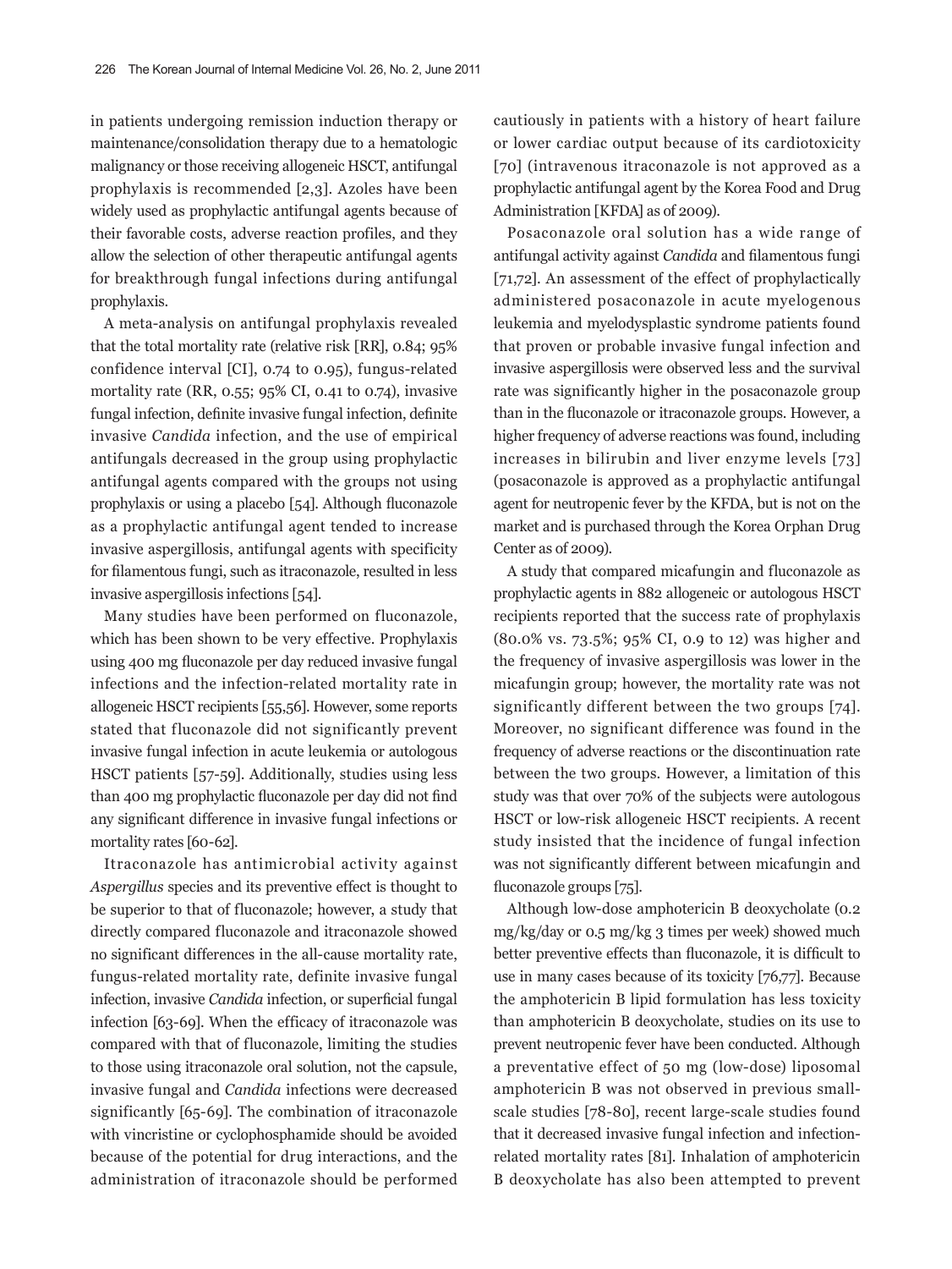in patients undergoing remission induction therapy or maintenance/consolidation therapy due to a hematologic malignancy or those receiving allogeneic HSCT, antifungal prophylaxis is recommended [2,3]. Azoles have been widely used as prophylactic antifungal agents because of their favorable costs, adverse reaction profiles, and they allow the selection of other therapeutic antifungal agents for breakthrough fungal infections during antifungal prophylaxis.

A meta-analysis on antifungal prophylaxis revealed that the total mortality rate (relative risk [RR], 0.84; 95% confidence interval [CI], 0.74 to 0.95), fungus-related mortality rate (RR, 0.55; 95% CI, 0.41 to 0.74), invasive fungal infection, definite invasive fungal infection, definite invasive *Candida* infection, and the use of empirical antifungals decreased in the group using prophylactic antifungal agents compared with the groups not using prophylaxis or using a placebo [54]. Although fluconazole as a prophylactic antifungal agent tended to increase invasive aspergillosis, antifungal agents with specificity for filamentous fungi, such as itraconazole, resulted in less invasive aspergillosis infections [54].

Many studies have been performed on fluconazole, which has been shown to be very effective. Prophylaxis using 400 mg fluconazole per day reduced invasive fungal infections and the infection-related mortality rate in allogeneic HSCT recipients [55,56]. However, some reports stated that fluconazole did not significantly prevent invasive fungal infection in acute leukemia or autologous HSCT patients [57-59]. Additionally, studies using less than 400 mg prophylactic fluconazole per day did not find any significant difference in invasive fungal infections or mortality rates [60-62].

Itraconazole has antimicrobial activity against *Aspergillus* species and its preventive effect is thought to be superior to that of fluconazole; however, a study that directly compared fluconazole and itraconazole showed no significant differences in the all-cause mortality rate, fungus-related mortality rate, definite invasive fungal infection, invasive *Candida* infection, or superficial fungal infection [63-69]. When the efficacy of itraconazole was compared with that of fluconazole, limiting the studies to those using itraconazole oral solution, not the capsule, invasive fungal and *Candida* infections were decreased significantly [65-69]. The combination of itraconazole with vincristine or cyclophosphamide should be avoided because of the potential for drug interactions, and the administration of itraconazole should be performed cautiously in patients with a history of heart failure or lower cardiac output because of its cardiotoxicity [70] (intravenous itraconazole is not approved as a prophylactic antifungal agent by the Korea Food and Drug Administration [KFDA] as of 2009).

Posaconazole oral solution has a wide range of antifungal activity against *Candida* and filamentous fungi [71,72]. An assessment of the effect of prophylactically administered posaconazole in acute myelogenous leukemia and myelodysplastic syndrome patients found that proven or probable invasive fungal infection and invasive aspergillosis were observed less and the survival rate was significantly higher in the posaconazole group than in the fluconazole or itraconazole groups. However, a higher frequency of adverse reactions was found, including increases in bilirubin and liver enzyme levels [73] (posaconazole is approved as a prophylactic antifungal agent for neutropenic fever by the KFDA, but is not on the market and is purchased through the Korea Orphan Drug Center as of 2009).

A study that compared micafungin and fluconazole as prophylactic agents in 882 allogeneic or autologous HSCT recipients reported that the success rate of prophylaxis (80.0% vs. 73.5%; 95% CI, 0.9 to 12) was higher and the frequency of invasive aspergillosis was lower in the micafungin group; however, the mortality rate was not significantly different between the two groups [74]. Moreover, no significant difference was found in the frequency of adverse reactions or the discontinuation rate between the two groups. However, a limitation of this study was that over 70% of the subjects were autologous HSCT or low-risk allogeneic HSCT recipients. A recent study insisted that the incidence of fungal infection was not significantly different between micafungin and fluconazole groups [75].

Although low-dose amphotericin B deoxycholate (0.2 mg/kg/day or 0.5 mg/kg 3 times per week) showed much better preventive effects than fluconazole, it is difficult to use in many cases because of its toxicity [76,77]. Because the amphotericin B lipid formulation has less toxicity than amphotericin B deoxycholate, studies on its use to prevent neutropenic fever have been conducted. Although a preventative effect of 50 mg (low-dose) liposomal amphotericin B was not observed in previous small-scale studies [78-80], recent large-scale studies found that it decreased invasive fungal infection and infection-related mortality rates [81]. Inhalation of amphotericin B deoxycholate has also been attempted to prevent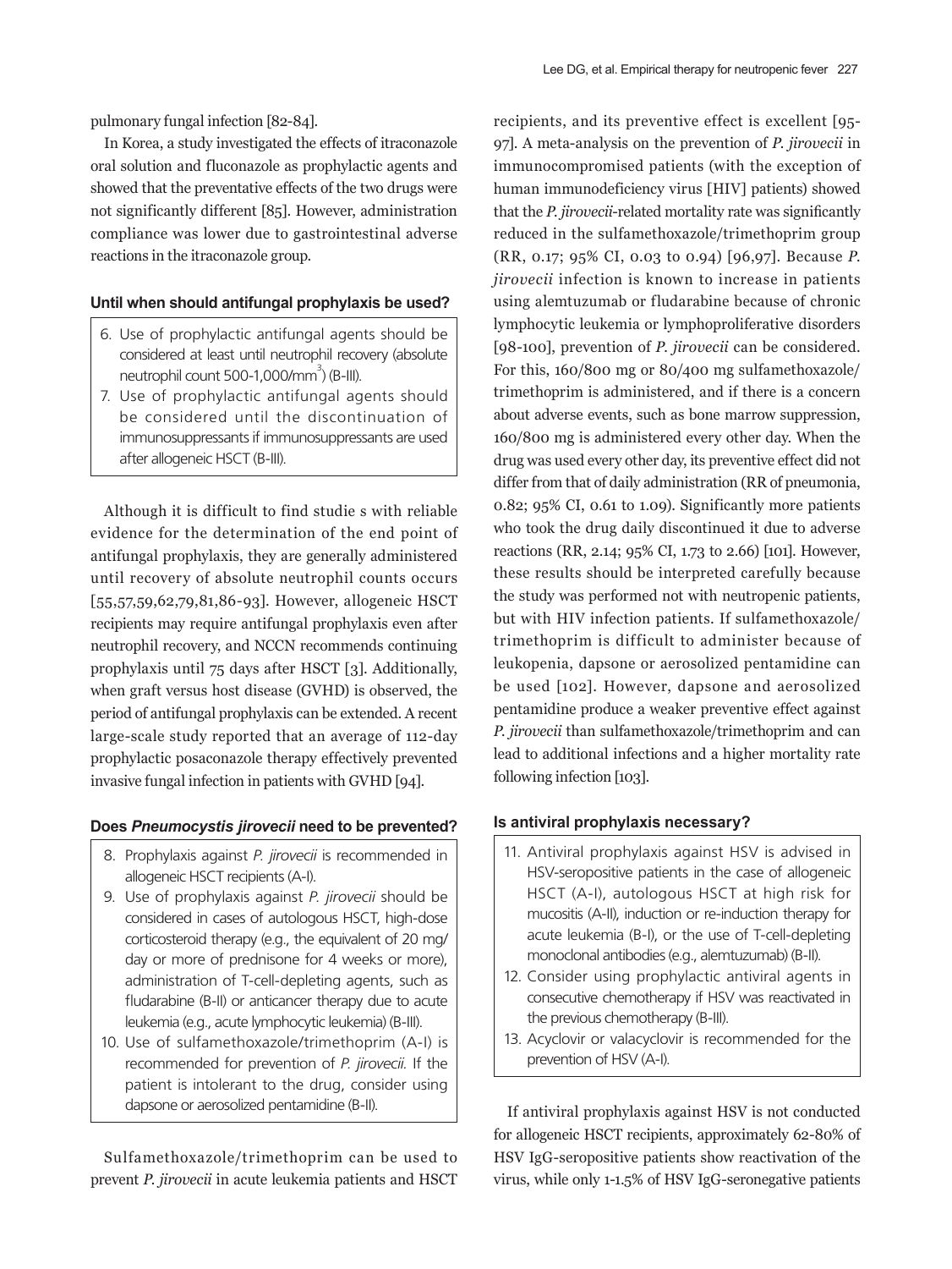pulmonary fungal infection [82-84].

In Korea, a study investigated the effects of itraconazole oral solution and fluconazole as prophylactic agents and showed that the preventative effects of the two drugs were not significantly different [85]. However, administration compliance was lower due to gastrointestinal adverse reactions in the itraconazole group.

#### Until when should antifungal prophylaxis be used?

6. Use of prophylactic antifungal agents should be considered at least until neutrophil recovery (absolute neutrophil count 500-1,000/mm$^3$) (B-III).
7. Use of prophylactic antifungal agents should be considered until the discontinuation of immunosuppressants if immunosuppressants are used after allogeneic HSCT (B-III).

Although it is difficult to find studie s with reliable evidence for the determination of the end point of antifungal prophylaxis, they are generally administered until recovery of absolute neutrophil counts occurs [55,57,59,62,79,81,86-93]. However, allogeneic HSCT recipients may require antifungal prophylaxis even after neutrophil recovery, and NCCN recommends continuing prophylaxis until 75 days after HSCT [3]. Additionally, when graft versus host disease (GVHD) is observed, the period of antifungal prophylaxis can be extended. A recent large-scale study reported that an average of 112-day prophylactic posaconazole therapy effectively prevented invasive fungal infection in patients with GVHD [94].

#### Does *Pneumocystis jirovecii* need to be prevented?

8. Prophylaxis against *P. jirovecii* is recommended in allogeneic HSCT recipients (A-I).
9. Use of prophylaxis against *P. jirovecii* should be considered in cases of autologous HSCT, high-dose corticosteroid therapy (e.g., the equivalent of 20 mg/day or more of prednisone for 4 weeks or more), administration of T-cell-depleting agents, such as fludarabine (B-II) or anticancer therapy due to acute leukemia (e.g., acute lymphocytic leukemia) (B-III).
10. Use of sulfamethoxazole/trimethoprim (A-I) is recommended for prevention of *P. jirovecii.* If the patient is intolerant to the drug, consider using dapsone or aerosolized pentamidine (B-II).

Sulfamethoxazole/trimethoprim can be used to prevent *P. jirovecii* in acute leukemia patients and HSCT recipients, and its preventive effect is excellent [95-97]. A meta-analysis on the prevention of *P. jirovecii* in immunocompromised patients (with the exception of human immunodeficiency virus [HIV] patients) showed that the *P. jirovecii*-related mortality rate was significantly reduced in the sulfamethoxazole/trimethoprim group (RR, 0.17; 95% CI, 0.03 to 0.94) [96,97]. Because *P. jirovecii* infection is known to increase in patients using alemtuzumab or fludarabine because of chronic lymphocytic leukemia or lymphoproliferative disorders [98-100], prevention of *P. jirovecii* can be considered. For this, 160/800 mg or 80/400 mg sulfamethoxazole/trimethoprim is administered, and if there is a concern about adverse events, such as bone marrow suppression, 160/800 mg is administered every other day. When the drug was used every other day, its preventive effect did not differ from that of daily administration (RR of pneumonia, 0.82; 95% CI, 0.61 to 1.09). Significantly more patients who took the drug daily discontinued it due to adverse reactions (RR, 2.14; 95% CI, 1.73 to 2.66) [101]. However, these results should be interpreted carefully because the study was performed not with neutropenic patients, but with HIV infection patients. If sulfamethoxazole/trimethoprim is difficult to administer because of leukopenia, dapsone or aerosolized pentamidine can be used [102]. However, dapsone and aerosolized pentamidine produce a weaker preventive effect against *P. jirovecii* than sulfamethoxazole/trimethoprim and can lead to additional infections and a higher mortality rate following infection [103].

#### Is antiviral prophylaxis necessary?

11. Antiviral prophylaxis against HSV is advised in HSV-seropositive patients in the case of allogeneic HSCT (A-I), autologous HSCT at high risk for mucositis (A-II), induction or re-induction therapy for acute leukemia (B-I), or the use of T-cell-depleting monoclonal antibodies (e.g., alemtuzumab) (B-II).
12. Consider using prophylactic antiviral agents in consecutive chemotherapy if HSV was reactivated in the previous chemotherapy (B-III).
13. Acyclovir or valacyclovir is recommended for the prevention of HSV (A-I).

If antiviral prophylaxis against HSV is not conducted for allogeneic HSCT recipients, approximately 62-80% of HSV IgG-seropositive patients show reactivation of the virus, while only 1-1.5% of HSV IgG-seronegative patients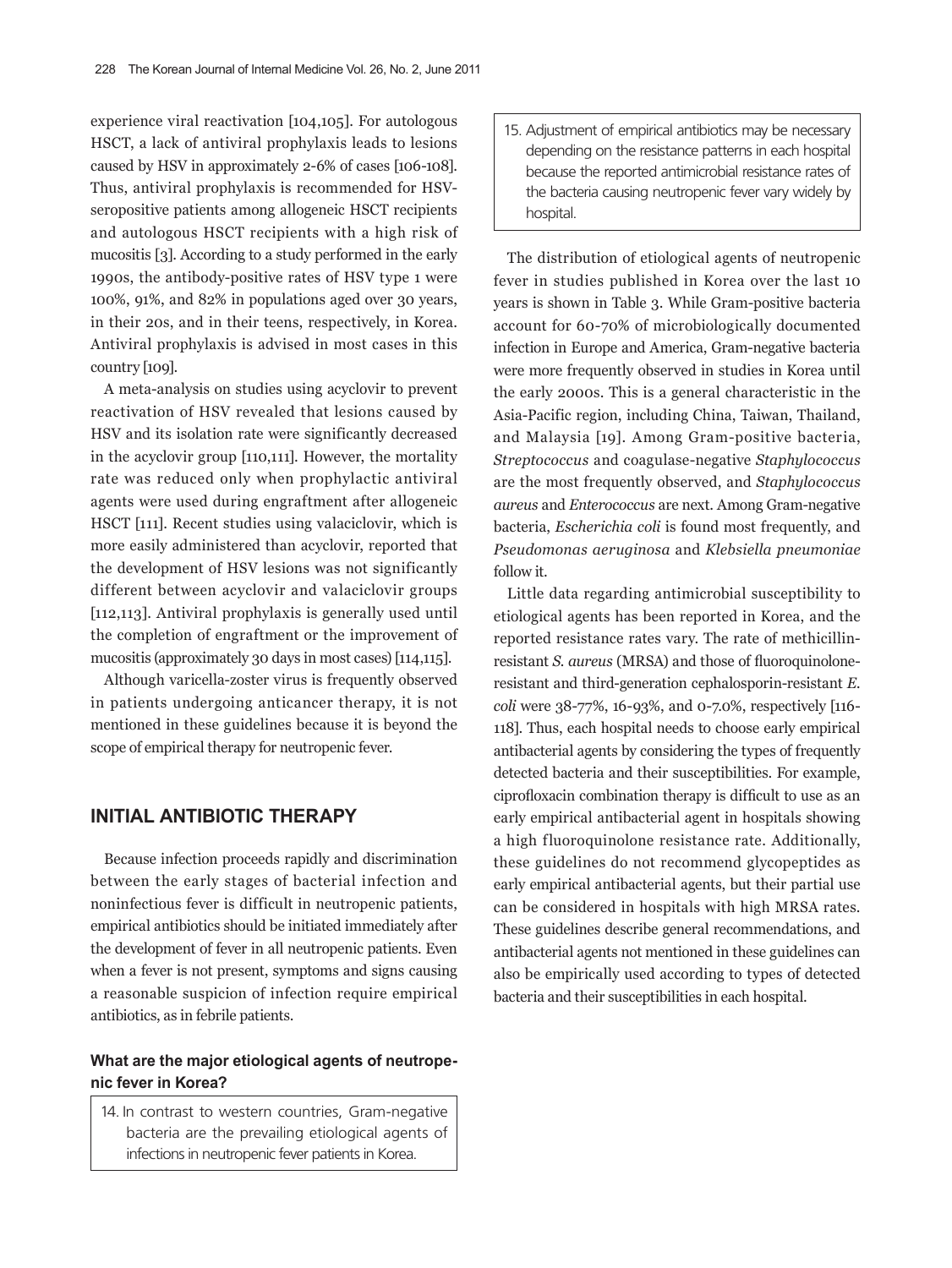experience viral reactivation [104,105]. For autologous HSCT, a lack of antiviral prophylaxis leads to lesions caused by HSV in approximately 2-6% of cases [106-108]. Thus, antiviral prophylaxis is recommended for HSV-seropositive patients among allogeneic HSCT recipients and autologous HSCT recipients with a high risk of mucositis [3]. According to a study performed in the early 1990s, the antibody-positive rates of HSV type 1 were 100%, 91%, and 82% in populations aged over 30 years, in their 20s, and in their teens, respectively, in Korea. Antiviral prophylaxis is advised in most cases in this country [109].

A meta-analysis on studies using acyclovir to prevent reactivation of HSV revealed that lesions caused by HSV and its isolation rate were significantly decreased in the acyclovir group [110,111]. However, the mortality rate was reduced only when prophylactic antiviral agents were used during engraftment after allogeneic HSCT [111]. Recent studies using valaciclovir, which is more easily administered than acyclovir, reported that the development of HSV lesions was not significantly different between acyclovir and valaciclovir groups [112,113]. Antiviral prophylaxis is generally used until the completion of engraftment or the improvement of mucositis (approximately 30 days in most cases) [114,115].

Although varicella-zoster virus is frequently observed in patients undergoing anticancer therapy, it is not mentioned in these guidelines because it is beyond the scope of empirical therapy for neutropenic fever.

## INITIAL ANTIBIOTIC THERAPY

Because infection proceeds rapidly and discrimination between the early stages of bacterial infection and noninfectious fever is difficult in neutropenic patients, empirical antibiotics should be initiated immediately after the development of fever in all neutropenic patients. Even when a fever is not present, symptoms and signs causing a reasonable suspicion of infection require empirical antibiotics, as in febrile patients.

### What are the major etiological agents of neutropenic fever in Korea?

> 14. In contrast to western countries, Gram-negative bacteria are the prevailing etiological agents of infections in neutropenic fever patients in Korea.

> 15. Adjustment of empirical antibiotics may be necessary depending on the resistance patterns in each hospital because the reported antimicrobial resistance rates of the bacteria causing neutropenic fever vary widely by hospital.

The distribution of etiological agents of neutropenic fever in studies published in Korea over the last 10 years is shown in Table 3. While Gram-positive bacteria account for 60-70% of microbiologically documented infection in Europe and America, Gram-negative bacteria were more frequently observed in studies in Korea until the early 2000s. This is a general characteristic in the Asia-Pacific region, including China, Taiwan, Thailand, and Malaysia [19]. Among Gram-positive bacteria, *Streptococcus* and coagulase-negative *Staphylococcus* are the most frequently observed, and *Staphylococcus aureus* and *Enterococcus* are next. Among Gram-negative bacteria, *Escherichia coli* is found most frequently, and *Pseudomonas aeruginosa* and *Klebsiella pneumoniae* follow it.

Little data regarding antimicrobial susceptibility to etiological agents has been reported in Korea, and the reported resistance rates vary. The rate of methicillin-resistant *S. aureus* (MRSA) and those of fluoroquinolone-resistant and third-generation cephalosporin-resistant *E. coli* were 38-77%, 16-93%, and 0-7.0%, respectively [116-118]. Thus, each hospital needs to choose early empirical antibacterial agents by considering the types of frequently detected bacteria and their susceptibilities. For example, ciprofloxacin combination therapy is difficult to use as an early empirical antibacterial agent in hospitals showing a high fluoroquinolone resistance rate. Additionally, these guidelines do not recommend glycopeptides as early empirical antibacterial agents, but their partial use can be considered in hospitals with high MRSA rates. These guidelines describe general recommendations, and antibacterial agents not mentioned in these guidelines can also be empirically used according to types of detected bacteria and their susceptibilities in each hospital.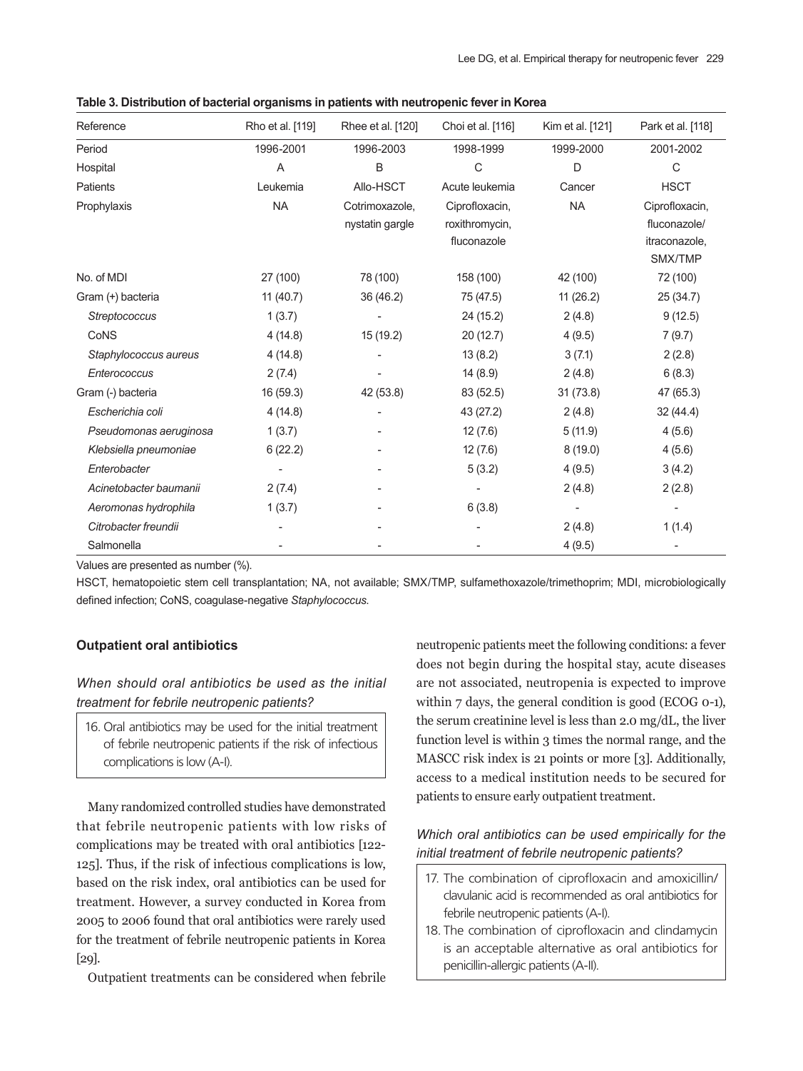**Table 3. Distribution of bacterial organisms in patients with neutropenic fever in Korea**

| Reference | Rho et al. [119] | Rhee et al. [120] | Choi et al. [116] | Kim et al. [121] | Park et al. [118] |
|---|---|---|---|---|---|
| Period | 1996-2001 | 1996-2003 | 1998-1999 | 1999-2000 | 2001-2002 |
| Hospital | A | B | C | D | C |
| Patients | Leukemia | Allo-HSCT | Acute leukemia | Cancer | HSCT |
| Prophylaxis | NA | Cotrimoxazole, nystatin gargle | Ciprofloxacin, roxithromycin, fluconazole | NA | Ciprofloxacin, fluconazole/ itraconazole, SMX/TMP |
| No. of MDI | 27 (100) | 78 (100) | 158 (100) | 42 (100) | 72 (100) |
| Gram (+) bacteria | 11 (40.7) | 36 (46.2) | 75 (47.5) | 11 (26.2) | 25 (34.7) |
| *Streptococcus* | 1 (3.7) | - | 24 (15.2) | 2 (4.8) | 9 (12.5) |
| CoNS | 4 (14.8) | 15 (19.2) | 20 (12.7) | 4 (9.5) | 7 (9.7) |
| *Staphylococcus aureus* | 4 (14.8) | - | 13 (8.2) | 3 (7.1) | 2 (2.8) |
| *Enterococcus* | 2 (7.4) | - | 14 (8.9) | 2 (4.8) | 6 (8.3) |
| Gram (-) bacteria | 16 (59.3) | 42 (53.8) | 83 (52.5) | 31 (73.8) | 47 (65.3) |
| *Escherichia coli* | 4 (14.8) | - | 43 (27.2) | 2 (4.8) | 32 (44.4) |
| *Pseudomonas aeruginosa* | 1 (3.7) | - | 12 (7.6) | 5 (11.9) | 4 (5.6) |
| *Klebsiella pneumoniae* | 6 (22.2) | - | 12 (7.6) | 8 (19.0) | 4 (5.6) |
| *Enterobacter* | - | - | 5 (3.2) | 4 (9.5) | 3 (4.2) |
| *Acinetobacter baumanii* | 2 (7.4) | - | - | 2 (4.8) | 2 (2.8) |
| *Aeromonas hydrophila* | 1 (3.7) | - | 6 (3.8) | - | - |
| *Citrobacter freundii* | - | - | - | 2 (4.8) | 1 (1.4) |
| Salmonella | - | - | - | 4 (9.5) | - |

Values are presented as number (%).

HSCT, hematopoietic stem cell transplantation; NA, not available; SMX/TMP, sulfamethoxazole/trimethoprim; MDI, microbiologically defined infection; CoNS, coagulase-negative *Staphylococcus*.

### Outpatient oral antibiotics

*When should oral antibiotics be used as the initial treatment for febrile neutropenic patients?*

> 16. Oral antibiotics may be used for the initial treatment of febrile neutropenic patients if the risk of infectious complications is low (A-I).

Many randomized controlled studies have demonstrated that febrile neutropenic patients with low risks of complications may be treated with oral antibiotics [122-125]. Thus, if the risk of infectious complications is low, based on the risk index, oral antibiotics can be used for treatment. However, a survey conducted in Korea from 2005 to 2006 found that oral antibiotics were rarely used for the treatment of febrile neutropenic patients in Korea [29].

Outpatient treatments can be considered when febrile neutropenic patients meet the following conditions: a fever does not begin during the hospital stay, acute diseases are not associated, neutropenia is expected to improve within 7 days, the general condition is good (ECOG 0-1), the serum creatinine level is less than 2.0 mg/dL, the liver function level is within 3 times the normal range, and the MASCC risk index is 21 points or more [3]. Additionally, access to a medical institution needs to be secured for patients to ensure early outpatient treatment.

*Which oral antibiotics can be used empirically for the initial treatment of febrile neutropenic patients?*

> 17. The combination of ciprofloxacin and amoxicillin/clavulanic acid is recommended as oral antibiotics for febrile neutropenic patients (A-I).
> 18. The combination of ciprofloxacin and clindamycin is an acceptable alternative as oral antibiotics for penicillin-allergic patients (A-II).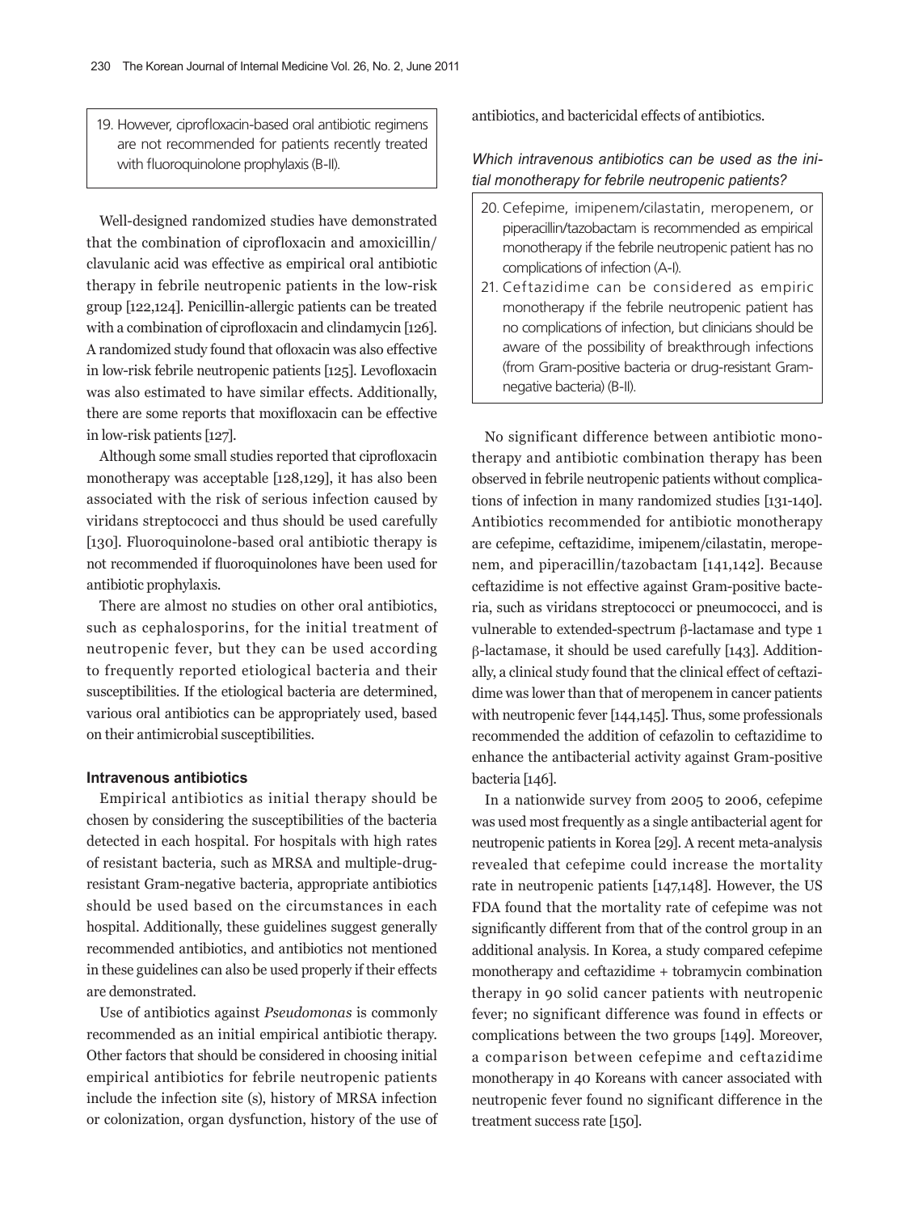> 19. However, ciprofloxacin-based oral antibiotic regimens are not recommended for patients recently treated with fluoroquinolone prophylaxis (B-II).

Well-designed randomized studies have demonstrated that the combination of ciprofloxacin and amoxicillin/clavulanic acid was effective as empirical oral antibiotic therapy in febrile neutropenic patients in the low-risk group [122,124]. Penicillin-allergic patients can be treated with a combination of ciprofloxacin and clindamycin [126]. A randomized study found that ofloxacin was also effective in low-risk febrile neutropenic patients [125]. Levofloxacin was also estimated to have similar effects. Additionally, there are some reports that moxifloxacin can be effective in low-risk patients [127].

Although some small studies reported that ciprofloxacin monotherapy was acceptable [128,129], it has also been associated with the risk of serious infection caused by viridans streptococci and thus should be used carefully [130]. Fluoroquinolone-based oral antibiotic therapy is not recommended if fluoroquinolones have been used for antibiotic prophylaxis.

There are almost no studies on other oral antibiotics, such as cephalosporins, for the initial treatment of neutropenic fever, but they can be used according to frequently reported etiological bacteria and their susceptibilities. If the etiological bacteria are determined, various oral antibiotics can be appropriately used, based on their antimicrobial susceptibilities.

#### Intravenous antibiotics

Empirical antibiotics as initial therapy should be chosen by considering the susceptibilities of the bacteria detected in each hospital. For hospitals with high rates of resistant bacteria, such as MRSA and multiple-drug-resistant Gram-negative bacteria, appropriate antibiotics should be used based on the circumstances in each hospital. Additionally, these guidelines suggest generally recommended antibiotics, and antibiotics not mentioned in these guidelines can also be used properly if their effects are demonstrated.

Use of antibiotics against *Pseudomonas* is commonly recommended as an initial empirical antibiotic therapy. Other factors that should be considered in choosing initial empirical antibiotics for febrile neutropenic patients include the infection site (s), history of MRSA infection or colonization, organ dysfunction, history of the use of antibiotics, and bactericidal effects of antibiotics.

*Which intravenous antibiotics can be used as the initial monotherapy for febrile neutropenic patients?*

> 20. Cefepime, imipenem/cilastatin, meropenem, or piperacillin/tazobactam is recommended as empirical monotherapy if the febrile neutropenic patient has no complications of infection (A-I).
> 21. Ceftazidime can be considered as empiric monotherapy if the febrile neutropenic patient has no complications of infection, but clinicians should be aware of the possibility of breakthrough infections (from Gram-positive bacteria or drug-resistant Gram-negative bacteria) (B-II).

No significant difference between antibiotic monotherapy and antibiotic combination therapy has been observed in febrile neutropenic patients without complications of infection in many randomized studies [131-140]. Antibiotics recommended for antibiotic monotherapy are cefepime, ceftazidime, imipenem/cilastatin, meropenem, and piperacillin/tazobactam [141,142]. Because ceftazidime is not effective against Gram-positive bacteria, such as viridans streptococci or pneumococci, and is vulnerable to extended-spectrum β-lactamase and type 1 β-lactamase, it should be used carefully [143]. Additionally, a clinical study found that the clinical effect of ceftazidime was lower than that of meropenem in cancer patients with neutropenic fever [144,145]. Thus, some professionals recommended the addition of cefazolin to ceftazidime to enhance the antibacterial activity against Gram-positive bacteria [146].

In a nationwide survey from 2005 to 2006, cefepime was used most frequently as a single antibacterial agent for neutropenic patients in Korea [29]. A recent meta-analysis revealed that cefepime could increase the mortality rate in neutropenic patients [147,148]. However, the US FDA found that the mortality rate of cefepime was not significantly different from that of the control group in an additional analysis. In Korea, a study compared cefepime monotherapy and ceftazidime + tobramycin combination therapy in 90 solid cancer patients with neutropenic fever; no significant difference was found in effects or complications between the two groups [149]. Moreover, a comparison between cefepime and ceftazidime monotherapy in 40 Koreans with cancer associated with neutropenic fever found no significant difference in the treatment success rate [150].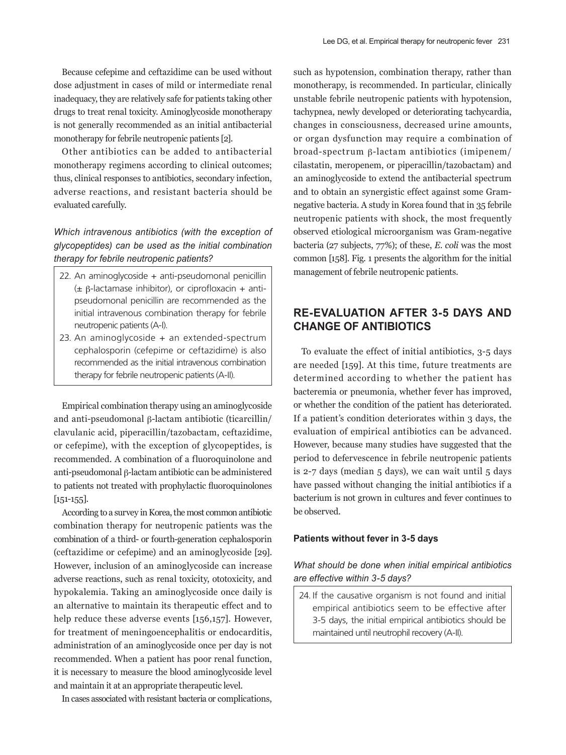Because cefepime and ceftazidime can be used without dose adjustment in cases of mild or intermediate renal inadequacy, they are relatively safe for patients taking other drugs to treat renal toxicity. Aminoglycoside monotherapy is not generally recommended as an initial antibacterial monotherapy for febrile neutropenic patients [2].

Other antibiotics can be added to antibacterial monotherapy regimens according to clinical outcomes; thus, clinical responses to antibiotics, secondary infection, adverse reactions, and resistant bacteria should be evaluated carefully.

*Which intravenous antibiotics (with the exception of glycopeptides) can be used as the initial combination therapy for febrile neutropenic patients?*

> 22. An aminoglycoside + anti-pseudomonal penicillin (± β-lactamase inhibitor), or ciprofloxacin + anti-pseudomonal penicillin are recommended as the initial intravenous combination therapy for febrile neutropenic patients (A-I).
> 23. An aminoglycoside + an extended-spectrum cephalosporin (cefepime or ceftazidime) is also recommended as the initial intravenous combination therapy for febrile neutropenic patients (A-II).

Empirical combination therapy using an aminoglycoside and anti-pseudomonal β-lactam antibiotic (ticarcillin/clavulanic acid, piperacillin/tazobactam, ceftazidime, or cefepime), with the exception of glycopeptides, is recommended. A combination of a fluoroquinolone and anti-pseudomonal β-lactam antibiotic can be administered to patients not treated with prophylactic fluoroquinolones [151-155].

According to a survey in Korea, the most common antibiotic combination therapy for neutropenic patients was the combination of a third- or fourth-generation cephalosporin (ceftazidime or cefepime) and an aminoglycoside [29]. However, inclusion of an aminoglycoside can increase adverse reactions, such as renal toxicity, ototoxicity, and hypokalemia. Taking an aminoglycoside once daily is an alternative to maintain its therapeutic effect and to help reduce these adverse events [156,157]. However, for treatment of meningoencephalitis or endocarditis, administration of an aminoglycoside once per day is not recommended. When a patient has poor renal function, it is necessary to measure the blood aminoglycoside level and maintain it at an appropriate therapeutic level.

In cases associated with resistant bacteria or complications, such as hypotension, combination therapy, rather than monotherapy, is recommended. In particular, clinically unstable febrile neutropenic patients with hypotension, tachypnea, newly developed or deteriorating tachycardia, changes in consciousness, decreased urine amounts, or organ dysfunction may require a combination of broad-spectrum β-lactam antibiotics (imipenem/cilastatin, meropenem, or piperacillin/tazobactam) and an aminoglycoside to extend the antibacterial spectrum and to obtain an synergistic effect against some Gram-negative bacteria. A study in Korea found that in 35 febrile neutropenic patients with shock, the most frequently observed etiological microorganism was Gram-negative bacteria (27 subjects, 77%); of these, *E. coli* was the most common [158]. Fig. 1 presents the algorithm for the initial management of febrile neutropenic patients.

## RE-EVALUATION AFTER 3-5 DAYS AND CHANGE OF ANTIBIOTICS

To evaluate the effect of initial antibiotics, 3-5 days are needed [159]. At this time, future treatments are determined according to whether the patient has bacteremia or pneumonia, whether fever has improved, or whether the condition of the patient has deteriorated. If a patient's condition deteriorates within 3 days, the evaluation of empirical antibiotics can be advanced. However, because many studies have suggested that the period to defervescence in febrile neutropenic patients is 2-7 days (median 5 days), we can wait until 5 days have passed without changing the initial antibiotics if a bacterium is not grown in cultures and fever continues to be observed.

### Patients without fever in 3-5 days

*What should be done when initial empirical antibiotics are effective within 3-5 days?*

> 24. If the causative organism is not found and initial empirical antibiotics seem to be effective after 3-5 days, the initial empirical antibiotics should be maintained until neutrophil recovery (A-II).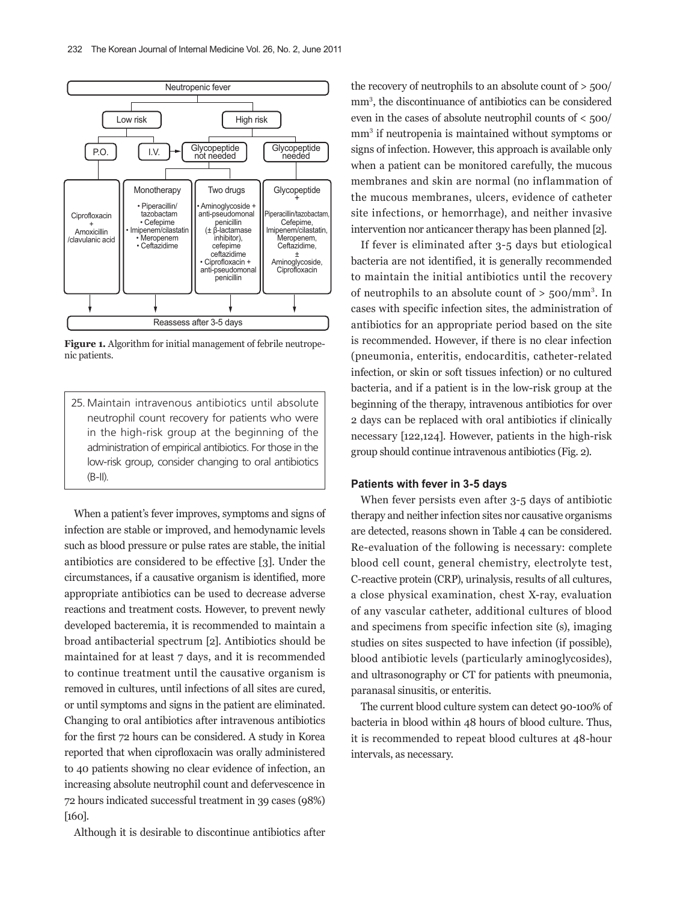Neutropenic fever

- Low risk
  - P.O.: Ciprofloxacin + Amoxicillin/clavulanic acid
  - I.V.
- High risk
  - Glycopeptide not needed
    - Monotherapy: • Piperacillin/tazobactam • Cefepime • Imipenem/cilastatin • Meropenem • Ceftazidime
    - Two drugs: • Aminoglycoside + anti-pseudomonal penicillin (± β-lactamase inhibitor), cefepime ceftazidime • Ciprofloxacin + anti-pseudomonal penicillin
  - Glycopeptide needed
    - Glycopeptide + Piperacillin/tazobactam, Cefepime, Imipenem/cilastatin, Meropenem, Ceftazidime, ± Aminoglycoside, Ciprofloxacin

Reassess after 3-5 days

**Figure 1.** Algorithm for initial management of febrile neutropenic patients.

> 25. Maintain intravenous antibiotics until absolute neutrophil count recovery for patients who were in the high-risk group at the beginning of the administration of empirical antibiotics. For those in the low-risk group, consider changing to oral antibiotics (B-II).

When a patient's fever improves, symptoms and signs of infection are stable or improved, and hemodynamic levels such as blood pressure or pulse rates are stable, the initial antibiotics are considered to be effective [3]. Under the circumstances, if a causative organism is identified, more appropriate antibiotics can be used to decrease adverse reactions and treatment costs. However, to prevent newly developed bacteremia, it is recommended to maintain a broad antibacterial spectrum [2]. Antibiotics should be maintained for at least 7 days, and it is recommended to continue treatment until the causative organism is removed in cultures, until infections of all sites are cured, or until symptoms and signs in the patient are eliminated. Changing to oral antibiotics after intravenous antibiotics for the first 72 hours can be considered. A study in Korea reported that when ciprofloxacin was orally administered to 40 patients showing no clear evidence of infection, an increasing absolute neutrophil count and defervescence in 72 hours indicated successful treatment in 39 cases (98%) [160].

Although it is desirable to discontinue antibiotics after the recovery of neutrophils to an absolute count of > 500/mm$^3$, the discontinuance of antibiotics can be considered even in the cases of absolute neutrophil counts of < 500/mm$^3$ if neutropenia is maintained without symptoms or signs of infection. However, this approach is available only when a patient can be monitored carefully, the mucous membranes and skin are normal (no inflammation of the mucous membranes, ulcers, evidence of catheter site infections, or hemorrhage), and neither invasive intervention nor anticancer therapy has been planned [2].

If fever is eliminated after 3-5 days but etiological bacteria are not identified, it is generally recommended to maintain the initial antibiotics until the recovery of neutrophils to an absolute count of > 500/mm$^3$. In cases with specific infection sites, the administration of antibiotics for an appropriate period based on the site is recommended. However, if there is no clear infection (pneumonia, enteritis, endocarditis, catheter-related infection, or skin or soft tissues infection) or no cultured bacteria, and if a patient is in the low-risk group at the beginning of the therapy, intravenous antibiotics for over 2 days can be replaced with oral antibiotics if clinically necessary [122,124]. However, patients in the high-risk group should continue intravenous antibiotics (Fig. 2).

### Patients with fever in 3-5 days

When fever persists even after 3-5 days of antibiotic therapy and neither infection sites nor causative organisms are detected, reasons shown in Table 4 can be considered. Re-evaluation of the following is necessary: complete blood cell count, general chemistry, electrolyte test, C-reactive protein (CRP), urinalysis, results of all cultures, a close physical examination, chest X-ray, evaluation of any vascular catheter, additional cultures of blood and specimens from specific infection site (s), imaging studies on sites suspected to have infection (if possible), blood antibiotic levels (particularly aminoglycosides), and ultrasonography or CT for patients with pneumonia, paranasal sinusitis, or enteritis.

The current blood culture system can detect 90-100% of bacteria in blood within 48 hours of blood culture. Thus, it is recommended to repeat blood cultures at 48-hour intervals, as necessary.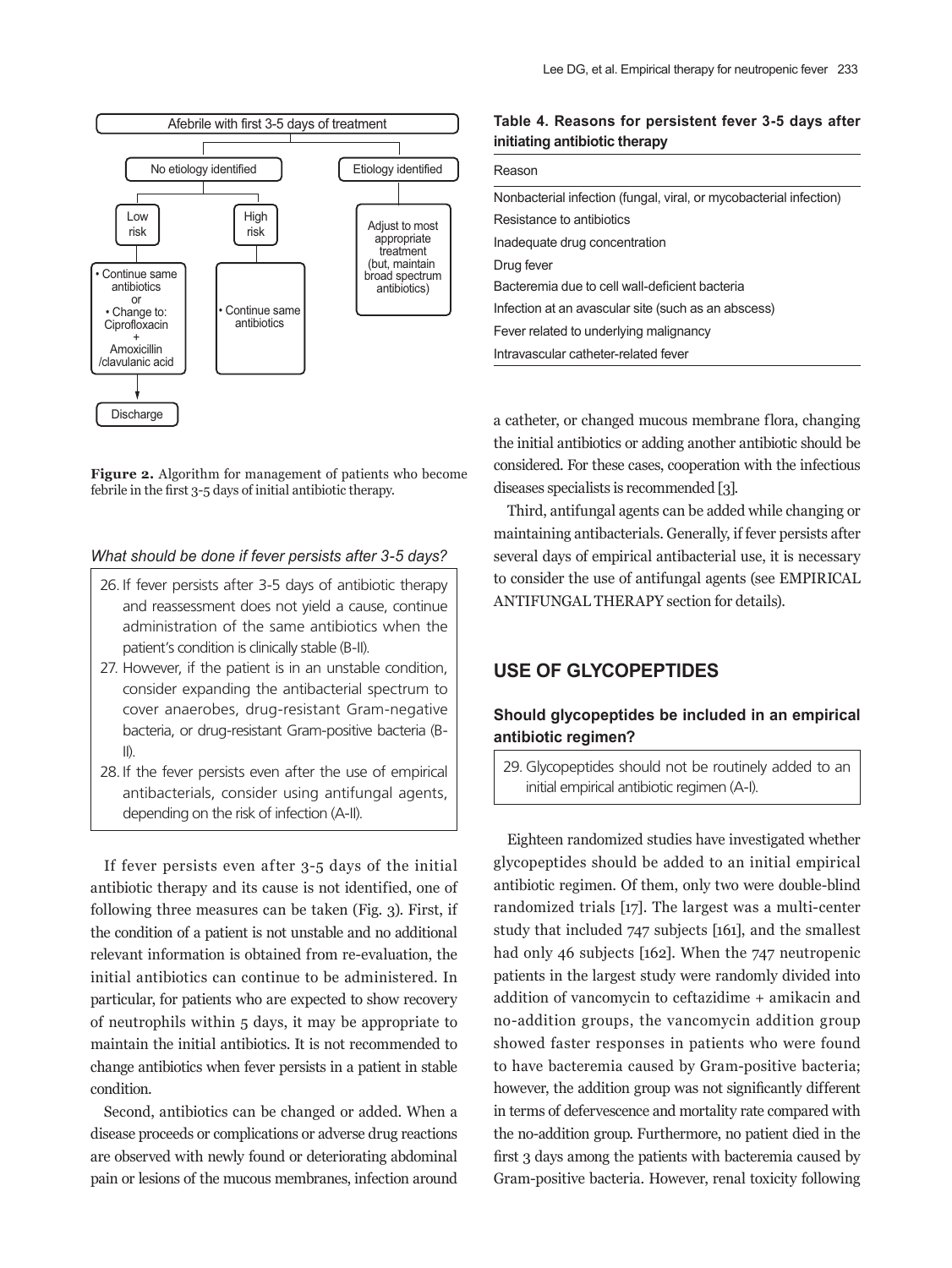Afebrile with first 3-5 days of treatment

- No etiology identified
  - Low risk
    - • Continue same antibiotics or • Change to: Ciprofloxacin + Amoxicillin/clavulanic acid
    - Discharge
  - High risk
    - • Continue same antibiotics
- Etiology identified
  - Adjust to most appropriate treatment (but, maintain broad spectrum antibiotics)

**Figure 2.** Algorithm for management of patients who become febrile in the first 3-5 days of initial antibiotic therapy.

*What should be done if fever persists after 3-5 days?*

26. If fever persists after 3-5 days of antibiotic therapy and reassessment does not yield a cause, continue administration of the same antibiotics when the patient's condition is clinically stable (B-II).
27. However, if the patient is in an unstable condition, consider expanding the antibacterial spectrum to cover anaerobes, drug-resistant Gram-negative bacteria, or drug-resistant Gram-positive bacteria (B-II).
28. If the fever persists even after the use of empirical antibacterials, consider using antifungal agents, depending on the risk of infection (A-II).

If fever persists even after 3-5 days of the initial antibiotic therapy and its cause is not identified, one of following three measures can be taken (Fig. 3). First, if the condition of a patient is not unstable and no additional relevant information is obtained from re-evaluation, the initial antibiotics can continue to be administered. In particular, for patients who are expected to show recovery of neutrophils within 5 days, it may be appropriate to maintain the initial antibiotics. It is not recommended to change antibiotics when fever persists in a patient in stable condition.

Second, antibiotics can be changed or added. When a disease proceeds or complications or adverse drug reactions are observed with newly found or deteriorating abdominal pain or lesions of the mucous membranes, infection around

**Table 4. Reasons for persistent fever 3-5 days after initiating antibiotic therapy**

| Reason |
|---|
| Nonbacterial infection (fungal, viral, or mycobacterial infection) |
| Resistance to antibiotics |
| Inadequate drug concentration |
| Drug fever |
| Bacteremia due to cell wall-deficient bacteria |
| Infection at an avascular site (such as an abscess) |
| Fever related to underlying malignancy |
| Intravascular catheter-related fever |

a catheter, or changed mucous membrane flora, changing the initial antibiotics or adding another antibiotic should be considered. For these cases, cooperation with the infectious diseases specialists is recommended [3].

Third, antifungal agents can be added while changing or maintaining antibacterials. Generally, if fever persists after several days of empirical antibacterial use, it is necessary to consider the use of antifungal agents (see EMPIRICAL ANTIFUNGAL THERAPY section for details).

## USE OF GLYCOPEPTIDES

### Should glycopeptides be included in an empirical antibiotic regimen?

29. Glycopeptides should not be routinely added to an initial empirical antibiotic regimen (A-I).

Eighteen randomized studies have investigated whether glycopeptides should be added to an initial empirical antibiotic regimen. Of them, only two were double-blind randomized trials [17]. The largest was a multi-center study that included 747 subjects [161], and the smallest had only 46 subjects [162]. When the 747 neutropenic patients in the largest study were randomly divided into addition of vancomycin to ceftazidime + amikacin and no-addition groups, the vancomycin addition group showed faster responses in patients who were found to have bacteremia caused by Gram-positive bacteria; however, the addition group was not significantly different in terms of defervescence and mortality rate compared with the no-addition group. Furthermore, no patient died in the first 3 days among the patients with bacteremia caused by Gram-positive bacteria. However, renal toxicity following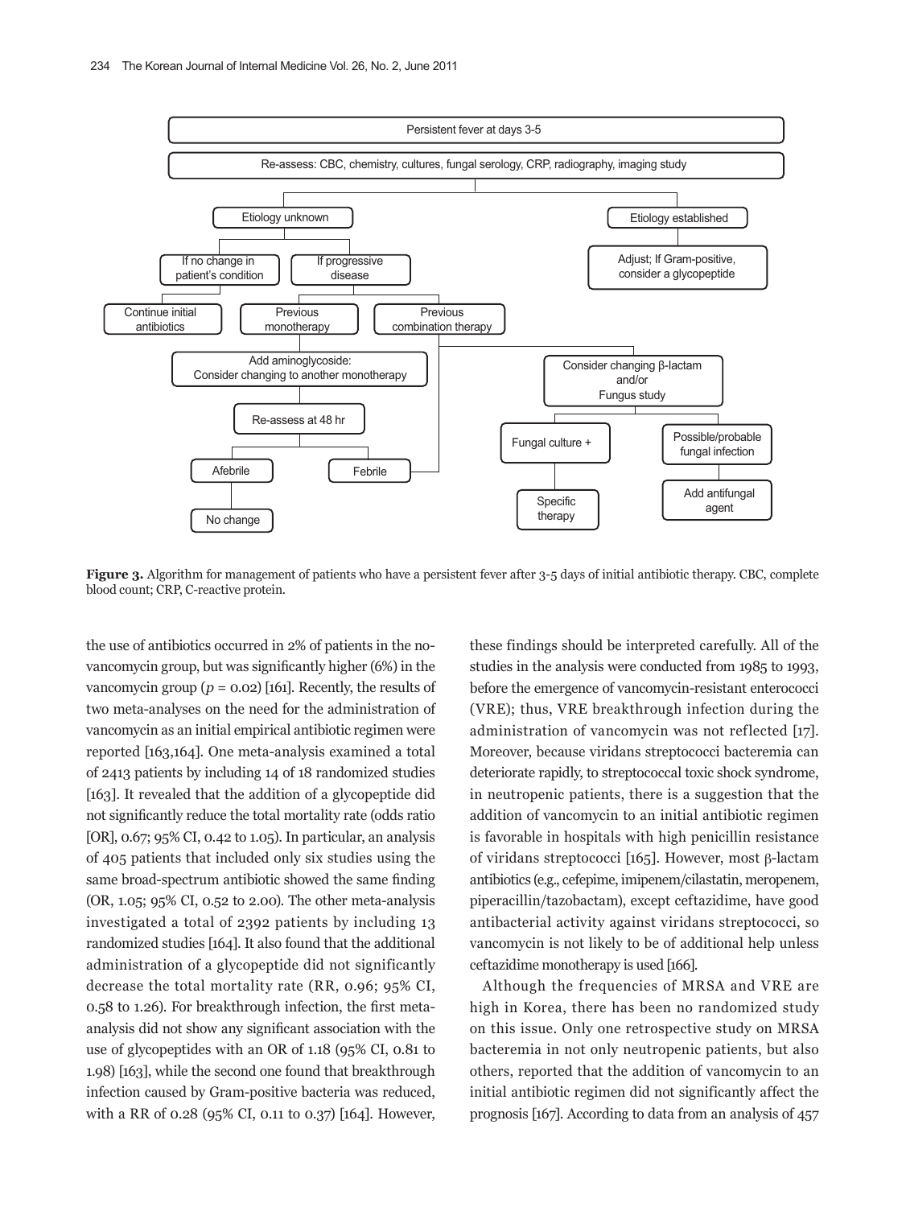Persistent fever at days 3-5

Re-assess: CBC, chemistry, cultures, fungal serology, CRP, radiography, imaging study

- Etiology unknown
  - If no change in patient's condition
    - Continue initial antibiotics
  - If progressive disease
    - Previous monotherapy
      - Add aminoglycoside: Consider changing to another monotherapy
        - Re-assess at 48 hr
          - Afebrile
            - No change
          - Febrile
    - Previous combination therapy
      - Consider changing β-lactam and/or Fungus study
        - Fungal culture +
          - Specific therapy
        - Possible/probable fungal infection
          - Add antifungal agent
- Etiology established
  - Adjust; If Gram-positive, consider a glycopeptide

**Figure 3.** Algorithm for management of patients who have a persistent fever after 3-5 days of initial antibiotic therapy. CBC, complete blood count; CRP, C-reactive protein.

the use of antibiotics occurred in 2% of patients in the no-vancomycin group, but was significantly higher (6%) in the vancomycin group ($p = 0.02$) [161]. Recently, the results of two meta-analyses on the need for the administration of vancomycin as an initial empirical antibiotic regimen were reported [163,164]. One meta-analysis examined a total of 2413 patients by including 14 of 18 randomized studies [163]. It revealed that the addition of a glycopeptide did not significantly reduce the total mortality rate (odds ratio [OR], 0.67; 95% CI, 0.42 to 1.05). In particular, an analysis of 405 patients that included only six studies using the same broad-spectrum antibiotic showed the same finding (OR, 1.05; 95% CI, 0.52 to 2.00). The other meta-analysis investigated a total of 2392 patients by including 13 randomized studies [164]. It also found that the additional administration of a glycopeptide did not significantly decrease the total mortality rate (RR, 0.96; 95% CI, 0.58 to 1.26). For breakthrough infection, the first meta-analysis did not show any significant association with the use of glycopeptides with an OR of 1.18 (95% CI, 0.81 to 1.98) [163], while the second one found that breakthrough infection caused by Gram-positive bacteria was reduced, with a RR of 0.28 (95% CI, 0.11 to 0.37) [164]. However, these findings should be interpreted carefully. All of the studies in the analysis were conducted from 1985 to 1993, before the emergence of vancomycin-resistant enterococci (VRE); thus, VRE breakthrough infection during the administration of vancomycin was not reflected [17]. Moreover, because viridans streptococci bacteremia can deteriorate rapidly, to streptococcal toxic shock syndrome, in neutropenic patients, there is a suggestion that the addition of vancomycin to an initial antibiotic regimen is favorable in hospitals with high penicillin resistance of viridans streptococci [165]. However, most β-lactam antibiotics (e.g., cefepime, imipenem/cilastatin, meropenem, piperacillin/tazobactam), except ceftazidime, have good antibacterial activity against viridans streptococci, so vancomycin is not likely to be of additional help unless ceftazidime monotherapy is used [166].

Although the frequencies of MRSA and VRE are high in Korea, there has been no randomized study on this issue. Only one retrospective study on MRSA bacteremia in not only neutropenic patients, but also others, reported that the addition of vancomycin to an initial antibiotic regimen did not significantly affect the prognosis [167]. According to data from an analysis of 457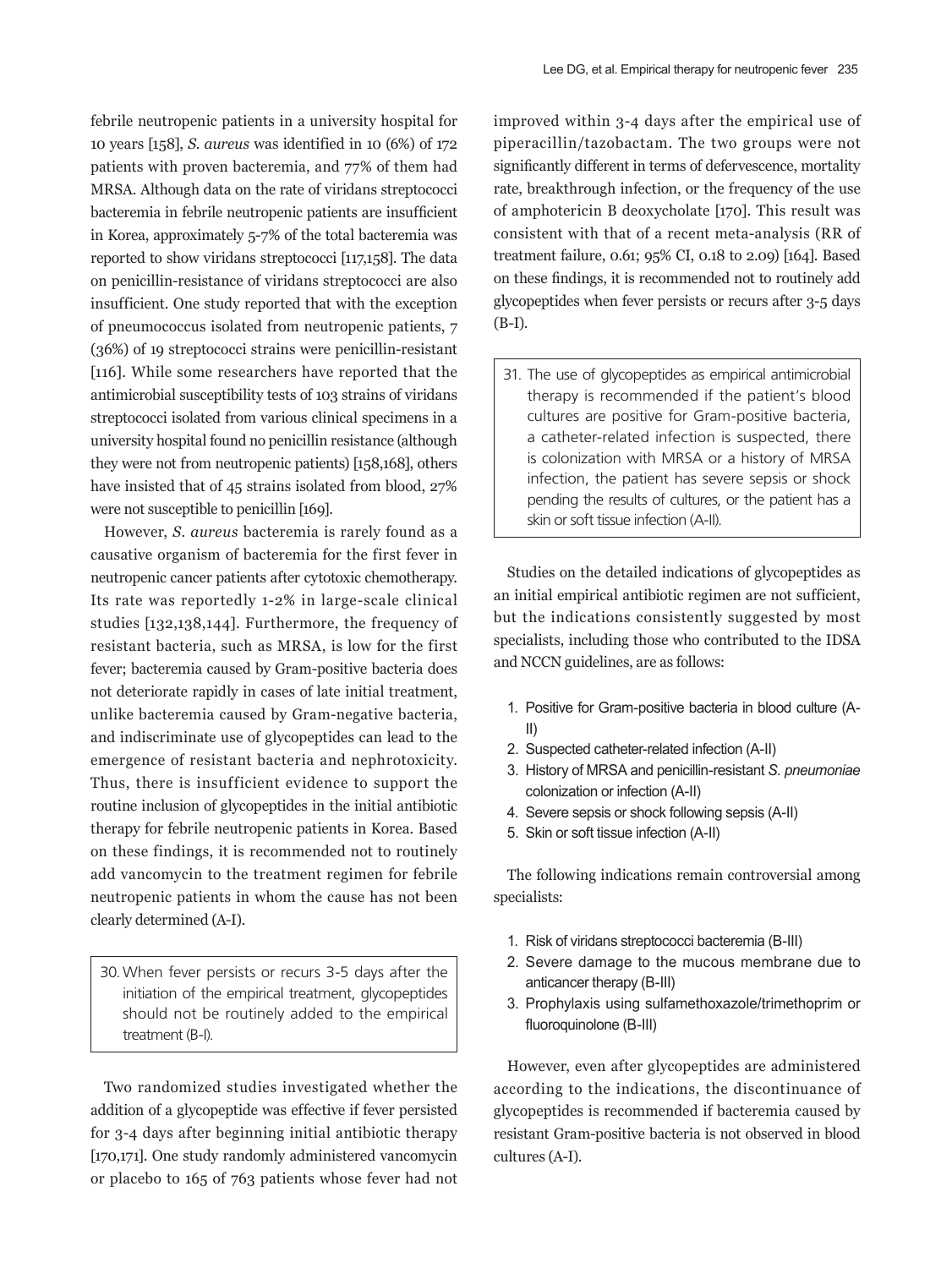febrile neutropenic patients in a university hospital for 10 years [158], *S. aureus* was identified in 10 (6%) of 172 patients with proven bacteremia, and 77% of them had MRSA. Although data on the rate of viridans streptococci bacteremia in febrile neutropenic patients are insufficient in Korea, approximately 5-7% of the total bacteremia was reported to show viridans streptococci [117,158]. The data on penicillin-resistance of viridans streptococci are also insufficient. One study reported that with the exception of pneumococcus isolated from neutropenic patients, 7 (36%) of 19 streptococci strains were penicillin-resistant [116]. While some researchers have reported that the antimicrobial susceptibility tests of 103 strains of viridans streptococci isolated from various clinical specimens in a university hospital found no penicillin resistance (although they were not from neutropenic patients) [158,168], others have insisted that of 45 strains isolated from blood, 27% were not susceptible to penicillin [169].

However, *S. aureus* bacteremia is rarely found as a causative organism of bacteremia for the first fever in neutropenic cancer patients after cytotoxic chemotherapy. Its rate was reportedly 1-2% in large-scale clinical studies [132,138,144]. Furthermore, the frequency of resistant bacteria, such as MRSA, is low for the first fever; bacteremia caused by Gram-positive bacteria does not deteriorate rapidly in cases of late initial treatment, unlike bacteremia caused by Gram-negative bacteria, and indiscriminate use of glycopeptides can lead to the emergence of resistant bacteria and nephrotoxicity. Thus, there is insufficient evidence to support the routine inclusion of glycopeptides in the initial antibiotic therapy for febrile neutropenic patients in Korea. Based on these findings, it is recommended not to routinely add vancomycin to the treatment regimen for febrile neutropenic patients in whom the cause has not been clearly determined (A-I).

> 30. When fever persists or recurs 3-5 days after the initiation of the empirical treatment, glycopeptides should not be routinely added to the empirical treatment (B-I).

Two randomized studies investigated whether the addition of a glycopeptide was effective if fever persisted for 3-4 days after beginning initial antibiotic therapy [170,171]. One study randomly administered vancomycin or placebo to 165 of 763 patients whose fever had not improved within 3-4 days after the empirical use of piperacillin/tazobactam. The two groups were not significantly different in terms of defervescence, mortality rate, breakthrough infection, or the frequency of the use of amphotericin B deoxycholate [170]. This result was consistent with that of a recent meta-analysis (RR of treatment failure, 0.61; 95% CI, 0.18 to 2.09) [164]. Based on these findings, it is recommended not to routinely add glycopeptides when fever persists or recurs after 3-5 days (B-I).

> 31. The use of glycopeptides as empirical antimicrobial therapy is recommended if the patient's blood cultures are positive for Gram-positive bacteria, a catheter-related infection is suspected, there is colonization with MRSA or a history of MRSA infection, the patient has severe sepsis or shock pending the results of cultures, or the patient has a skin or soft tissue infection (A-II).

Studies on the detailed indications of glycopeptides as an initial empirical antibiotic regimen are not sufficient, but the indications consistently suggested by most specialists, including those who contributed to the IDSA and NCCN guidelines, are as follows:

1. Positive for Gram-positive bacteria in blood culture (A-II)
2. Suspected catheter-related infection (A-II)
3. History of MRSA and penicillin-resistant *S. pneumoniae* colonization or infection (A-II)
4. Severe sepsis or shock following sepsis (A-II)
5. Skin or soft tissue infection (A-II)

The following indications remain controversial among specialists:

1. Risk of viridans streptococci bacteremia (B-III)
2. Severe damage to the mucous membrane due to anticancer therapy (B-III)
3. Prophylaxis using sulfamethoxazole/trimethoprim or fluoroquinolone (B-III)

However, even after glycopeptides are administered according to the indications, the discontinuance of glycopeptides is recommended if bacteremia caused by resistant Gram-positive bacteria is not observed in blood cultures (A-I).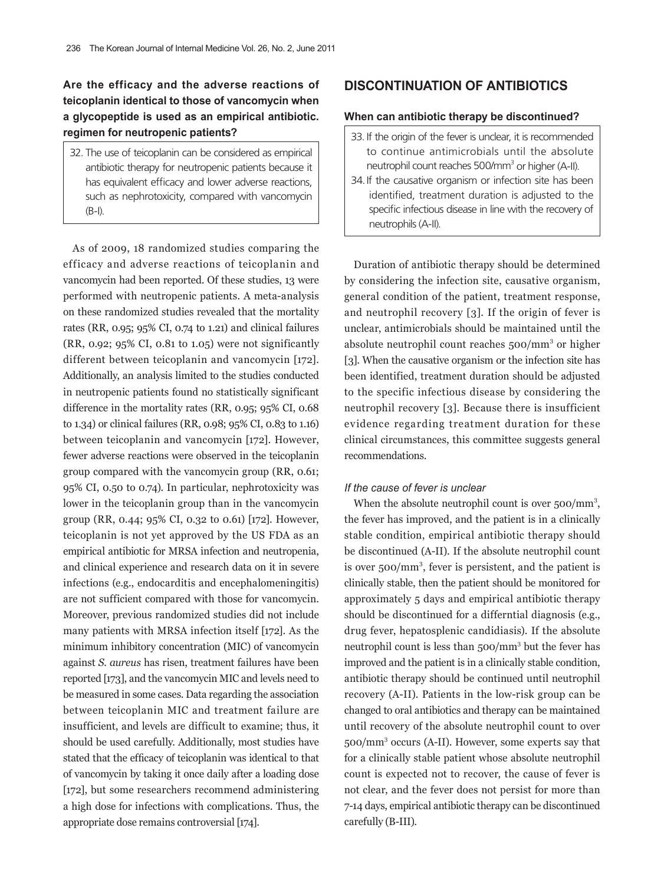**Are the efficacy and the adverse reactions of teicoplanin identical to those of vancomycin when a glycopeptide is used as an empirical antibiotic. regimen for neutropenic patients?**

> 32. The use of teicoplanin can be considered as empirical antibiotic therapy for neutropenic patients because it has equivalent efficacy and lower adverse reactions, such as nephrotoxicity, compared with vancomycin (B-I).

As of 2009, 18 randomized studies comparing the efficacy and adverse reactions of teicoplanin and vancomycin had been reported. Of these studies, 13 were performed with neutropenic patients. A meta-analysis on these randomized studies revealed that the mortality rates (RR, 0.95; 95% CI, 0.74 to 1.21) and clinical failures (RR, 0.92; 95% CI, 0.81 to 1.05) were not significantly different between teicoplanin and vancomycin [172]. Additionally, an analysis limited to the studies conducted in neutropenic patients found no statistically significant difference in the mortality rates (RR, 0.95; 95% CI, 0.68 to 1.34) or clinical failures (RR, 0.98; 95% CI, 0.83 to 1.16) between teicoplanin and vancomycin [172]. However, fewer adverse reactions were observed in the teicoplanin group compared with the vancomycin group (RR, 0.61; 95% CI, 0.50 to 0.74). In particular, nephrotoxicity was lower in the teicoplanin group than in the vancomycin group (RR, 0.44; 95% CI, 0.32 to 0.61) [172]. However, teicoplanin is not yet approved by the US FDA as an empirical antibiotic for MRSA infection and neutropenia, and clinical experience and research data on it in severe infections (e.g., endocarditis and encephalomeningitis) are not sufficient compared with those for vancomycin. Moreover, previous randomized studies did not include many patients with MRSA infection itself [172]. As the minimum inhibitory concentration (MIC) of vancomycin against *S. aureus* has risen, treatment failures have been reported [173], and the vancomycin MIC and levels need to be measured in some cases. Data regarding the association between teicoplanin MIC and treatment failure are insufficient, and levels are difficult to examine; thus, it should be used carefully. Additionally, most studies have stated that the efficacy of teicoplanin was identical to that of vancomycin by taking it once daily after a loading dose [172], but some researchers recommend administering a high dose for infections with complications. Thus, the appropriate dose remains controversial [174].

## DISCONTINUATION OF ANTIBIOTICS

### When can antibiotic therapy be discontinued?

> 33. If the origin of the fever is unclear, it is recommended to continue antimicrobials until the absolute neutrophil count reaches 500/mm$^3$ or higher (A-II).
> 34. If the causative organism or infection site has been identified, treatment duration is adjusted to the specific infectious disease in line with the recovery of neutrophils (A-II).

Duration of antibiotic therapy should be determined by considering the infection site, causative organism, general condition of the patient, treatment response, and neutrophil recovery [3]. If the origin of fever is unclear, antimicrobials should be maintained until the absolute neutrophil count reaches 500/mm$^3$ or higher [3]. When the causative organism or the infection site has been identified, treatment duration should be adjusted to the specific infectious disease by considering the neutrophil recovery [3]. Because there is insufficient evidence regarding treatment duration for these clinical circumstances, this committee suggests general recommendations.

#### *If the cause of fever is unclear*

When the absolute neutrophil count is over 500/mm$^3$, the fever has improved, and the patient is in a clinically stable condition, empirical antibiotic therapy should be discontinued (A-II). If the absolute neutrophil count is over 500/mm$^3$, fever is persistent, and the patient is clinically stable, then the patient should be monitored for approximately 5 days and empirical antibiotic therapy should be discontinued for a differntial diagnosis (e.g., drug fever, hepatosplenic candidiasis). If the absolute neutrophil count is less than 500/mm$^3$ but the fever has improved and the patient is in a clinically stable condition, antibiotic therapy should be continued until neutrophil recovery (A-II). Patients in the low-risk group can be changed to oral antibiotics and therapy can be maintained until recovery of the absolute neutrophil count to over 500/mm$^3$ occurs (A-II). However, some experts say that for a clinically stable patient whose absolute neutrophil count is expected not to recover, the cause of fever is not clear, and the fever does not persist for more than 7-14 days, empirical antibiotic therapy can be discontinued carefully (B-III).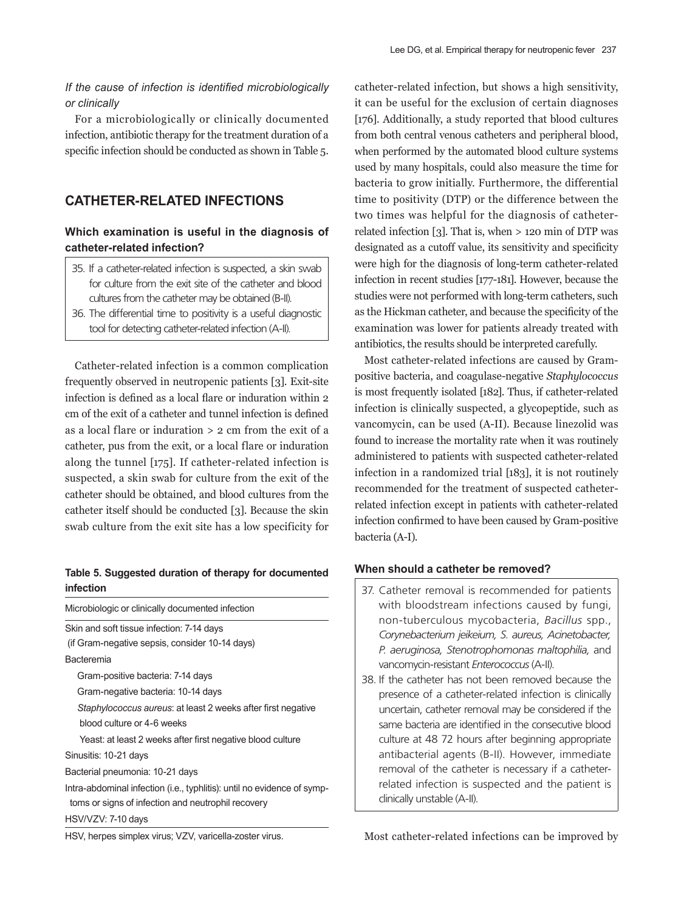*If the cause of infection is identified microbiologically or clinically*

For a microbiologically or clinically documented infection, antibiotic therapy for the treatment duration of a specific infection should be conducted as shown in Table 5.

## CATHETER-RELATED INFECTIONS

### Which examination is useful in the diagnosis of catheter-related infection?

35. If a catheter-related infection is suspected, a skin swab for culture from the exit site of the catheter and blood cultures from the catheter may be obtained (B-II).
36. The differential time to positivity is a useful diagnostic tool for detecting catheter-related infection (A-II).

Catheter-related infection is a common complication frequently observed in neutropenic patients [3]. Exit-site infection is defined as a local flare or induration within 2 cm of the exit of a catheter and tunnel infection is defined as a local flare or induration > 2 cm from the exit of a catheter, pus from the exit, or a local flare or induration along the tunnel [175]. If catheter-related infection is suspected, a skin swab for culture from the exit of the catheter should be obtained, and blood cultures from the catheter itself should be conducted [3]. Because the skin swab culture from the exit site has a low specificity for catheter-related infection, but shows a high sensitivity, it can be useful for the exclusion of certain diagnoses [176]. Additionally, a study reported that blood cultures from both central venous catheters and peripheral blood, when performed by the automated blood culture systems used by many hospitals, could also measure the time for bacteria to grow initially. Furthermore, the differential time to positivity (DTP) or the difference between the two times was helpful for the diagnosis of catheter-related infection [3]. That is, when > 120 min of DTP was designated as a cutoff value, its sensitivity and specificity were high for the diagnosis of long-term catheter-related infection in recent studies [177-181]. However, because the studies were not performed with long-term catheters, such as the Hickman catheter, and because the specificity of the examination was lower for patients already treated with antibiotics, the results should be interpreted carefully.

Most catheter-related infections are caused by Gram-positive bacteria, and coagulase-negative *Staphylococcus* is most frequently isolated [182]. Thus, if catheter-related infection is clinically suspected, a glycopeptide, such as vancomycin, can be used (A-II). Because linezolid was found to increase the mortality rate when it was routinely administered to patients with suspected catheter-related infection in a randomized trial [183], it is not routinely recommended for the treatment of suspected catheter-related infection except in patients with catheter-related infection confirmed to have been caused by Gram-positive bacteria (A-I).

**Table 5. Suggested duration of therapy for documented infection**

| Microbiologic or clinically documented infection |
|---|
| Skin and soft tissue infection: 7-14 days (if Gram-negative sepsis, consider 10-14 days) |
| Bacteremia |
| Gram-positive bacteria: 7-14 days |
| Gram-negative bacteria: 10-14 days |
| *Staphylococcus aureus*: at least 2 weeks after first negative blood culture or 4-6 weeks |
| Yeast: at least 2 weeks after first negative blood culture |
| Sinusitis: 10-21 days |
| Bacterial pneumonia: 10-21 days |
| Intra-abdominal infection (i.e., typhlitis): until no evidence of symptoms or signs of infection and neutrophil recovery |
| HSV/VZV: 7-10 days |

HSV, herpes simplex virus; VZV, varicella-zoster virus.

### When should a catheter be removed?

37. Catheter removal is recommended for patients with bloodstream infections caused by fungi, non-tuberculous mycobacteria, *Bacillus* spp., *Corynebacterium jeikeium, S. aureus, Acinetobacter, P. aeruginosa, Stenotrophomonas maltophilia,* and vancomycin-resistant *Enterococcus* (A-II).
38. If the catheter has not been removed because the presence of a catheter-related infection is clinically uncertain, catheter removal may be considered if the same bacteria are identified in the consecutive blood culture at 48 72 hours after beginning appropriate antibacterial agents (B-II). However, immediate removal of the catheter is necessary if a catheter-related infection is suspected and the patient is clinically unstable (A-II).

Most catheter-related infections can be improved by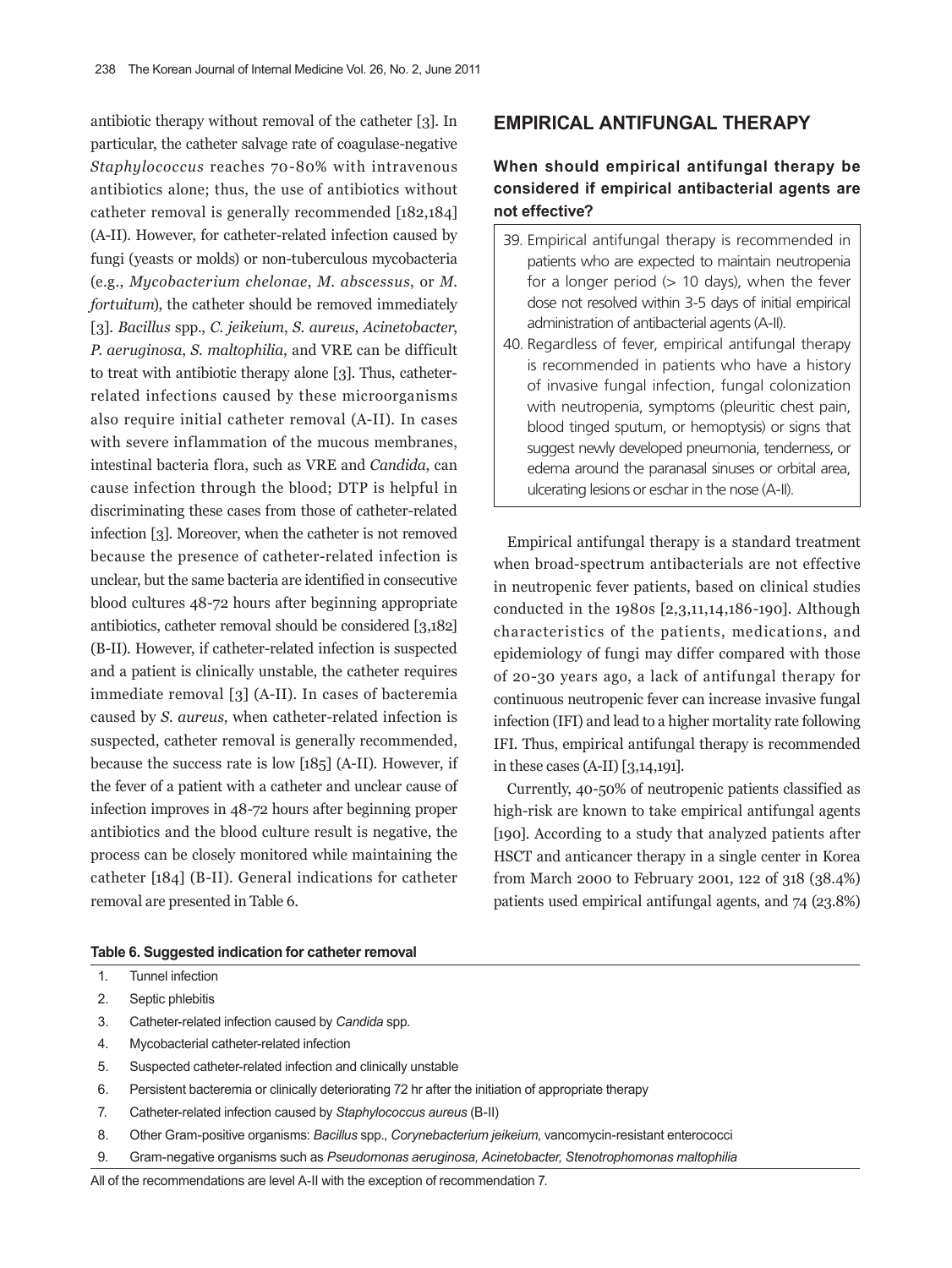antibiotic therapy without removal of the catheter [3]. In particular, the catheter salvage rate of coagulase-negative *Staphylococcus* reaches 70-80% with intravenous antibiotics alone; thus, the use of antibiotics without catheter removal is generally recommended [182,184] (A-II). However, for catheter-related infection caused by fungi (yeasts or molds) or non-tuberculous mycobacteria (e.g., *Mycobacterium chelonae*, *M. abscessus*, or *M. fortuitum*), the catheter should be removed immediately [3]. *Bacillus* spp., *C. jeikeium*, *S. aureus*, *Acinetobacter*, *P. aeruginosa*, *S. maltophilia*, and VRE can be difficult to treat with antibiotic therapy alone [3]. Thus, catheter-related infections caused by these microorganisms also require initial catheter removal (A-II). In cases with severe inflammation of the mucous membranes, intestinal bacteria flora, such as VRE and *Candida*, can cause infection through the blood; DTP is helpful in discriminating these cases from those of catheter-related infection [3]. Moreover, when the catheter is not removed because the presence of catheter-related infection is unclear, but the same bacteria are identified in consecutive blood cultures 48-72 hours after beginning appropriate antibiotics, catheter removal should be considered [3,182] (B-II). However, if catheter-related infection is suspected and a patient is clinically unstable, the catheter requires immediate removal [3] (A-II). In cases of bacteremia caused by *S. aureus*, when catheter-related infection is suspected, catheter removal is generally recommended, because the success rate is low [185] (A-II). However, if the fever of a patient with a catheter and unclear cause of infection improves in 48-72 hours after beginning proper antibiotics and the blood culture result is negative, the process can be closely monitored while maintaining the catheter [184] (B-II). General indications for catheter removal are presented in Table 6.

## EMPIRICAL ANTIFUNGAL THERAPY

### When should empirical antifungal therapy be considered if empirical antibacterial agents are not effective?

39. Empirical antifungal therapy is recommended in patients who are expected to maintain neutropenia for a longer period (> 10 days), when the fever dose not resolved within 3-5 days of initial empirical administration of antibacterial agents (A-II).
40. Regardless of fever, empirical antifungal therapy is recommended in patients who have a history of invasive fungal infection, fungal colonization with neutropenia, symptoms (pleuritic chest pain, blood tinged sputum, or hemoptysis) or signs that suggest newly developed pneumonia, tenderness, or edema around the paranasal sinuses or orbital area, ulcerating lesions or eschar in the nose (A-II).

Empirical antifungal therapy is a standard treatment when broad-spectrum antibacterials are not effective in neutropenic fever patients, based on clinical studies conducted in the 1980s [2,3,11,14,186-190]. Although characteristics of the patients, medications, and epidemiology of fungi may differ compared with those of 20-30 years ago, a lack of antifungal therapy for continuous neutropenic fever can increase invasive fungal infection (IFI) and lead to a higher mortality rate following IFI. Thus, empirical antifungal therapy is recommended in these cases (A-II) [3,14,191].

Currently, 40-50% of neutropenic patients classified as high-risk are known to take empirical antifungal agents [190]. According to a study that analyzed patients after HSCT and anticancer therapy in a single center in Korea from March 2000 to February 2001, 122 of 318 (38.4%) patients used empirical antifungal agents, and 74 (23.8%)

**Table 6. Suggested indication for catheter removal**

| | |
|---|---|
| 1. | Tunnel infection |
| 2. | Septic phlebitis |
| 3. | Catheter-related infection caused by *Candida* spp. |
| 4. | Mycobacterial catheter-related infection |
| 5. | Suspected catheter-related infection and clinically unstable |
| 6. | Persistent bacteremia or clinically deteriorating 72 hr after the initiation of appropriate therapy |
| 7. | Catheter-related infection caused by *Staphylococcus aureus* (B-II) |
| 8. | Other Gram-positive organisms: *Bacillus* spp., *Corynebacterium jeikeium*, vancomycin-resistant enterococci |
| 9. | Gram-negative organisms such as *Pseudomonas aeruginosa, Acinetobacter, Stenotrophomonas maltophilia* |

All of the recommendations are level A-II with the exception of recommendation 7.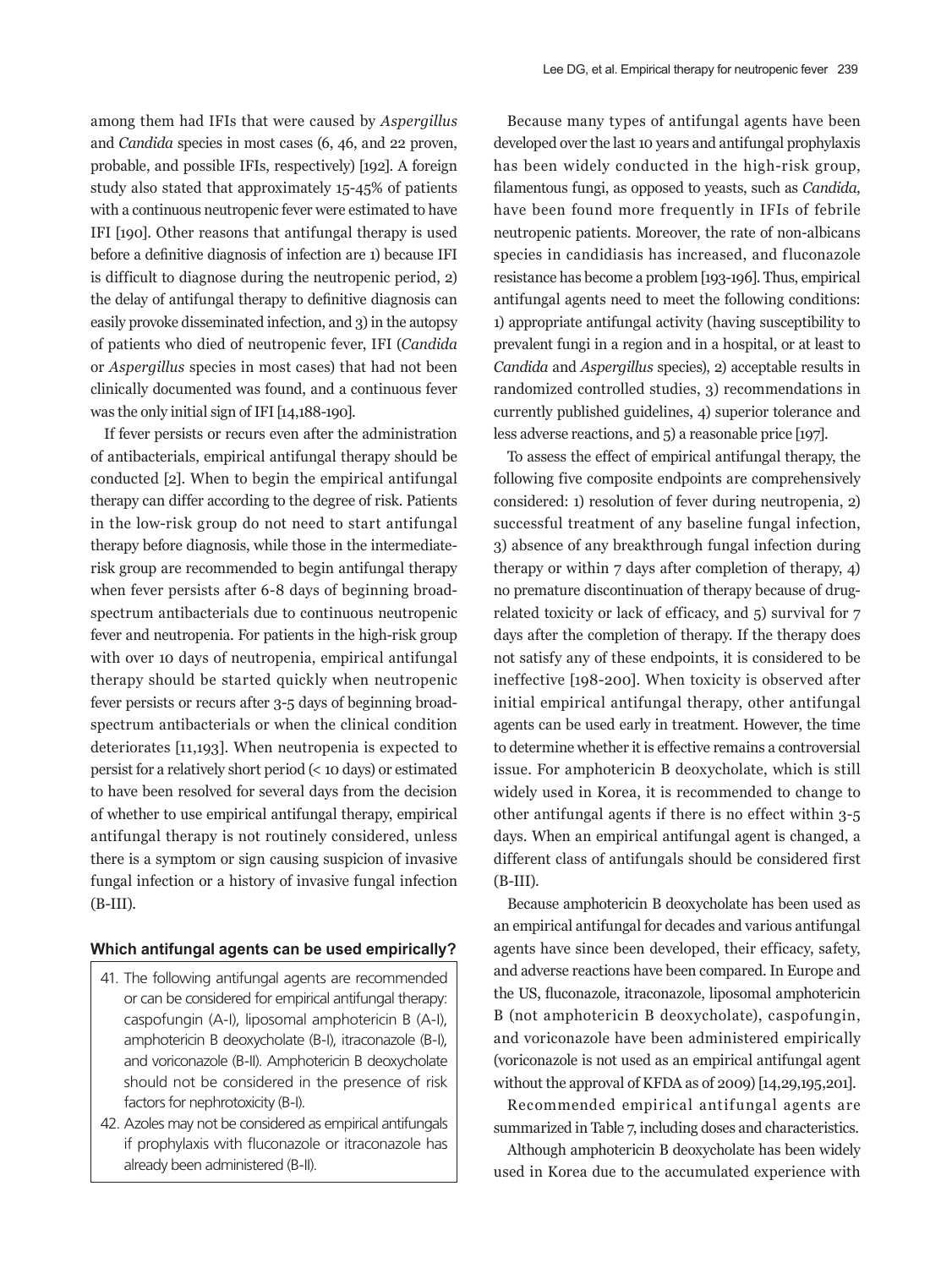among them had IFIs that were caused by *Aspergillus* and *Candida* species in most cases (6, 46, and 22 proven, probable, and possible IFIs, respectively) [192]. A foreign study also stated that approximately 15-45% of patients with a continuous neutropenic fever were estimated to have IFI [190]. Other reasons that antifungal therapy is used before a definitive diagnosis of infection are 1) because IFI is difficult to diagnose during the neutropenic period, 2) the delay of antifungal therapy to definitive diagnosis can easily provoke disseminated infection, and 3) in the autopsy of patients who died of neutropenic fever, IFI (*Candida* or *Aspergillus* species in most cases) that had not been clinically documented was found, and a continuous fever was the only initial sign of IFI [14,188-190].

If fever persists or recurs even after the administration of antibacterials, empirical antifungal therapy should be conducted [2]. When to begin the empirical antifungal therapy can differ according to the degree of risk. Patients in the low-risk group do not need to start antifungal therapy before diagnosis, while those in the intermediate-risk group are recommended to begin antifungal therapy when fever persists after 6-8 days of beginning broad-spectrum antibacterials due to continuous neutropenic fever and neutropenia. For patients in the high-risk group with over 10 days of neutropenia, empirical antifungal therapy should be started quickly when neutropenic fever persists or recurs after 3-5 days of beginning broad-spectrum antibacterials or when the clinical condition deteriorates [11,193]. When neutropenia is expected to persist for a relatively short period (< 10 days) or estimated to have been resolved for several days from the decision of whether to use empirical antifungal therapy, empirical antifungal therapy is not routinely considered, unless there is a symptom or sign causing suspicion of invasive fungal infection or a history of invasive fungal infection (B-III).

### Which antifungal agents can be used empirically?

41. The following antifungal agents are recommended or can be considered for empirical antifungal therapy: caspofungin (A-I), liposomal amphotericin B (A-I), amphotericin B deoxycholate (B-I), itraconazole (B-I), and voriconazole (B-II). Amphotericin B deoxycholate should not be considered in the presence of risk factors for nephrotoxicity (B-I).
42. Azoles may not be considered as empirical antifungals if prophylaxis with fluconazole or itraconazole has already been administered (B-II).

Because many types of antifungal agents have been developed over the last 10 years and antifungal prophylaxis has been widely conducted in the high-risk group, filamentous fungi, as opposed to yeasts, such as *Candida*, have been found more frequently in IFIs of febrile neutropenic patients. Moreover, the rate of non-albicans species in candidiasis has increased, and fluconazole resistance has become a problem [193-196]. Thus, empirical antifungal agents need to meet the following conditions: 1) appropriate antifungal activity (having susceptibility to prevalent fungi in a region and in a hospital, or at least to *Candida* and *Aspergillus* species), 2) acceptable results in randomized controlled studies, 3) recommendations in currently published guidelines, 4) superior tolerance and less adverse reactions, and 5) a reasonable price [197].

To assess the effect of empirical antifungal therapy, the following five composite endpoints are comprehensively considered: 1) resolution of fever during neutropenia, 2) successful treatment of any baseline fungal infection, 3) absence of any breakthrough fungal infection during therapy or within 7 days after completion of therapy, 4) no premature discontinuation of therapy because of drug-related toxicity or lack of efficacy, and 5) survival for 7 days after the completion of therapy. If the therapy does not satisfy any of these endpoints, it is considered to be ineffective [198-200]. When toxicity is observed after initial empirical antifungal therapy, other antifungal agents can be used early in treatment. However, the time to determine whether it is effective remains a controversial issue. For amphotericin B deoxycholate, which is still widely used in Korea, it is recommended to change to other antifungal agents if there is no effect within 3-5 days. When an empirical antifungal agent is changed, a different class of antifungals should be considered first (B-III).

Because amphotericin B deoxycholate has been used as an empirical antifungal for decades and various antifungal agents have since been developed, their efficacy, safety, and adverse reactions have been compared. In Europe and the US, fluconazole, itraconazole, liposomal amphotericin B (not amphotericin B deoxycholate), caspofungin, and voriconazole have been administered empirically (voriconazole is not used as an empirical antifungal agent without the approval of KFDA as of 2009) [14,29,195,201].

Recommended empirical antifungal agents are summarized in Table 7, including doses and characteristics.

Although amphotericin B deoxycholate has been widely used in Korea due to the accumulated experience with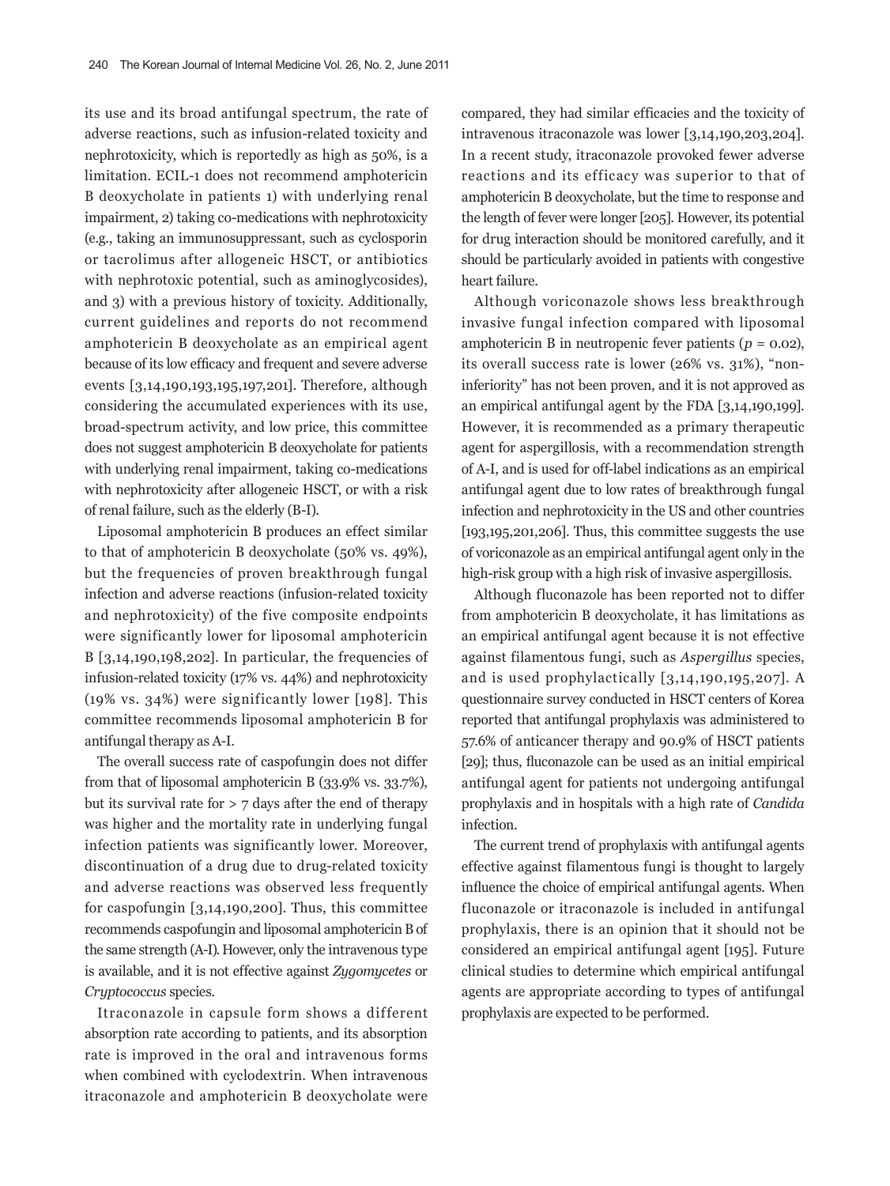its use and its broad antifungal spectrum, the rate of adverse reactions, such as infusion-related toxicity and nephrotoxicity, which is reportedly as high as 50%, is a limitation. ECIL-1 does not recommend amphotericin B deoxycholate in patients 1) with underlying renal impairment, 2) taking co-medications with nephrotoxicity (e.g., taking an immunosuppressant, such as cyclosporin or tacrolimus after allogeneic HSCT, or antibiotics with nephrotoxic potential, such as aminoglycosides), and 3) with a previous history of toxicity. Additionally, current guidelines and reports do not recommend amphotericin B deoxycholate as an empirical agent because of its low efficacy and frequent and severe adverse events [3,14,190,193,195,197,201]. Therefore, although considering the accumulated experiences with its use, broad-spectrum activity, and low price, this committee does not suggest amphotericin B deoxycholate for patients with underlying renal impairment, taking co-medications with nephrotoxicity after allogeneic HSCT, or with a risk of renal failure, such as the elderly (B-I).

Liposomal amphotericin B produces an effect similar to that of amphotericin B deoxycholate (50% vs. 49%), but the frequencies of proven breakthrough fungal infection and adverse reactions (infusion-related toxicity and nephrotoxicity) of the five composite endpoints were significantly lower for liposomal amphotericin B [3,14,190,198,202]. In particular, the frequencies of infusion-related toxicity (17% vs. 44%) and nephrotoxicity (19% vs. 34%) were significantly lower [198]. This committee recommends liposomal amphotericin B for antifungal therapy as A-I.

The overall success rate of caspofungin does not differ from that of liposomal amphotericin B (33.9% vs. 33.7%), but its survival rate for > 7 days after the end of therapy was higher and the mortality rate in underlying fungal infection patients was significantly lower. Moreover, discontinuation of a drug due to drug-related toxicity and adverse reactions was observed less frequently for caspofungin [3,14,190,200]. Thus, this committee recommends caspofungin and liposomal amphotericin B of the same strength (A-I). However, only the intravenous type is available, and it is not effective against *Zygomycetes* or *Cryptococcus* species.

Itraconazole in capsule form shows a different absorption rate according to patients, and its absorption rate is improved in the oral and intravenous forms when combined with cyclodextrin. When intravenous itraconazole and amphotericin B deoxycholate were compared, they had similar efficacies and the toxicity of intravenous itraconazole was lower [3,14,190,203,204]. In a recent study, itraconazole provoked fewer adverse reactions and its efficacy was superior to that of amphotericin B deoxycholate, but the time to response and the length of fever were longer [205]. However, its potential for drug interaction should be monitored carefully, and it should be particularly avoided in patients with congestive heart failure.

Although voriconazole shows less breakthrough invasive fungal infection compared with liposomal amphotericin B in neutropenic fever patients ($p$ = 0.02), its overall success rate is lower (26% vs. 31%), "non-inferiority" has not been proven, and it is not approved as an empirical antifungal agent by the FDA [3,14,190,199]. However, it is recommended as a primary therapeutic agent for aspergillosis, with a recommendation strength of A-I, and is used for off-label indications as an empirical antifungal agent due to low rates of breakthrough fungal infection and nephrotoxicity in the US and other countries [193,195,201,206]. Thus, this committee suggests the use of voriconazole as an empirical antifungal agent only in the high-risk group with a high risk of invasive aspergillosis.

Although fluconazole has been reported not to differ from amphotericin B deoxycholate, it has limitations as an empirical antifungal agent because it is not effective against filamentous fungi, such as *Aspergillus* species, and is used prophylactically [3,14,190,195,207]. A questionnaire survey conducted in HSCT centers of Korea reported that antifungal prophylaxis was administered to 57.6% of anticancer therapy and 90.9% of HSCT patients [29]; thus, fluconazole can be used as an initial empirical antifungal agent for patients not undergoing antifungal prophylaxis and in hospitals with a high rate of *Candida* infection.

The current trend of prophylaxis with antifungal agents effective against filamentous fungi is thought to largely influence the choice of empirical antifungal agents. When fluconazole or itraconazole is included in antifungal prophylaxis, there is an opinion that it should not be considered an empirical antifungal agent [195]. Future clinical studies to determine which empirical antifungal agents are appropriate according to types of antifungal prophylaxis are expected to be performed.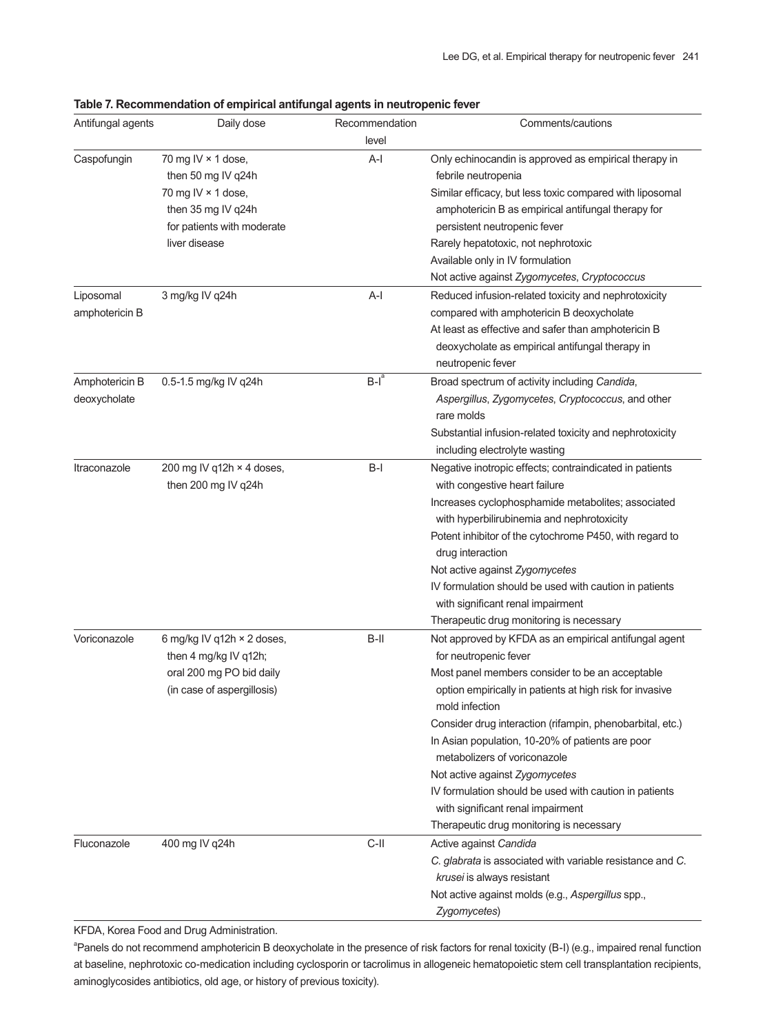**Table 7. Recommendation of empirical antifungal agents in neutropenic fever**

| Antifungal agents | Daily dose | Recommendation level | Comments/cautions |
|---|---|---|---|
| Caspofungin | 70 mg IV × 1 dose, then 50 mg IV q24h<br>70 mg IV × 1 dose, then 35 mg IV q24h for patients with moderate liver disease | A-I | Only echinocandin is approved as empirical therapy in febrile neutropenia<br>Similar efficacy, but less toxic compared with liposomal amphotericin B as empirical antifungal therapy for persistent neutropenic fever<br>Rarely hepatotoxic, not nephrotoxic<br>Available only in IV formulation<br>Not active against *Zygomycetes*, *Cryptococcus* |
| Liposomal amphotericin B | 3 mg/kg IV q24h | A-I | Reduced infusion-related toxicity and nephrotoxicity compared with amphotericin B deoxycholate<br>At least as effective and safer than amphotericin B deoxycholate as empirical antifungal therapy in neutropenic fever |
| Amphotericin B deoxycholate | 0.5-1.5 mg/kg IV q24h | B-I[a] | Broad spectrum of activity including *Candida*, *Aspergillus*, *Zygomycetes*, *Cryptococcus*, and other rare molds<br>Substantial infusion-related toxicity and nephrotoxicity including electrolyte wasting |
| Itraconazole | 200 mg IV q12h × 4 doses, then 200 mg IV q24h | B-I | Negative inotropic effects; contraindicated in patients with congestive heart failure<br>Increases cyclophosphamide metabolites; associated with hyperbilirubinemia and nephrotoxicity<br>Potent inhibitor of the cytochrome P450, with regard to drug interaction<br>Not active against *Zygomycetes*<br>IV formulation should be used with caution in patients with significant renal impairment<br>Therapeutic drug monitoring is necessary |
| Voriconazole | 6 mg/kg IV q12h × 2 doses, then 4 mg/kg IV q12h;<br>oral 200 mg PO bid daily (in case of aspergillosis) | B-II | Not approved by KFDA as an empirical antifungal agent for neutropenic fever<br>Most panel members consider to be an acceptable option empirically in patients at high risk for invasive mold infection<br>Consider drug interaction (rifampin, phenobarbital, etc.)<br>In Asian population, 10-20% of patients are poor metabolizers of voriconazole<br>Not active against *Zygomycetes*<br>IV formulation should be used with caution in patients with significant renal impairment<br>Therapeutic drug monitoring is necessary |
| Fluconazole | 400 mg IV q24h | C-II | Active against *Candida*<br>*C. glabrata* is associated with variable resistance and *C. krusei* is always resistant<br>Not active against molds (e.g., *Aspergillus* spp., *Zygomycetes*) |

KFDA, Korea Food and Drug Administration.

[a]Panels do not recommend amphotericin B deoxycholate in the presence of risk factors for renal toxicity (B-I) (e.g., impaired renal function at baseline, nephrotoxic co-medication including cyclosporin or tacrolimus in allogeneic hematopoietic stem cell transplantation recipients, aminoglycosides antibiotics, old age, or history of previous toxicity).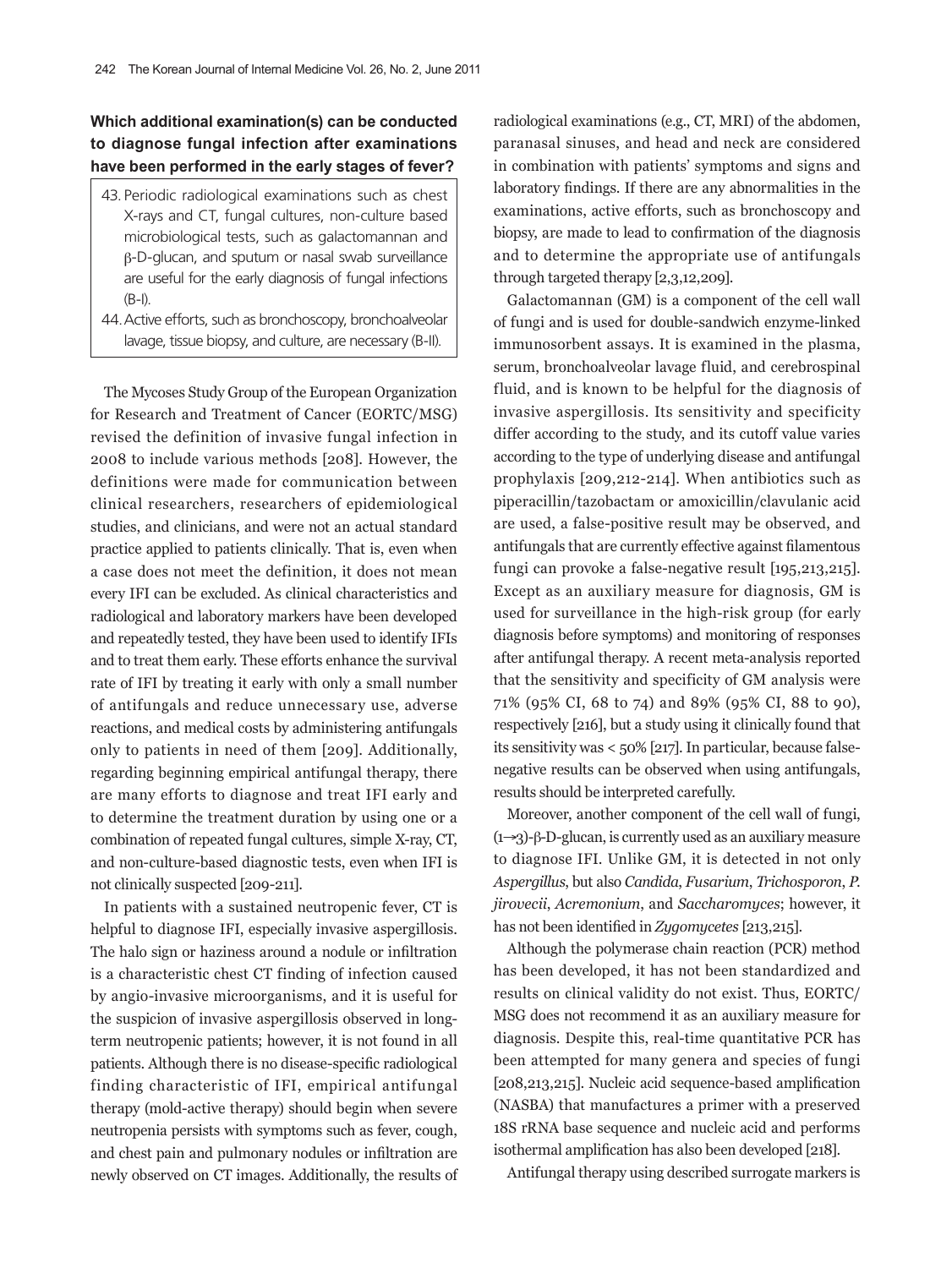### Which additional examination(s) can be conducted to diagnose fungal infection after examinations have been performed in the early stages of fever?

> 43. Periodic radiological examinations such as chest X-rays and CT, fungal cultures, non-culture based microbiological tests, such as galactomannan and β-D-glucan, and sputum or nasal swab surveillance are useful for the early diagnosis of fungal infections (B-I).
> 44. Active efforts, such as bronchoscopy, bronchoalveolar lavage, tissue biopsy, and culture, are necessary (B-II).

The Mycoses Study Group of the European Organization for Research and Treatment of Cancer (EORTC/MSG) revised the definition of invasive fungal infection in 2008 to include various methods [208]. However, the definitions were made for communication between clinical researchers, researchers of epidemiological studies, and clinicians, and were not an actual standard practice applied to patients clinically. That is, even when a case does not meet the definition, it does not mean every IFI can be excluded. As clinical characteristics and radiological and laboratory markers have been developed and repeatedly tested, they have been used to identify IFIs and to treat them early. These efforts enhance the survival rate of IFI by treating it early with only a small number of antifungals and reduce unnecessary use, adverse reactions, and medical costs by administering antifungals only to patients in need of them [209]. Additionally, regarding beginning empirical antifungal therapy, there are many efforts to diagnose and treat IFI early and to determine the treatment duration by using one or a combination of repeated fungal cultures, simple X-ray, CT, and non-culture-based diagnostic tests, even when IFI is not clinically suspected [209-211].

In patients with a sustained neutropenic fever, CT is helpful to diagnose IFI, especially invasive aspergillosis. The halo sign or haziness around a nodule or infiltration is a characteristic chest CT finding of infection caused by angio-invasive microorganisms, and it is useful for the suspicion of invasive aspergillosis observed in long-term neutropenic patients; however, it is not found in all patients. Although there is no disease-specific radiological finding characteristic of IFI, empirical antifungal therapy (mold-active therapy) should begin when severe neutropenia persists with symptoms such as fever, cough, and chest pain and pulmonary nodules or infiltration are newly observed on CT images. Additionally, the results of radiological examinations (e.g., CT, MRI) of the abdomen, paranasal sinuses, and head and neck are considered in combination with patients' symptoms and signs and laboratory findings. If there are any abnormalities in the examinations, active efforts, such as bronchoscopy and biopsy, are made to lead to confirmation of the diagnosis and to determine the appropriate use of antifungals through targeted therapy [2,3,12,209].

Galactomannan (GM) is a component of the cell wall of fungi and is used for double-sandwich enzyme-linked immunosorbent assays. It is examined in the plasma, serum, bronchoalveolar lavage fluid, and cerebrospinal fluid, and is known to be helpful for the diagnosis of invasive aspergillosis. Its sensitivity and specificity differ according to the study, and its cutoff value varies according to the type of underlying disease and antifungal prophylaxis [209,212-214]. When antibiotics such as piperacillin/tazobactam or amoxicillin/clavulanic acid are used, a false-positive result may be observed, and antifungals that are currently effective against filamentous fungi can provoke a false-negative result [195,213,215]. Except as an auxiliary measure for diagnosis, GM is used for surveillance in the high-risk group (for early diagnosis before symptoms) and monitoring of responses after antifungal therapy. A recent meta-analysis reported that the sensitivity and specificity of GM analysis were 71% (95% CI, 68 to 74) and 89% (95% CI, 88 to 90), respectively [216], but a study using it clinically found that its sensitivity was < 50% [217]. In particular, because false-negative results can be observed when using antifungals, results should be interpreted carefully.

Moreover, another component of the cell wall of fungi, (1→3)-β-D-glucan, is currently used as an auxiliary measure to diagnose IFI. Unlike GM, it is detected in not only *Aspergillus*, but also *Candida*, *Fusarium*, *Trichosporon*, *P. jirovecii*, *Acremonium*, and *Saccharomyces*; however, it has not been identified in *Zygomycetes* [213,215].

Although the polymerase chain reaction (PCR) method has been developed, it has not been standardized and results on clinical validity do not exist. Thus, EORTC/MSG does not recommend it as an auxiliary measure for diagnosis. Despite this, real-time quantitative PCR has been attempted for many genera and species of fungi [208,213,215]. Nucleic acid sequence-based amplification (NASBA) that manufactures a primer with a preserved 18S rRNA base sequence and nucleic acid and performs isothermal amplification has also been developed [218].

Antifungal therapy using described surrogate markers is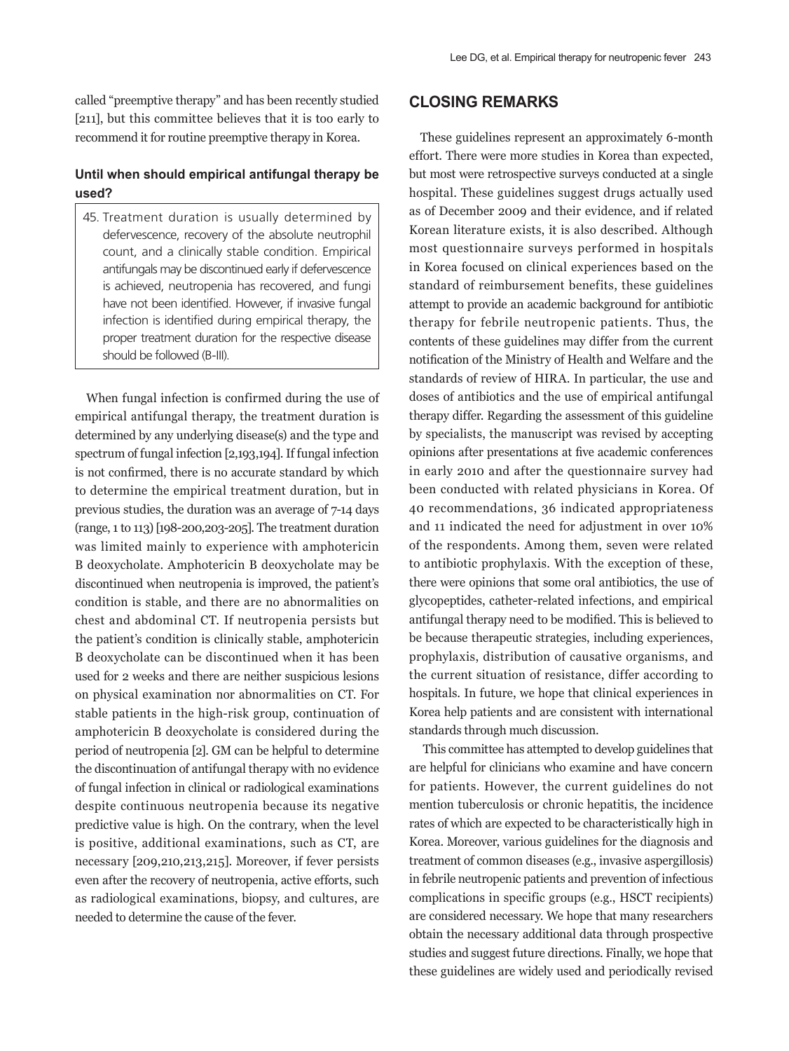called "preemptive therapy" and has been recently studied [211], but this committee believes that it is too early to recommend it for routine preemptive therapy in Korea.

### Until when should empirical antifungal therapy be used?

> 45. Treatment duration is usually determined by defervescence, recovery of the absolute neutrophil count, and a clinically stable condition. Empirical antifungals may be discontinued early if defervescence is achieved, neutropenia has recovered, and fungi have not been identified. However, if invasive fungal infection is identified during empirical therapy, the proper treatment duration for the respective disease should be followed (B-III).

When fungal infection is confirmed during the use of empirical antifungal therapy, the treatment duration is determined by any underlying disease(s) and the type and spectrum of fungal infection [2,193,194]. If fungal infection is not confirmed, there is no accurate standard by which to determine the empirical treatment duration, but in previous studies, the duration was an average of 7-14 days (range, 1 to 113) [198-200,203-205]. The treatment duration was limited mainly to experience with amphotericin B deoxycholate. Amphotericin B deoxycholate may be discontinued when neutropenia is improved, the patient's condition is stable, and there are no abnormalities on chest and abdominal CT. If neutropenia persists but the patient's condition is clinically stable, amphotericin B deoxycholate can be discontinued when it has been used for 2 weeks and there are neither suspicious lesions on physical examination nor abnormalities on CT. For stable patients in the high-risk group, continuation of amphotericin B deoxycholate is considered during the period of neutropenia [2]. GM can be helpful to determine the discontinuation of antifungal therapy with no evidence of fungal infection in clinical or radiological examinations despite continuous neutropenia because its negative predictive value is high. On the contrary, when the level is positive, additional examinations, such as CT, are necessary [209,210,213,215]. Moreover, if fever persists even after the recovery of neutropenia, active efforts, such as radiological examinations, biopsy, and cultures, are needed to determine the cause of the fever.

## CLOSING REMARKS

These guidelines represent an approximately 6-month effort. There were more studies in Korea than expected, but most were retrospective surveys conducted at a single hospital. These guidelines suggest drugs actually used as of December 2009 and their evidence, and if related Korean literature exists, it is also described. Although most questionnaire surveys performed in hospitals in Korea focused on clinical experiences based on the standard of reimbursement benefits, these guidelines attempt to provide an academic background for antibiotic therapy for febrile neutropenic patients. Thus, the contents of these guidelines may differ from the current notification of the Ministry of Health and Welfare and the standards of review of HIRA. In particular, the use and doses of antibiotics and the use of empirical antifungal therapy differ. Regarding the assessment of this guideline by specialists, the manuscript was revised by accepting opinions after presentations at five academic conferences in early 2010 and after the questionnaire survey had been conducted with related physicians in Korea. Of 40 recommendations, 36 indicated appropriateness and 11 indicated the need for adjustment in over 10% of the respondents. Among them, seven were related to antibiotic prophylaxis. With the exception of these, there were opinions that some oral antibiotics, the use of glycopeptides, catheter-related infections, and empirical antifungal therapy need to be modified. This is believed to be because therapeutic strategies, including experiences, prophylaxis, distribution of causative organisms, and the current situation of resistance, differ according to hospitals. In future, we hope that clinical experiences in Korea help patients and are consistent with international standards through much discussion.

This committee has attempted to develop guidelines that are helpful for clinicians who examine and have concern for patients. However, the current guidelines do not mention tuberculosis or chronic hepatitis, the incidence rates of which are expected to be characteristically high in Korea. Moreover, various guidelines for the diagnosis and treatment of common diseases (e.g., invasive aspergillosis) in febrile neutropenic patients and prevention of infectious complications in specific groups (e.g., HSCT recipients) are considered necessary. We hope that many researchers obtain the necessary additional data through prospective studies and suggest future directions. Finally, we hope that these guidelines are widely used and periodically revised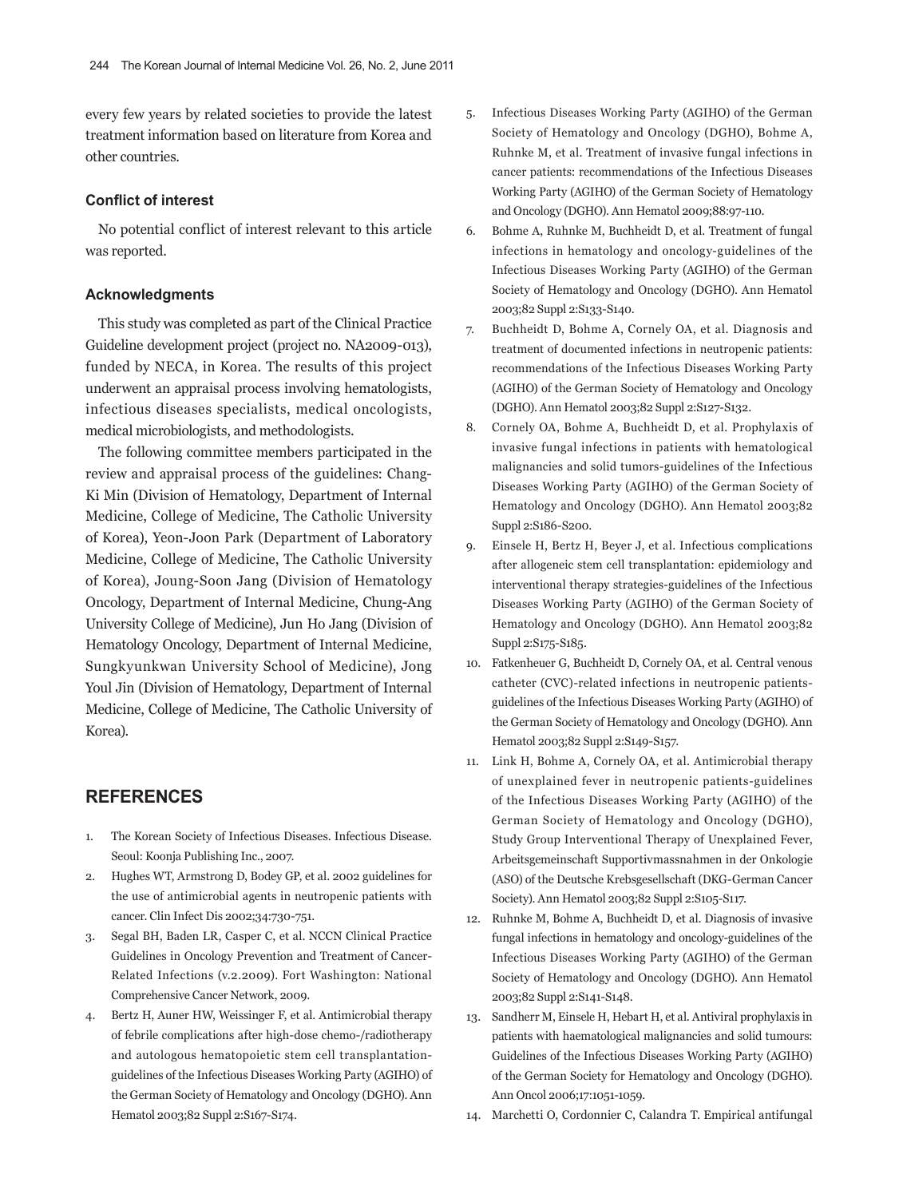every few years by related societies to provide the latest treatment information based on literature from Korea and other countries.

### Conflict of interest

No potential conflict of interest relevant to this article was reported.

### Acknowledgments

This study was completed as part of the Clinical Practice Guideline development project (project no. NA2009-013), funded by NECA, in Korea. The results of this project underwent an appraisal process involving hematologists, infectious diseases specialists, medical oncologists, medical microbiologists, and methodologists.

The following committee members participated in the review and appraisal process of the guidelines: Chang-Ki Min (Division of Hematology, Department of Internal Medicine, College of Medicine, The Catholic University of Korea), Yeon-Joon Park (Department of Laboratory Medicine, College of Medicine, The Catholic University of Korea), Joung-Soon Jang (Division of Hematology Oncology, Department of Internal Medicine, Chung-Ang University College of Medicine), Jun Ho Jang (Division of Hematology Oncology, Department of Internal Medicine, Sungkyunkwan University School of Medicine), Jong Youl Jin (Division of Hematology, Department of Internal Medicine, College of Medicine, The Catholic University of Korea).

## REFERENCES

1. The Korean Society of Infectious Diseases. Infectious Disease. Seoul: Koonja Publishing Inc., 2007.
2. Hughes WT, Armstrong D, Bodey GP, et al. 2002 guidelines for the use of antimicrobial agents in neutropenic patients with cancer. Clin Infect Dis 2002;34:730-751.
3. Segal BH, Baden LR, Casper C, et al. NCCN Clinical Practice Guidelines in Oncology Prevention and Treatment of Cancer-Related Infections (v.2.2009). Fort Washington: National Comprehensive Cancer Network, 2009.
4. Bertz H, Auner HW, Weissinger F, et al. Antimicrobial therapy of febrile complications after high-dose chemo-/radiotherapy and autologous hematopoietic stem cell transplantation-guidelines of the Infectious Diseases Working Party (AGIHO) of the German Society of Hematology and Oncology (DGHO). Ann Hematol 2003;82 Suppl 2:S167-S174.
5. Infectious Diseases Working Party (AGIHO) of the German Society of Hematology and Oncology (DGHO), Bohme A, Ruhnke M, et al. Treatment of invasive fungal infections in cancer patients: recommendations of the Infectious Diseases Working Party (AGIHO) of the German Society of Hematology and Oncology (DGHO). Ann Hematol 2009;88:97-110.
6. Bohme A, Ruhnke M, Buchheidt D, et al. Treatment of fungal infections in hematology and oncology-guidelines of the Infectious Diseases Working Party (AGIHO) of the German Society of Hematology and Oncology (DGHO). Ann Hematol 2003;82 Suppl 2:S133-S140.
7. Buchheidt D, Bohme A, Cornely OA, et al. Diagnosis and treatment of documented infections in neutropenic patients: recommendations of the Infectious Diseases Working Party (AGIHO) of the German Society of Hematology and Oncology (DGHO). Ann Hematol 2003;82 Suppl 2:S127-S132.
8. Cornely OA, Bohme A, Buchheidt D, et al. Prophylaxis of invasive fungal infections in patients with hematological malignancies and solid tumors-guidelines of the Infectious Diseases Working Party (AGIHO) of the German Society of Hematology and Oncology (DGHO). Ann Hematol 2003;82 Suppl 2:S186-S200.
9. Einsele H, Bertz H, Beyer J, et al. Infectious complications after allogeneic stem cell transplantation: epidemiology and interventional therapy strategies-guidelines of the Infectious Diseases Working Party (AGIHO) of the German Society of Hematology and Oncology (DGHO). Ann Hematol 2003;82 Suppl 2:S175-S185.
10. Fatkenheuer G, Buchheidt D, Cornely OA, et al. Central venous catheter (CVC)-related infections in neutropenic patients-guidelines of the Infectious Diseases Working Party (AGIHO) of the German Society of Hematology and Oncology (DGHO). Ann Hematol 2003;82 Suppl 2:S149-S157.
11. Link H, Bohme A, Cornely OA, et al. Antimicrobial therapy of unexplained fever in neutropenic patients-guidelines of the Infectious Diseases Working Party (AGIHO) of the German Society of Hematology and Oncology (DGHO), Study Group Interventional Therapy of Unexplained Fever, Arbeitsgemeinschaft Supportivmassnahmen in der Onkologie (ASO) of the Deutsche Krebsgesellschaft (DKG-German Cancer Society). Ann Hematol 2003;82 Suppl 2:S105-S117.
12. Ruhnke M, Bohme A, Buchheidt D, et al. Diagnosis of invasive fungal infections in hematology and oncology-guidelines of the Infectious Diseases Working Party (AGIHO) of the German Society of Hematology and Oncology (DGHO). Ann Hematol 2003;82 Suppl 2:S141-S148.
13. Sandherr M, Einsele H, Hebart H, et al. Antiviral prophylaxis in patients with hematological malignancies and solid tumours: Guidelines of the Infectious Diseases Working Party (AGIHO) of the German Society for Hematology and Oncology (DGHO). Ann Oncol 2006;17:1051-1059.
14. Marchetti O, Cordonnier C, Calandra T. Empirical antifungal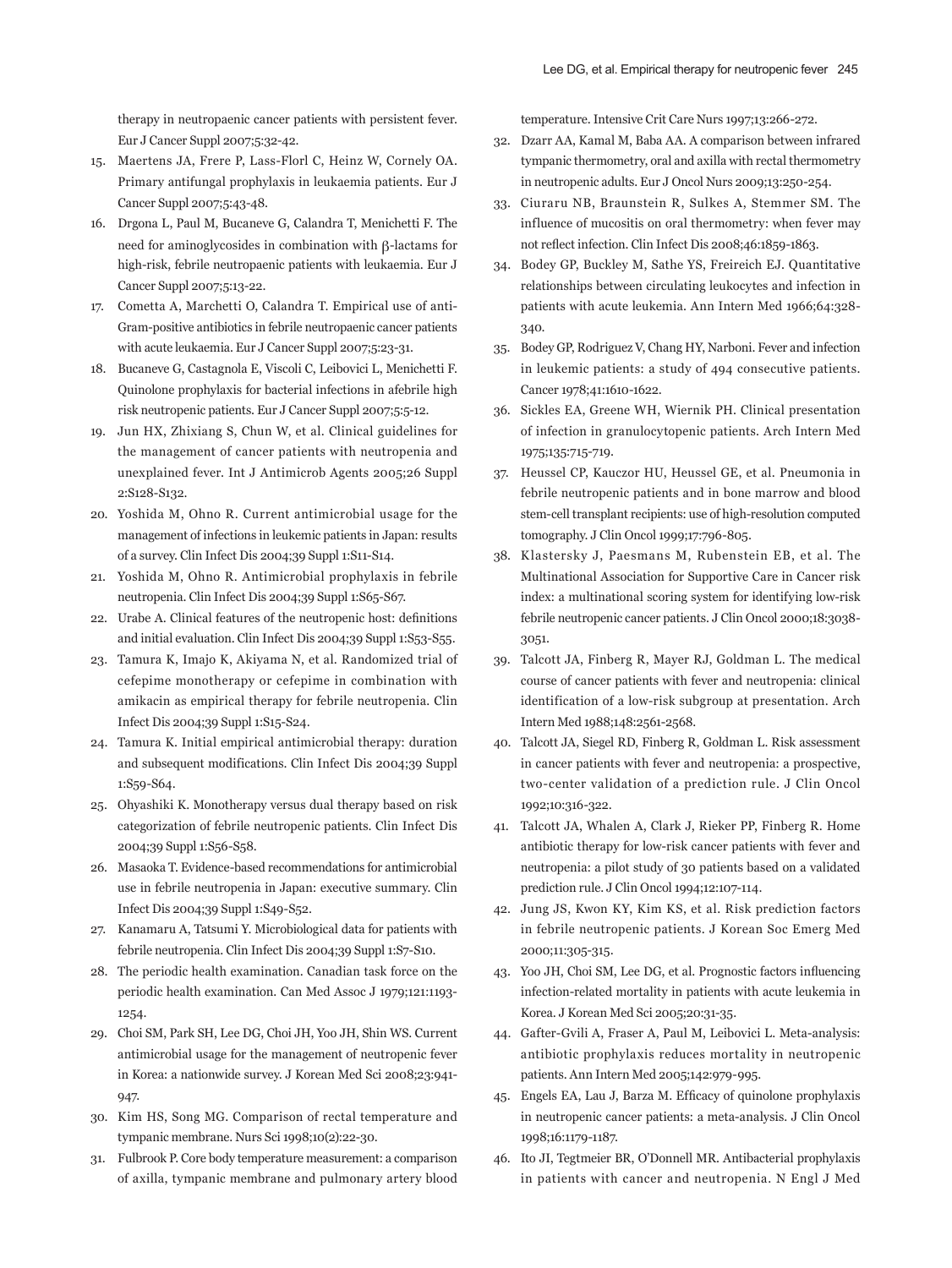therapy in neutropaenic cancer patients with persistent fever. Eur J Cancer Suppl 2007;5:32-42.

15. Maertens JA, Frere P, Lass-Florl C, Heinz W, Cornely OA. Primary antifungal prophylaxis in leukaemia patients. Eur J Cancer Suppl 2007;5:43-48.
16. Drgona L, Paul M, Bucaneve G, Calandra T, Menichetti F. The need for aminoglycosides in combination with β-lactams for high-risk, febrile neutropaenic patients with leukaemia. Eur J Cancer Suppl 2007;5:13-22.
17. Cometta A, Marchetti O, Calandra T. Empirical use of anti-Gram-positive antibiotics in febrile neutropaenic cancer patients with acute leukaemia. Eur J Cancer Suppl 2007;5:23-31.
18. Bucaneve G, Castagnola E, Viscoli C, Leibovici L, Menichetti F. Quinolone prophylaxis for bacterial infections in afebrile high risk neutropenic patients. Eur J Cancer Suppl 2007;5:5-12.
19. Jun HX, Zhixiang S, Chun W, et al. Clinical guidelines for the management of cancer patients with neutropenia and unexplained fever. Int J Antimicrob Agents 2005;26 Suppl 2:S128-S132.
20. Yoshida M, Ohno R. Current antimicrobial usage for the management of infections in leukemic patients in Japan: results of a survey. Clin Infect Dis 2004;39 Suppl 1:S11-S14.
21. Yoshida M, Ohno R. Antimicrobial prophylaxis in febrile neutropenia. Clin Infect Dis 2004;39 Suppl 1:S65-S67.
22. Urabe A. Clinical features of the neutropenic host: definitions and initial evaluation. Clin Infect Dis 2004;39 Suppl 1:S53-S55.
23. Tamura K, Imajo K, Akiyama N, et al. Randomized trial of cefepime monotherapy or cefepime in combination with amikacin as empirical therapy for febrile neutropenia. Clin Infect Dis 2004;39 Suppl 1:S15-S24.
24. Tamura K. Initial empirical antimicrobial therapy: duration and subsequent modifications. Clin Infect Dis 2004;39 Suppl 1:S59-S64.
25. Ohyashiki K. Monotherapy versus dual therapy based on risk categorization of febrile neutropenic patients. Clin Infect Dis 2004;39 Suppl 1:S56-S58.
26. Masaoka T. Evidence-based recommendations for antimicrobial use in febrile neutropenia in Japan: executive summary. Clin Infect Dis 2004;39 Suppl 1:S49-S52.
27. Kanamaru A, Tatsumi Y. Microbiological data for patients with febrile neutropenia. Clin Infect Dis 2004;39 Suppl 1:S7-S10.
28. The periodic health examination. Canadian task force on the periodic health examination. Can Med Assoc J 1979;121:1193-1254.
29. Choi SM, Park SH, Lee DG, Choi JH, Yoo JH, Shin WS. Current antimicrobial usage for the management of neutropenic fever in Korea: a nationwide survey. J Korean Med Sci 2008;23:941-947.
30. Kim HS, Song MG. Comparison of rectal temperature and tympanic membrane. Nurs Sci 1998;10(2):22-30.
31. Fulbrook P. Core body temperature measurement: a comparison of axilla, tympanic membrane and pulmonary artery blood temperature. Intensive Crit Care Nurs 1997;13:266-272.
32. Dzarr AA, Kamal M, Baba AA. A comparison between infrared tympanic thermometry, oral and axilla with rectal thermometry in neutropenic adults. Eur J Oncol Nurs 2009;13:250-254.
33. Ciuraru NB, Braunstein R, Sulkes A, Stemmer SM. The influence of mucositis on oral thermometry: when fever may not reflect infection. Clin Infect Dis 2008;46:1859-1863.
34. Bodey GP, Buckley M, Sathe YS, Freireich EJ. Quantitative relationships between circulating leukocytes and infection in patients with acute leukemia. Ann Intern Med 1966;64:328-340.
35. Bodey GP, Rodriguez V, Chang HY, Narboni. Fever and infection in leukemic patients: a study of 494 consecutive patients. Cancer 1978;41:1610-1622.
36. Sickles EA, Greene WH, Wiernik PH. Clinical presentation of infection in granulocytopenic patients. Arch Intern Med 1975;135:715-719.
37. Heussel CP, Kauczor HU, Heussel GE, et al. Pneumonia in febrile neutropenic patients and in bone marrow and blood stem-cell transplant recipients: use of high-resolution computed tomography. J Clin Oncol 1999;17:796-805.
38. Klastersky J, Paesmans M, Rubenstein EB, et al. The Multinational Association for Supportive Care in Cancer risk index: a multinational scoring system for identifying low-risk febrile neutropenic cancer patients. J Clin Oncol 2000;18:3038-3051.
39. Talcott JA, Finberg R, Mayer RJ, Goldman L. The medical course of cancer patients with fever and neutropenia: clinical identification of a low-risk subgroup at presentation. Arch Intern Med 1988;148:2561-2568.
40. Talcott JA, Siegel RD, Finberg R, Goldman L. Risk assessment in cancer patients with fever and neutropenia: a prospective, two-center validation of a prediction rule. J Clin Oncol 1992;10:316-322.
41. Talcott JA, Whalen A, Clark J, Rieker PP, Finberg R. Home antibiotic therapy for low-risk cancer patients with fever and neutropenia: a pilot study of 30 patients based on a validated prediction rule. J Clin Oncol 1994;12:107-114.
42. Jung JS, Kwon KY, Kim KS, et al. Risk prediction factors in febrile neutropenic patients. J Korean Soc Emerg Med 2000;11:305-315.
43. Yoo JH, Choi SM, Lee DG, et al. Prognostic factors influencing infection-related mortality in patients with acute leukemia in Korea. J Korean Med Sci 2005;20:31-35.
44. Gafter-Gvili A, Fraser A, Paul M, Leibovici L. Meta-analysis: antibiotic prophylaxis reduces mortality in neutropenic patients. Ann Intern Med 2005;142:979-995.
45. Engels EA, Lau J, Barza M. Efficacy of quinolone prophylaxis in neutropenic cancer patients: a meta-analysis. J Clin Oncol 1998;16:1179-1187.
46. Ito JI, Tegtmeier BR, O'Donnell MR. Antibacterial prophylaxis in patients with cancer and neutropenia. N Engl J Med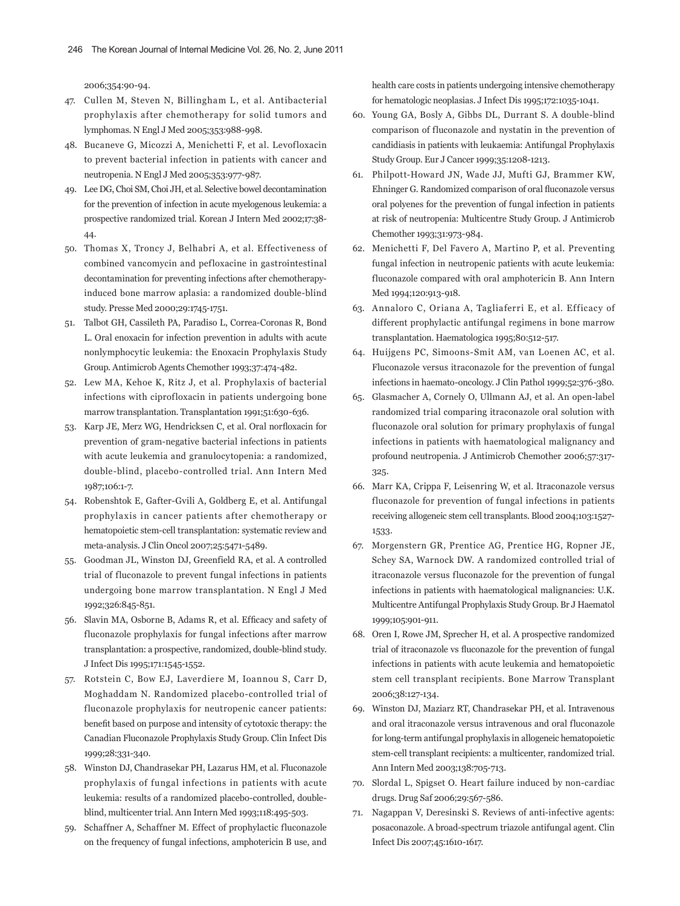2006;354:90-94.

47. Cullen M, Steven N, Billingham L, et al. Antibacterial prophylaxis after chemotherapy for solid tumors and lymphomas. N Engl J Med 2005;353:988-998.
48. Bucaneve G, Micozzi A, Menichetti F, et al. Levofloxacin to prevent bacterial infection in patients with cancer and neutropenia. N Engl J Med 2005;353:977-987.
49. Lee DG, Choi SM, Choi JH, et al. Selective bowel decontamination for the prevention of infection in acute myelogenous leukemia: a prospective randomized trial. Korean J Intern Med 2002;17:38-44.
50. Thomas X, Troncy J, Belhabri A, et al. Effectiveness of combined vancomycin and pefloxacine in gastrointestinal decontamination for preventing infections after chemotherapy-induced bone marrow aplasia: a randomized double-blind study. Presse Med 2000;29:1745-1751.
51. Talbot GH, Cassileth PA, Paradiso L, Correa-Coronas R, Bond L. Oral enoxacin for infection prevention in adults with acute nonlymphocytic leukemia: the Enoxacin Prophylaxis Study Group. Antimicrob Agents Chemother 1993;37:474-482.
52. Lew MA, Kehoe K, Ritz J, et al. Prophylaxis of bacterial infections with ciprofloxacin in patients undergoing bone marrow transplantation. Transplantation 1991;51:630-636.
53. Karp JE, Merz WG, Hendricksen C, et al. Oral norfloxacin for prevention of gram-negative bacterial infections in patients with acute leukemia and granulocytopenia: a randomized, double-blind, placebo-controlled trial. Ann Intern Med 1987;106:1-7.
54. Robenshtok E, Gafter-Gvili A, Goldberg E, et al. Antifungal prophylaxis in cancer patients after chemotherapy or hematopoietic stem-cell transplantation: systematic review and meta-analysis. J Clin Oncol 2007;25:5471-5489.
55. Goodman JL, Winston DJ, Greenfield RA, et al. A controlled trial of fluconazole to prevent fungal infections in patients undergoing bone marrow transplantation. N Engl J Med 1992;326:845-851.
56. Slavin MA, Osborne B, Adams R, et al. Efficacy and safety of fluconazole prophylaxis for fungal infections after marrow transplantation: a prospective, randomized, double-blind study. J Infect Dis 1995;171:1545-1552.
57. Rotstein C, Bow EJ, Laverdiere M, Ioannou S, Carr D, Moghaddam N. Randomized placebo-controlled trial of fluconazole prophylaxis for neutropenic cancer patients: benefit based on purpose and intensity of cytotoxic therapy: the Canadian Fluconazole Prophylaxis Study Group. Clin Infect Dis 1999;28:331-340.
58. Winston DJ, Chandrasekar PH, Lazarus HM, et al. Fluconazole prophylaxis of fungal infections in patients with acute leukemia: results of a randomized placebo-controlled, double-blind, multicenter trial. Ann Intern Med 1993;118:495-503.
59. Schaffner A, Schaffner M. Effect of prophylactic fluconazole on the frequency of fungal infections, amphotericin B use, and health care costs in patients undergoing intensive chemotherapy for hematologic neoplasias. J Infect Dis 1995;172:1035-1041.
60. Young GA, Bosly A, Gibbs DL, Durrant S. A double-blind comparison of fluconazole and nystatin in the prevention of candidiasis in patients with leukaemia: Antifungal Prophylaxis Study Group. Eur J Cancer 1999;35:1208-1213.
61. Philpott-Howard JN, Wade JJ, Mufti GJ, Brammer KW, Ehninger G. Randomized comparison of oral fluconazole versus oral polyenes for the prevention of fungal infection in patients at risk of neutropenia: Multicentre Study Group. J Antimicrob Chemother 1993;31:973-984.
62. Menichetti F, Del Favero A, Martino P, et al. Preventing fungal infection in neutropenic patients with acute leukemia: fluconazole compared with oral amphotericin B. Ann Intern Med 1994;120:913-918.
63. Annaloro C, Oriana A, Tagliaferri E, et al. Efficacy of different prophylactic antifungal regimens in bone marrow transplantation. Haematologica 1995;80:512-517.
64. Huijgens PC, Simoons-Smit AM, van Loenen AC, et al. Fluconazole versus itraconazole for the prevention of fungal infections in haemato-oncology. J Clin Pathol 1999;52:376-380.
65. Glasmacher A, Cornely O, Ullmann AJ, et al. An open-label randomized trial comparing itraconazole oral solution with fluconazole oral solution for primary prophylaxis of fungal infections in patients with haematological malignancy and profound neutropenia. J Antimicrob Chemother 2006;57:317-325.
66. Marr KA, Crippa F, Leisenring W, et al. Itraconazole versus fluconazole for prevention of fungal infections in patients receiving allogeneic stem cell transplants. Blood 2004;103:1527-1533.
67. Morgenstern GR, Prentice AG, Prentice HG, Ropner JE, Schey SA, Warnock DW. A randomized controlled trial of itraconazole versus fluconazole for the prevention of fungal infections in patients with haematological malignancies: U.K. Multicentre Antifungal Prophylaxis Study Group. Br J Haematol 1999;105:901-911.
68. Oren I, Rowe JM, Sprecher H, et al. A prospective randomized trial of itraconazole vs fluconazole for the prevention of fungal infections in patients with acute leukemia and hematopoietic stem cell transplant recipients. Bone Marrow Transplant 2006;38:127-134.
69. Winston DJ, Maziarz RT, Chandrasekar PH, et al. Intravenous and oral itraconazole versus intravenous and oral fluconazole for long-term antifungal prophylaxis in allogeneic hematopoietic stem-cell transplant recipients: a multicenter, randomized trial. Ann Intern Med 2003;138:705-713.
70. Slordal L, Spigset O. Heart failure induced by non-cardiac drugs. Drug Saf 2006;29:567-586.
71. Nagappan V, Deresinski S. Reviews of anti-infective agents: posaconazole. A broad-spectrum triazole antifungal agent. Clin Infect Dis 2007;45:1610-1617.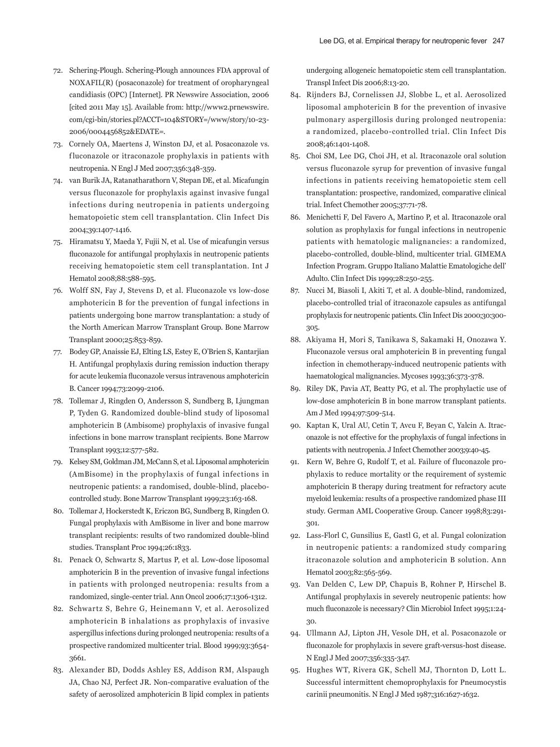72. Schering-Plough. Schering-Plough announces FDA approval of NOXAFIL(R) (posaconazole) for treatment of oropharyngeal candidiasis (OPC) [Internet]. PR Newswire Association, 2006 [cited 2011 May 15]. Available from: http://www2.prnewswire.com/cgi-bin/stories.pl?ACCT=104&STORY=/www/story/10-23-2006/0004456852&EDATE=.
73. Cornely OA, Maertens J, Winston DJ, et al. Posaconazole vs. fluconazole or itraconazole prophylaxis in patients with neutropenia. N Engl J Med 2007;356:348-359.
74. van Burik JA, Ratanatharathorn V, Stepan DE, et al. Micafungin versus fluconazole for prophylaxis against invasive fungal infections during neutropenia in patients undergoing hematopoietic stem cell transplantation. Clin Infect Dis 2004;39:1407-1416.
75. Hiramatsu Y, Maeda Y, Fujii N, et al. Use of micafungin versus fluconazole for antifungal prophylaxis in neutropenic patients receiving hematopoietic stem cell transplantation. Int J Hematol 2008;88:588-595.
76. Wolff SN, Fay J, Stevens D, et al. Fluconazole vs low-dose amphotericin B for the prevention of fungal infections in patients undergoing bone marrow transplantation: a study of the North American Marrow Transplant Group. Bone Marrow Transplant 2000;25:853-859.
77. Bodey GP, Anaissie EJ, Elting LS, Estey E, O'Brien S, Kantarjian H. Antifungal prophylaxis during remission induction therapy for acute leukemia fluconazole versus intravenous amphotericin B. Cancer 1994;73:2099-2106.
78. Tollemar J, Ringden O, Andersson S, Sundberg B, Ljungman P, Tyden G. Randomized double-blind study of liposomal amphotericin B (Ambisome) prophylaxis of invasive fungal infections in bone marrow transplant recipients. Bone Marrow Transplant 1993;12:577-582.
79. Kelsey SM, Goldman JM, McCann S, et al. Liposomal amphotericin (AmBisome) in the prophylaxis of fungal infections in neutropenic patients: a randomised, double-blind, placebo-controlled study. Bone Marrow Transplant 1999;23:163-168.
80. Tollemar J, Hockerstedt K, Ericzon BG, Sundberg B, Ringden O. Fungal prophylaxis with AmBisome in liver and bone marrow transplant recipients: results of two randomized double-blind studies. Transplant Proc 1994;26:1833.
81. Penack O, Schwartz S, Martus P, et al. Low-dose liposomal amphotericin B in the prevention of invasive fungal infections in patients with prolonged neutropenia: results from a randomized, single-center trial. Ann Oncol 2006;17:1306-1312.
82. Schwartz S, Behre G, Heinemann V, et al. Aerosolized amphotericin B inhalations as prophylaxis of invasive aspergillus infections during prolonged neutropenia: results of a prospective randomized multicenter trial. Blood 1999;93:3654-3661.
83. Alexander BD, Dodds Ashley ES, Addison RM, Alspaugh JA, Chao NJ, Perfect JR. Non-comparative evaluation of the safety of aerosolized amphotericin B lipid complex in patients undergoing allogeneic hematopoietic stem cell transplantation. Transpl Infect Dis 2006;8:13-20.
84. Rijnders BJ, Cornelissen JJ, Slobbe L, et al. Aerosolized liposomal amphotericin B for the prevention of invasive pulmonary aspergillosis during prolonged neutropenia: a randomized, placebo-controlled trial. Clin Infect Dis 2008;46:1401-1408.
85. Choi SM, Lee DG, Choi JH, et al. Itraconazole oral solution versus fluconazole syrup for prevention of invasive fungal infections in patients receiving hematopoietic stem cell transplantation: prospective, randomized, comparative clinical trial. Infect Chemother 2005;37:71-78.
86. Menichetti F, Del Favero A, Martino P, et al. Itraconazole oral solution as prophylaxis for fungal infections in neutropenic patients with hematologic malignancies: a randomized, placebo-controlled, double-blind, multicenter trial. GIMEMA Infection Program. Gruppo Italiano Malattie Ematologiche dell' Adulto. Clin Infect Dis 1999;28:250-255.
87. Nucci M, Biasoli I, Akiti T, et al. A double-blind, randomized, placebo-controlled trial of itraconazole capsules as antifungal prophylaxis for neutropenic patients. Clin Infect Dis 2000;30:300-305.
88. Akiyama H, Mori S, Tanikawa S, Sakamaki H, Onozawa Y. Fluconazole versus oral amphotericin B in preventing fungal infection in chemotherapy-induced neutropenic patients with haematological malignancies. Mycoses 1993;36:373-378.
89. Riley DK, Pavia AT, Beatty PG, et al. The prophylactic use of low-dose amphotericin B in bone marrow transplant patients. Am J Med 1994;97:509-514.
90. Kaptan K, Ural AU, Cetin T, Avcu F, Beyan C, Yalcin A. Itraconazole is not effective for the prophylaxis of fungal infections in patients with neutropenia. J Infect Chemother 2003;9:40-45.
91. Kern W, Behre G, Rudolf T, et al. Failure of fluconazole prophylaxis to reduce mortality or the requirement of systemic amphotericin B therapy during treatment for refractory acute myeloid leukemia: results of a prospective randomized phase III study. German AML Cooperative Group. Cancer 1998;83:291-301.
92. Lass-Florl C, Gunsilius E, Gastl G, et al. Fungal colonization in neutropenic patients: a randomized study comparing itraconazole solution and amphotericin B solution. Ann Hematol 2003;82:565-569.
93. Van Delden C, Lew DP, Chapuis B, Rohner P, Hirschel B. Antifungal prophylaxis in severely neutropenic patients: how much fluconazole is necessary? Clin Microbiol Infect 1995;1:24-30.
94. Ullmann AJ, Lipton JH, Vesole DH, et al. Posaconazole or fluconazole for prophylaxis in severe graft-versus-host disease. N Engl J Med 2007;356:335-347.
95. Hughes WT, Rivera GK, Schell MJ, Thornton D, Lott L. Successful intermittent chemoprophylaxis for Pneumocystis carinii pneumonitis. N Engl J Med 1987;316:1627-1632.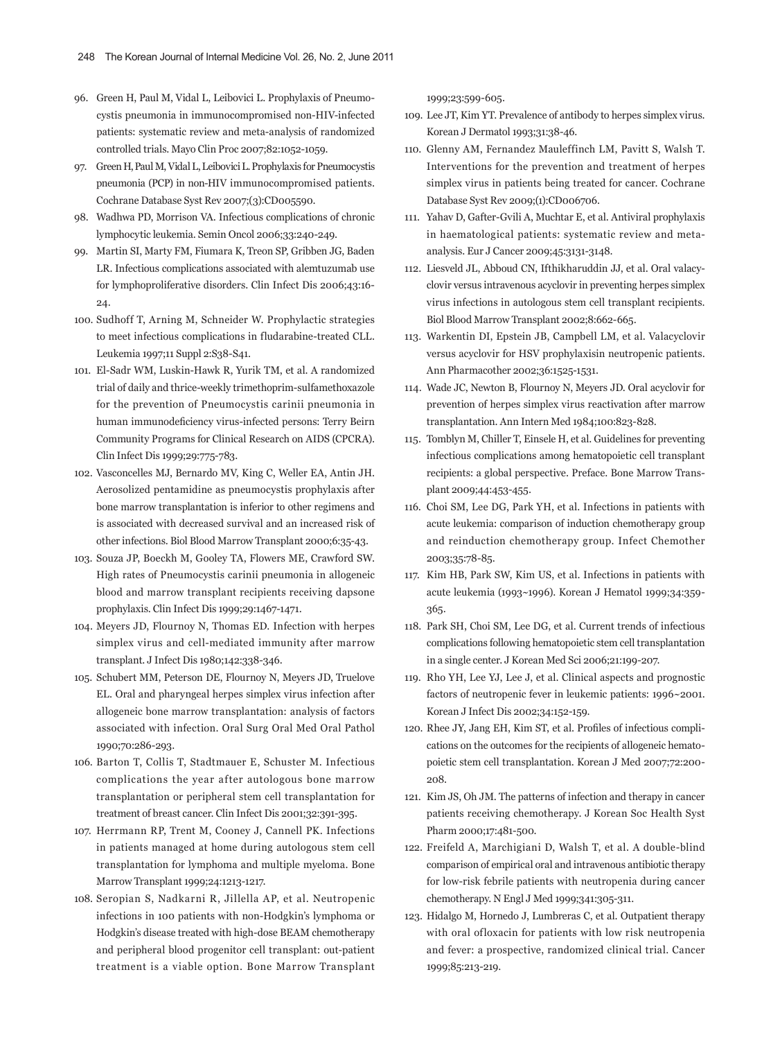96. Green H, Paul M, Vidal L, Leibovici L. Prophylaxis of Pneumocystis pneumonia in immunocompromised non-HIV-infected patients: systematic review and meta-analysis of randomized controlled trials. Mayo Clin Proc 2007;82:1052-1059.
97. Green H, Paul M, Vidal L, Leibovici L. Prophylaxis for Pneumocystis pneumonia (PCP) in non-HIV immunocompromised patients. Cochrane Database Syst Rev 2007;(3):CD005590.
98. Wadhwa PD, Morrison VA. Infectious complications of chronic lymphocytic leukemia. Semin Oncol 2006;33:240-249.
99. Martin SI, Marty FM, Fiumara K, Treon SP, Gribben JG, Baden LR. Infectious complications associated with alemtuzumab use for lymphoproliferative disorders. Clin Infect Dis 2006;43:16-24.
100. Sudhoff T, Arning M, Schneider W. Prophylactic strategies to meet infectious complications in fludarabine-treated CLL. Leukemia 1997;11 Suppl 2:S38-S41.
101. El-Sadr WM, Luskin-Hawk R, Yurik TM, et al. A randomized trial of daily and thrice-weekly trimethoprim-sulfamethoxazole for the prevention of Pneumocystis carinii pneumonia in human immunodeficiency virus-infected persons: Terry Beirn Community Programs for Clinical Research on AIDS (CPCRA). Clin Infect Dis 1999;29:775-783.
102. Vasconcelles MJ, Bernardo MV, King C, Weller EA, Antin JH. Aerosolized pentamidine as pneumocystis prophylaxis after bone marrow transplantation is inferior to other regimens and is associated with decreased survival and an increased risk of other infections. Biol Blood Marrow Transplant 2000;6:35-43.
103. Souza JP, Boeckh M, Gooley TA, Flowers ME, Crawford SW. High rates of Pneumocystis carinii pneumonia in allogeneic blood and marrow transplant recipients receiving dapsone prophylaxis. Clin Infect Dis 1999;29:1467-1471.
104. Meyers JD, Flournoy N, Thomas ED. Infection with herpes simplex virus and cell-mediated immunity after marrow transplant. J Infect Dis 1980;142:338-346.
105. Schubert MM, Peterson DE, Flournoy N, Meyers JD, Truelove EL. Oral and pharyngeal herpes simplex virus infection after allogeneic bone marrow transplantation: analysis of factors associated with infection. Oral Surg Oral Med Oral Pathol 1990;70:286-293.
106. Barton T, Collis T, Stadtmauer E, Schuster M. Infectious complications the year after autologous bone marrow transplantation or peripheral stem cell transplantation for treatment of breast cancer. Clin Infect Dis 2001;32:391-395.
107. Herrmann RP, Trent M, Cooney J, Cannell PK. Infections in patients managed at home during autologous stem cell transplantation for lymphoma and multiple myeloma. Bone Marrow Transplant 1999;24:1213-1217.
108. Seropian S, Nadkarni R, Jillella AP, et al. Neutropenic infections in 100 patients with non-Hodgkin's lymphoma or Hodgkin's disease treated with high-dose BEAM chemotherapy and peripheral blood progenitor cell transplant: out-patient treatment is a viable option. Bone Marrow Transplant 1999;23:599-605.
109. Lee JT, Kim YT. Prevalence of antibody to herpes simplex virus. Korean J Dermatol 1993;31:38-46.
110. Glenny AM, Fernandez Mauleffinch LM, Pavitt S, Walsh T. Interventions for the prevention and treatment of herpes simplex virus in patients being treated for cancer. Cochrane Database Syst Rev 2009;(1):CD006706.
111. Yahav D, Gafter-Gvili A, Muchtar E, et al. Antiviral prophylaxis in haematological patients: systematic review and meta-analysis. Eur J Cancer 2009;45:3131-3148.
112. Liesveld JL, Abboud CN, Ifthikharuddin JJ, et al. Oral valacyclovir versus intravenous acyclovir in preventing herpes simplex virus infections in autologous stem cell transplant recipients. Biol Blood Marrow Transplant 2002;8:662-665.
113. Warkentin DI, Epstein JB, Campbell LM, et al. Valacyclovir versus acyclovir for HSV prophylaxisin neutropenic patients. Ann Pharmacother 2002;36:1525-1531.
114. Wade JC, Newton B, Flournoy N, Meyers JD. Oral acyclovir for prevention of herpes simplex virus reactivation after marrow transplantation. Ann Intern Med 1984;100:823-828.
115. Tomblyn M, Chiller T, Einsele H, et al. Guidelines for preventing infectious complications among hematopoietic cell transplant recipients: a global perspective. Preface. Bone Marrow Transplant 2009;44:453-455.
116. Choi SM, Lee DG, Park YH, et al. Infections in patients with acute leukemia: comparison of induction chemotherapy group and reinduction chemotherapy group. Infect Chemother 2003;35:78-85.
117. Kim HB, Park SW, Kim US, et al. Infections in patients with acute leukemia (1993~1996). Korean J Hematol 1999;34:359-365.
118. Park SH, Choi SM, Lee DG, et al. Current trends of infectious complications following hematopoietic stem cell transplantation in a single center. J Korean Med Sci 2006;21:199-207.
119. Rho YH, Lee YJ, Lee J, et al. Clinical aspects and prognostic factors of neutropenic fever in leukemic patients: 1996~2001. Korean J Infect Dis 2002;34:152-159.
120. Rhee JY, Jang EH, Kim ST, et al. Profiles of infectious complications on the outcomes for the recipients of allogeneic hematopoietic stem cell transplantation. Korean J Med 2007;72:200-208.
121. Kim JS, Oh JM. The patterns of infection and therapy in cancer patients receiving chemotherapy. J Korean Soc Health Syst Pharm 2000;17:481-500.
122. Freifeld A, Marchigiani D, Walsh T, et al. A double-blind comparison of empirical oral and intravenous antibiotic therapy for low-risk febrile patients with neutropenia during cancer chemotherapy. N Engl J Med 1999;341:305-311.
123. Hidalgo M, Hornedo J, Lumbreras C, et al. Outpatient therapy with oral ofloxacin for patients with low risk neutropenia and fever: a prospective, randomized clinical trial. Cancer 1999;85:213-219.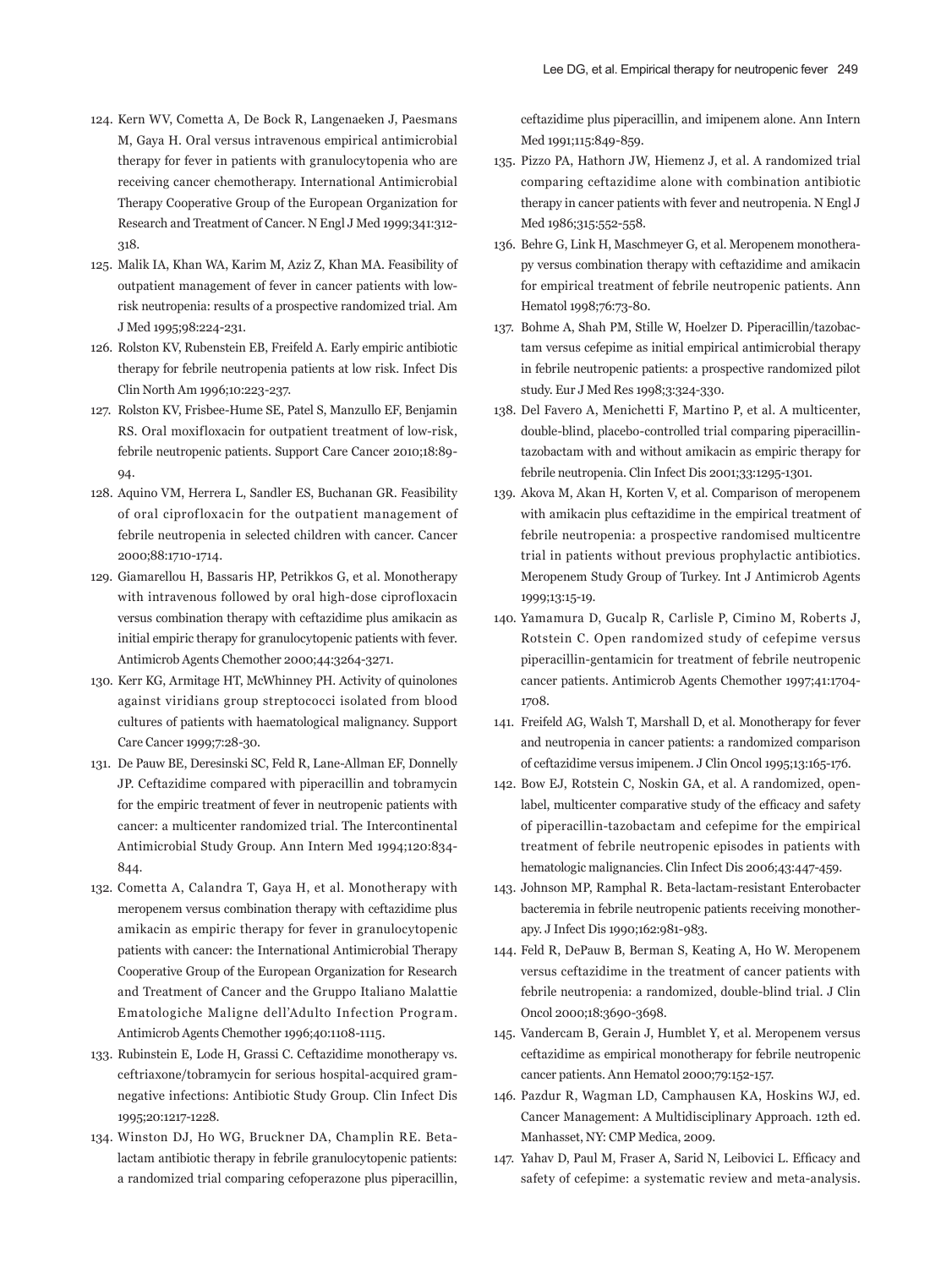124. Kern WV, Cometta A, De Bock R, Langenaeken J, Paesmans M, Gaya H. Oral versus intravenous empirical antimicrobial therapy for fever in patients with granulocytopenia who are receiving cancer chemotherapy. International Antimicrobial Therapy Cooperative Group of the European Organization for Research and Treatment of Cancer. N Engl J Med 1999;341:312-318.
125. Malik IA, Khan WA, Karim M, Aziz Z, Khan MA. Feasibility of outpatient management of fever in cancer patients with low-risk neutropenia: results of a prospective randomized trial. Am J Med 1995;98:224-231.
126. Rolston KV, Rubenstein EB, Freifeld A. Early empiric antibiotic therapy for febrile neutropenia patients at low risk. Infect Dis Clin North Am 1996;10:223-237.
127. Rolston KV, Frisbee-Hume SE, Patel S, Manzullo EF, Benjamin RS. Oral moxifloxacin for outpatient treatment of low-risk, febrile neutropenic patients. Support Care Cancer 2010;18:89-94.
128. Aquino VM, Herrera L, Sandler ES, Buchanan GR. Feasibility of oral ciprofloxacin for the outpatient management of febrile neutropenia in selected children with cancer. Cancer 2000;88:1710-1714.
129. Giamarellou H, Bassaris HP, Petrikkos G, et al. Monotherapy with intravenous followed by oral high-dose ciprofloxacin versus combination therapy with ceftazidime plus amikacin as initial empiric therapy for granulocytopenic patients with fever. Antimicrob Agents Chemother 2000;44:3264-3271.
130. Kerr KG, Armitage HT, McWhinney PH. Activity of quinolones against viridians group streptococci isolated from blood cultures of patients with haematological malignancy. Support Care Cancer 1999;7:28-30.
131. De Pauw BE, Deresinski SC, Feld R, Lane-Allman EF, Donnelly JP. Ceftazidime compared with piperacillin and tobramycin for the empiric treatment of fever in neutropenic patients with cancer: a multicenter randomized trial. The Intercontinental Antimicrobial Study Group. Ann Intern Med 1994;120:834-844.
132. Cometta A, Calandra T, Gaya H, et al. Monotherapy with meropenem versus combination therapy with ceftazidime plus amikacin as empiric therapy for fever in granulocytopenic patients with cancer: the International Antimicrobial Therapy Cooperative Group of the European Organization for Research and Treatment of Cancer and the Gruppo Italiano Malattie Ematologiche Maligne dell'Adulto Infection Program. Antimicrob Agents Chemother 1996;40:1108-1115.
133. Rubinstein E, Lode H, Grassi C. Ceftazidime monotherapy vs. ceftriaxone/tobramycin for serious hospital-acquired gram-negative infections: Antibiotic Study Group. Clin Infect Dis 1995;20:1217-1228.
134. Winston DJ, Ho WG, Bruckner DA, Champlin RE. Beta-lactam antibiotic therapy in febrile granulocytopenic patients: a randomized trial comparing cefoperazone plus piperacillin, ceftazidime plus piperacillin, and imipenem alone. Ann Intern Med 1991;115:849-859.
135. Pizzo PA, Hathorn JW, Hiemenz J, et al. A randomized trial comparing ceftazidime alone with combination antibiotic therapy in cancer patients with fever and neutropenia. N Engl J Med 1986;315:552-558.
136. Behre G, Link H, Maschmeyer G, et al. Meropenem monotherapy versus combination therapy with ceftazidime and amikacin for empirical treatment of febrile neutropenic patients. Ann Hematol 1998;76:73-80.
137. Bohme A, Shah PM, Stille W, Hoelzer D. Piperacillin/tazobactam versus cefepime as initial empirical antimicrobial therapy in febrile neutropenic patients: a prospective randomized pilot study. Eur J Med Res 1998;3:324-330.
138. Del Favero A, Menichetti F, Martino P, et al. A multicenter, double-blind, placebo-controlled trial comparing piperacillin-tazobactam with and without amikacin as empiric therapy for febrile neutropenia. Clin Infect Dis 2001;33:1295-1301.
139. Akova M, Akan H, Korten V, et al. Comparison of meropenem with amikacin plus ceftazidime in the empirical treatment of febrile neutropenia: a prospective randomised multicentre trial in patients without previous prophylactic antibiotics. Meropenem Study Group of Turkey. Int J Antimicrob Agents 1999;13:15-19.
140. Yamamura D, Gucalp R, Carlisle P, Cimino M, Roberts J, Rotstein C. Open randomized study of cefepime versus piperacillin-gentamicin for treatment of febrile neutropenic cancer patients. Antimicrob Agents Chemother 1997;41:1704-1708.
141. Freifeld AG, Walsh T, Marshall D, et al. Monotherapy for fever and neutropenia in cancer patients: a randomized comparison of ceftazidime versus imipenem. J Clin Oncol 1995;13:165-176.
142. Bow EJ, Rotstein C, Noskin GA, et al. A randomized, open-label, multicenter comparative study of the efficacy and safety of piperacillin-tazobactam and cefepime for the empirical treatment of febrile neutropenic episodes in patients with hematologic malignancies. Clin Infect Dis 2006;43:447-459.
143. Johnson MP, Ramphal R. Beta-lactam-resistant Enterobacter bacteremia in febrile neutropenic patients receiving monotherapy. J Infect Dis 1990;162:981-983.
144. Feld R, DePauw B, Berman S, Keating A, Ho W. Meropenem versus ceftazidime in the treatment of cancer patients with febrile neutropenia: a randomized, double-blind trial. J Clin Oncol 2000;18:3690-3698.
145. Vandercam B, Gerain J, Humblet Y, et al. Meropenem versus ceftazidime as empirical monotherapy for febrile neutropenic cancer patients. Ann Hematol 2000;79:152-157.
146. Pazdur R, Wagman LD, Camphausen KA, Hoskins WJ, ed. Cancer Management: A Multidisciplinary Approach. 12th ed. Manhasset, NY: CMP Medica, 2009.
147. Yahav D, Paul M, Fraser A, Sarid N, Leibovici L. Efficacy and safety of cefepime: a systematic review and meta-analysis.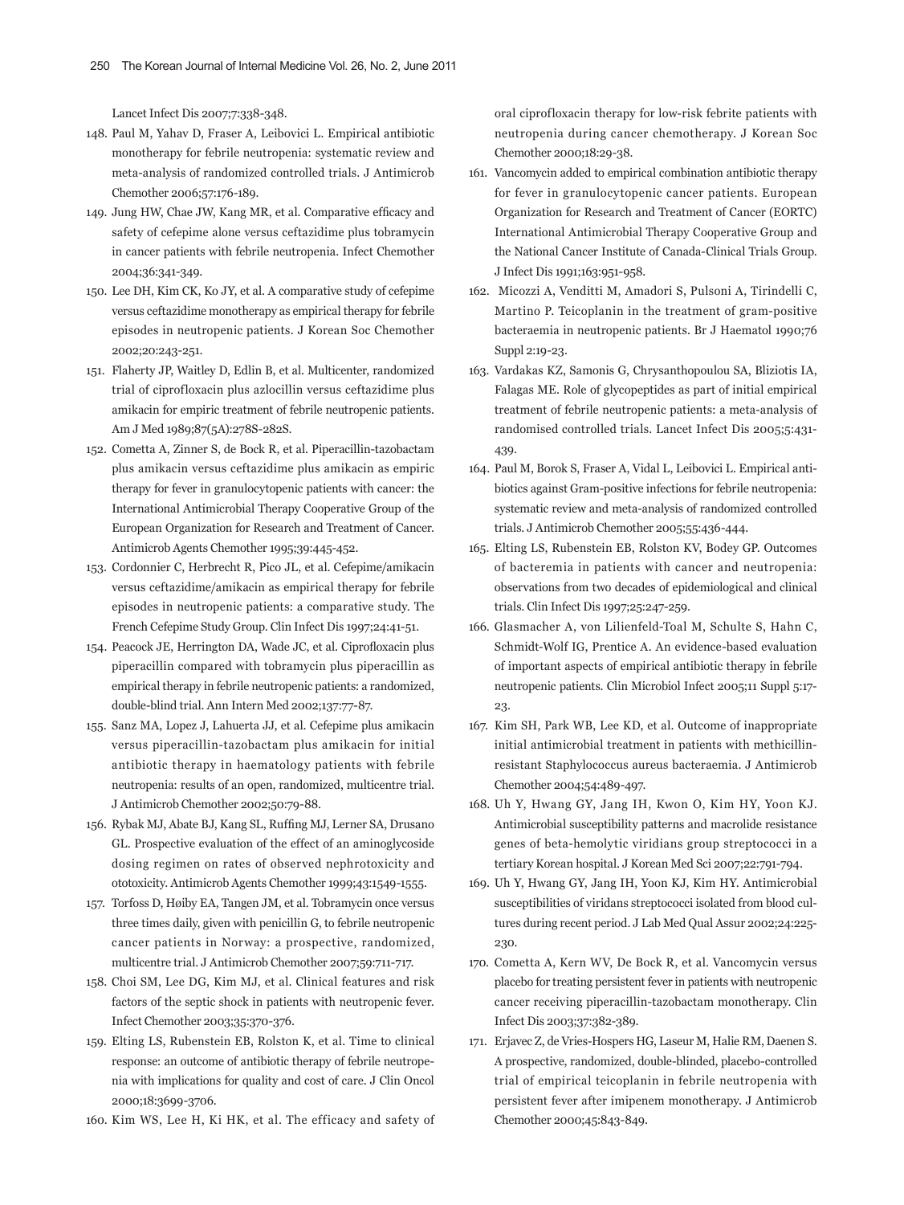Lancet Infect Dis 2007;7:338-348.

148. Paul M, Yahav D, Fraser A, Leibovici L. Empirical antibiotic monotherapy for febrile neutropenia: systematic review and meta-analysis of randomized controlled trials. J Antimicrob Chemother 2006;57:176-189.
149. Jung HW, Chae JW, Kang MR, et al. Comparative efficacy and safety of cefepime alone versus ceftazidime plus tobramycin in cancer patients with febrile neutropenia. Infect Chemother 2004;36:341-349.
150. Lee DH, Kim CK, Ko JY, et al. A comparative study of cefepime versus ceftazidime monotherapy as empirical therapy for febrile episodes in neutropenic patients. J Korean Soc Chemother 2002;20:243-251.
151. Flaherty JP, Waitley D, Edlin B, et al. Multicenter, randomized trial of ciprofloxacin plus azlocillin versus ceftazidime plus amikacin for empiric treatment of febrile neutropenic patients. Am J Med 1989;87(5A):278S-282S.
152. Cometta A, Zinner S, de Bock R, et al. Piperacillin-tazobactam plus amikacin versus ceftazidime plus amikacin as empiric therapy for fever in granulocytopenic patients with cancer: the International Antimicrobial Therapy Cooperative Group of the European Organization for Research and Treatment of Cancer. Antimicrob Agents Chemother 1995;39:445-452.
153. Cordonnier C, Herbrecht R, Pico JL, et al. Cefepime/amikacin versus ceftazidime/amikacin as empirical therapy for febrile episodes in neutropenic patients: a comparative study. The French Cefepime Study Group. Clin Infect Dis 1997;24:41-51.
154. Peacock JE, Herrington DA, Wade JC, et al. Ciprofloxacin plus piperacillin compared with tobramycin plus piperacillin as empirical therapy in febrile neutropenic patients: a randomized, double-blind trial. Ann Intern Med 2002;137:77-87.
155. Sanz MA, Lopez J, Lahuerta JJ, et al. Cefepime plus amikacin versus piperacillin-tazobactam plus amikacin for initial antibiotic therapy in haematology patients with febrile neutropenia: results of an open, randomized, multicentre trial. J Antimicrob Chemother 2002;50:79-88.
156. Rybak MJ, Abate BJ, Kang SL, Ruffing MJ, Lerner SA, Drusano GL. Prospective evaluation of the effect of an aminoglycoside dosing regimen on rates of observed nephrotoxicity and ototoxicity. Antimicrob Agents Chemother 1999;43:1549-1555.
157. Torfoss D, Høiby EA, Tangen JM, et al. Tobramycin once versus three times daily, given with penicillin G, to febrile neutropenic cancer patients in Norway: a prospective, randomized, multicentre trial. J Antimicrob Chemother 2007;59:711-717.
158. Choi SM, Lee DG, Kim MJ, et al. Clinical features and risk factors of the septic shock in patients with neutropenic fever. Infect Chemother 2003;35:370-376.
159. Elting LS, Rubenstein EB, Rolston K, et al. Time to clinical response: an outcome of antibiotic therapy of febrile neutropenia with implications for quality and cost of care. J Clin Oncol 2000;18:3699-3706.
160. Kim WS, Lee H, Ki HK, et al. The efficacy and safety of oral ciprofloxacin therapy for low-risk febrite patients with neutropenia during cancer chemotherapy. J Korean Soc Chemother 2000;18:29-38.
161. Vancomycin added to empirical combination antibiotic therapy for fever in granulocytopenic cancer patients. European Organization for Research and Treatment of Cancer (EORTC) International Antimicrobial Therapy Cooperative Group and the National Cancer Institute of Canada-Clinical Trials Group. J Infect Dis 1991;163:951-958.
162. Micozzi A, Venditti M, Amadori S, Pulsoni A, Tirindelli C, Martino P. Teicoplanin in the treatment of gram-positive bacteraemia in neutropenic patients. Br J Haematol 1990;76 Suppl 2:19-23.
163. Vardakas KZ, Samonis G, Chrysanthopoulou SA, Bliziotis IA, Falagas ME. Role of glycopeptides as part of initial empirical treatment of febrile neutropenic patients: a meta-analysis of randomised controlled trials. Lancet Infect Dis 2005;5:431-439.
164. Paul M, Borok S, Fraser A, Vidal L, Leibovici L. Empirical antibiotics against Gram-positive infections for febrile neutropenia: systematic review and meta-analysis of randomized controlled trials. J Antimicrob Chemother 2005;55:436-444.
165. Elting LS, Rubenstein EB, Rolston KV, Bodey GP. Outcomes of bacteremia in patients with cancer and neutropenia: observations from two decades of epidemiological and clinical trials. Clin Infect Dis 1997;25:247-259.
166. Glasmacher A, von Lilienfeld-Toal M, Schulte S, Hahn C, Schmidt-Wolf IG, Prentice A. An evidence-based evaluation of important aspects of empirical antibiotic therapy in febrile neutropenic patients. Clin Microbiol Infect 2005;11 Suppl 5:17-23.
167. Kim SH, Park WB, Lee KD, et al. Outcome of inappropriate initial antimicrobial treatment in patients with methicillin-resistant Staphylococcus aureus bacteraemia. J Antimicrob Chemother 2004;54:489-497.
168. Uh Y, Hwang GY, Jang IH, Kwon O, Kim HY, Yoon KJ. Antimicrobial susceptibility patterns and macrolide resistance genes of beta-hemolytic viridians group streptococci in a tertiary Korean hospital. J Korean Med Sci 2007;22:791-794.
169. Uh Y, Hwang GY, Jang IH, Yoon KJ, Kim HY. Antimicrobial susceptibilities of viridans streptococci isolated from blood cultures during recent period. J Lab Med Qual Assur 2002;24:225-230.
170. Cometta A, Kern WV, De Bock R, et al. Vancomycin versus placebo for treating persistent fever in patients with neutropenic cancer receiving piperacillin-tazobactam monotherapy. Clin Infect Dis 2003;37:382-389.
171. Erjavec Z, de Vries-Hospers HG, Laseur M, Halie RM, Daenen S. A prospective, randomized, double-blinded, placebo-controlled trial of empirical teicoplanin in febrile neutropenia with persistent fever after imipenem monotherapy. J Antimicrob Chemother 2000;45:843-849.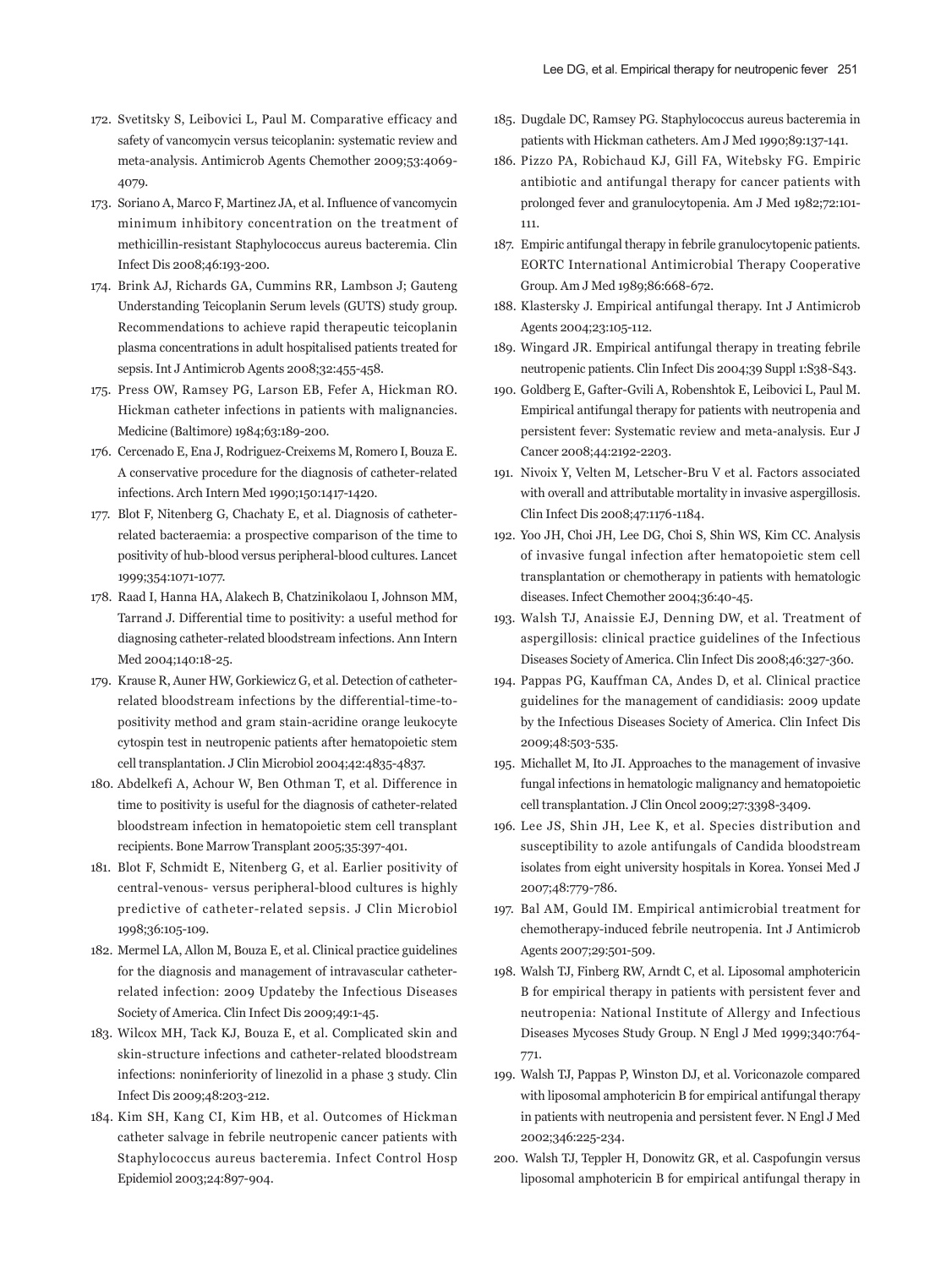172. Svetitsky S, Leibovici L, Paul M. Comparative efficacy and safety of vancomycin versus teicoplanin: systematic review and meta-analysis. Antimicrob Agents Chemother 2009;53:4069-4079.
173. Soriano A, Marco F, Martinez JA, et al. Influence of vancomycin minimum inhibitory concentration on the treatment of methicillin-resistant Staphylococcus aureus bacteremia. Clin Infect Dis 2008;46:193-200.
174. Brink AJ, Richards GA, Cummins RR, Lambson J; Gauteng Understanding Teicoplanin Serum levels (GUTS) study group. Recommendations to achieve rapid therapeutic teicoplanin plasma concentrations in adult hospitalised patients treated for sepsis. Int J Antimicrob Agents 2008;32:455-458.
175. Press OW, Ramsey PG, Larson EB, Fefer A, Hickman RO. Hickman catheter infections in patients with malignancies. Medicine (Baltimore) 1984;63:189-200.
176. Cercenado E, Ena J, Rodriguez-Creixems M, Romero I, Bouza E. A conservative procedure for the diagnosis of catheter-related infections. Arch Intern Med 1990;150:1417-1420.
177. Blot F, Nitenberg G, Chachaty E, et al. Diagnosis of catheter-related bacteraemia: a prospective comparison of the time to positivity of hub-blood versus peripheral-blood cultures. Lancet 1999;354:1071-1077.
178. Raad I, Hanna HA, Alakech B, Chatzinikolaou I, Johnson MM, Tarrand J. Differential time to positivity: a useful method for diagnosing catheter-related bloodstream infections. Ann Intern Med 2004;140:18-25.
179. Krause R, Auner HW, Gorkiewicz G, et al. Detection of catheter-related bloodstream infections by the differential-time-to-positivity method and gram stain-acridine orange leukocyte cytospin test in neutropenic patients after hematopoietic stem cell transplantation. J Clin Microbiol 2004;42:4835-4837.
180. Abdelkefi A, Achour W, Ben Othman T, et al. Difference in time to positivity is useful for the diagnosis of catheter-related bloodstream infection in hematopoietic stem cell transplant recipients. Bone Marrow Transplant 2005;35:397-401.
181. Blot F, Schmidt E, Nitenberg G, et al. Earlier positivity of central-venous- versus peripheral-blood cultures is highly predictive of catheter-related sepsis. J Clin Microbiol 1998;36:105-109.
182. Mermel LA, Allon M, Bouza E, et al. Clinical practice guidelines for the diagnosis and management of intravascular catheter-related infection: 2009 Updateby the Infectious Diseases Society of America. Clin Infect Dis 2009;49:1-45.
183. Wilcox MH, Tack KJ, Bouza E, et al. Complicated skin and skin-structure infections and catheter-related bloodstream infections: noninferiority of linezolid in a phase 3 study. Clin Infect Dis 2009;48:203-212.
184. Kim SH, Kang CI, Kim HB, et al. Outcomes of Hickman catheter salvage in febrile neutropenic cancer patients with Staphylococcus aureus bacteremia. Infect Control Hosp Epidemiol 2003;24:897-904.
185. Dugdale DC, Ramsey PG. Staphylococcus aureus bacteremia in patients with Hickman catheters. Am J Med 1990;89:137-141.
186. Pizzo PA, Robichaud KJ, Gill FA, Witebsky FG. Empiric antibiotic and antifungal therapy for cancer patients with prolonged fever and granulocytopenia. Am J Med 1982;72:101-111.
187. Empiric antifungal therapy in febrile granulocytopenic patients. EORTC International Antimicrobial Therapy Cooperative Group. Am J Med 1989;86:668-672.
188. Klastersky J. Empirical antifungal therapy. Int J Antimicrob Agents 2004;23:105-112.
189. Wingard JR. Empirical antifungal therapy in treating febrile neutropenic patients. Clin Infect Dis 2004;39 Suppl 1:S38-S43.
190. Goldberg E, Gafter-Gvili A, Robenshtok E, Leibovici L, Paul M. Empirical antifungal therapy for patients with neutropenia and persistent fever: Systematic review and meta-analysis. Eur J Cancer 2008;44:2192-2203.
191. Nivoix Y, Velten M, Letscher-Bru V et al. Factors associated with overall and attributable mortality in invasive aspergillosis. Clin Infect Dis 2008;47:1176-1184.
192. Yoo JH, Choi JH, Lee DG, Choi S, Shin WS, Kim CC. Analysis of invasive fungal infection after hematopoietic stem cell transplantation or chemotherapy in patients with hematologic diseases. Infect Chemother 2004;36:40-45.
193. Walsh TJ, Anaissie EJ, Denning DW, et al. Treatment of aspergillosis: clinical practice guidelines of the Infectious Diseases Society of America. Clin Infect Dis 2008;46:327-360.
194. Pappas PG, Kauffman CA, Andes D, et al. Clinical practice guidelines for the management of candidiasis: 2009 update by the Infectious Diseases Society of America. Clin Infect Dis 2009;48:503-535.
195. Michallet M, Ito JI. Approaches to the management of invasive fungal infections in hematologic malignancy and hematopoietic cell transplantation. J Clin Oncol 2009;27:3398-3409.
196. Lee JS, Shin JH, Lee K, et al. Species distribution and susceptibility to azole antifungals of Candida bloodstream isolates from eight university hospitals in Korea. Yonsei Med J 2007;48:779-786.
197. Bal AM, Gould IM. Empirical antimicrobial treatment for chemotherapy-induced febrile neutropenia. Int J Antimicrob Agents 2007;29:501-509.
198. Walsh TJ, Finberg RW, Arndt C, et al. Liposomal amphotericin B for empirical therapy in patients with persistent fever and neutropenia: National Institute of Allergy and Infectious Diseases Mycoses Study Group. N Engl J Med 1999;340:764-771.
199. Walsh TJ, Pappas P, Winston DJ, et al. Voriconazole compared with liposomal amphotericin B for empirical antifungal therapy in patients with neutropenia and persistent fever. N Engl J Med 2002;346:225-234.
200. Walsh TJ, Teppler H, Donowitz GR, et al. Caspofungin versus liposomal amphotericin B for empirical antifungal therapy in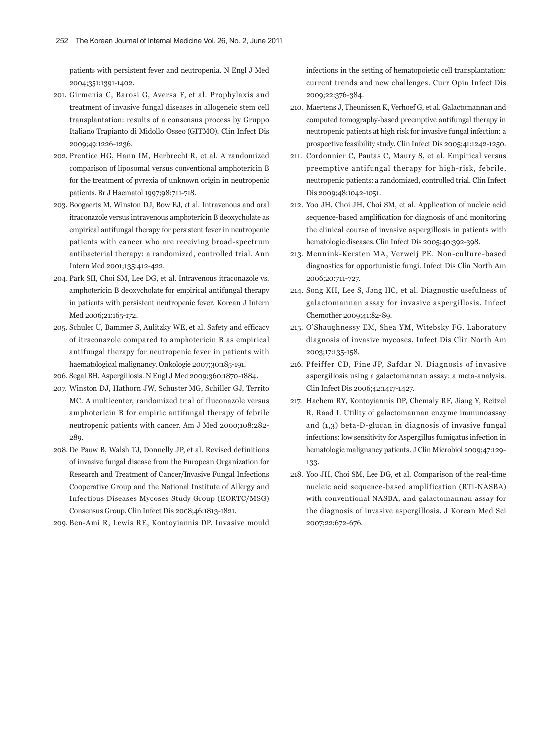patients with persistent fever and neutropenia. N Engl J Med 2004;351:1391-1402.

201. Girmenia C, Barosi G, Aversa F, et al. Prophylaxis and treatment of invasive fungal diseases in allogeneic stem cell transplantation: results of a consensus process by Gruppo Italiano Trapianto di Midollo Osseo (GITMO). Clin Infect Dis 2009;49:1226-1236.
202. Prentice HG, Hann IM, Herbrecht R, et al. A randomized comparison of liposomal versus conventional amphotericin B for the treatment of pyrexia of unknown origin in neutropenic patients. Br J Haematol 1997;98:711-718.
203. Boogaerts M, Winston DJ, Bow EJ, et al. Intravenous and oral itraconazole versus intravenous amphotericin B deoxycholate as empirical antifungal therapy for persistent fever in neutropenic patients with cancer who are receiving broad-spectrum antibacterial therapy: a randomized, controlled trial. Ann Intern Med 2001;135:412-422.
204. Park SH, Choi SM, Lee DG, et al. Intravenous itraconazole vs. amphotericin B deoxycholate for empirical antifungal therapy in patients with persistent neutropenic fever. Korean J Intern Med 2006;21:165-172.
205. Schuler U, Bammer S, Aulitzky WE, et al. Safety and efficacy of itraconazole compared to amphotericin B as empirical antifungal therapy for neutropenic fever in patients with haematological malignancy. Onkologie 2007;30:185-191.
206. Segal BH. Aspergillosis. N Engl J Med 2009;360:1870-1884.
207. Winston DJ, Hathorn JW, Schuster MG, Schiller GJ, Territo MC. A multicenter, randomized trial of fluconazole versus amphotericin B for empiric antifungal therapy of febrile neutropenic patients with cancer. Am J Med 2000;108:282-289.
208. De Pauw B, Walsh TJ, Donnelly JP, et al. Revised definitions of invasive fungal disease from the European Organization for Research and Treatment of Cancer/Invasive Fungal Infections Cooperative Group and the National Institute of Allergy and Infectious Diseases Mycoses Study Group (EORTC/MSG) Consensus Group. Clin Infect Dis 2008;46:1813-1821.
209. Ben-Ami R, Lewis RE, Kontoyiannis DP. Invasive mould infections in the setting of hematopoietic cell transplantation: current trends and new challenges. Curr Opin Infect Dis 2009;22:376-384.
210. Maertens J, Theunissen K, Verhoef G, et al. Galactomannan and computed tomography-based preemptive antifungal therapy in neutropenic patients at high risk for invasive fungal infection: a prospective feasibility study. Clin Infect Dis 2005;41:1242-1250.
211. Cordonnier C, Pautas C, Maury S, et al. Empirical versus preemptive antifungal therapy for high-risk, febrile, neutropenic patients: a randomized, controlled trial. Clin Infect Dis 2009;48:1042-1051.
212. Yoo JH, Choi JH, Choi SM, et al. Application of nucleic acid sequence-based amplification for diagnosis of and monitoring the clinical course of invasive aspergillosis in patients with hematologic diseases. Clin Infect Dis 2005;40:392-398.
213. Mennink-Kersten MA, Verweij PE. Non-culture-based diagnostics for opportunistic fungi. Infect Dis Clin North Am 2006;20:711-727.
214. Song KH, Lee S, Jang HC, et al. Diagnostic usefulness of galactomannan assay for invasive aspergillosis. Infect Chemother 2009;41:82-89.
215. O'Shaughnessy EM, Shea YM, Witebsky FG. Laboratory diagnosis of invasive mycoses. Infect Dis Clin North Am 2003;17:135-158.
216. Pfeiffer CD, Fine JP, Safdar N. Diagnosis of invasive aspergillosis using a galactomannan assay: a meta-analysis. Clin Infect Dis 2006;42:1417-1427.
217. Hachem RY, Kontoyiannis DP, Chemaly RF, Jiang Y, Reitzel R, Raad I. Utility of galactomannan enzyme immunoassay and (1,3) beta-D-glucan in diagnosis of invasive fungal infections: low sensitivity for Aspergillus fumigatus infection in hematologic malignancy patients. J Clin Microbiol 2009;47:129-133.
218. Yoo JH, Choi SM, Lee DG, et al. Comparison of the real-time nucleic acid sequence-based amplification (RTi-NASBA) with conventional NASBA, and galactomannan assay for the diagnosis of invasive aspergillosis. J Korean Med Sci 2007;22:672-676.